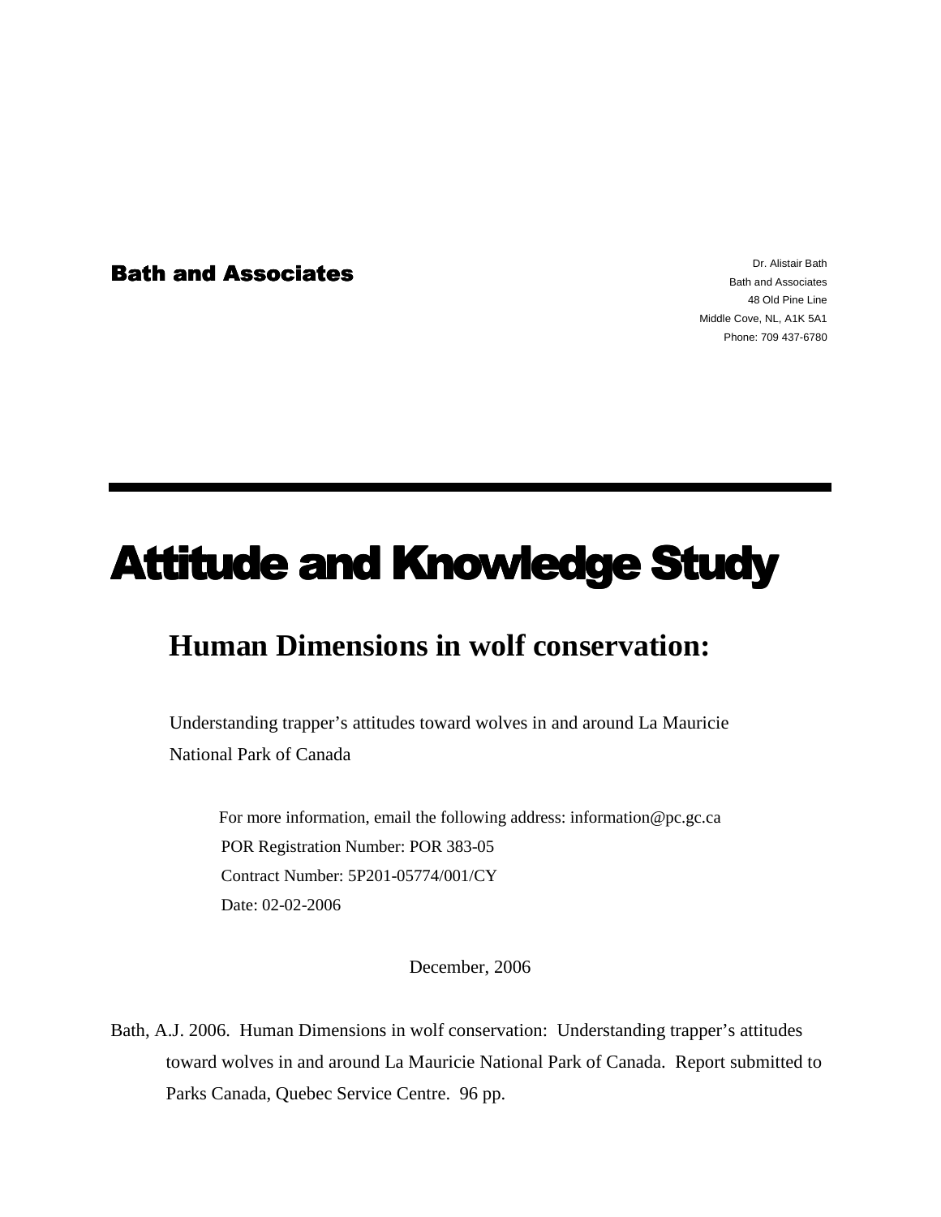**Bath and Associates**

Dr. Alistair Bath  
Bath and Associates  
48 Old Pine Line  
Middle Cove, NL, A1K 5A1  
Phone: 709 437-6780

---

# Attitude and Knowledge Study

## Human Dimensions in wolf conservation:

Understanding trapper's attitudes toward wolves in and around La Mauricie National Park of Canada

For more information, email the following address: information@pc.gc.ca  
POR Registration Number: POR 383-05  
Contract Number: 5P201-05774/001/CY  
Date: 02-02-2006

December, 2006

Bath, A.J. 2006. Human Dimensions in wolf conservation: Understanding trapper's attitudes toward wolves in and around La Mauricie National Park of Canada. Report submitted to Parks Canada, Quebec Service Centre. 96 pp.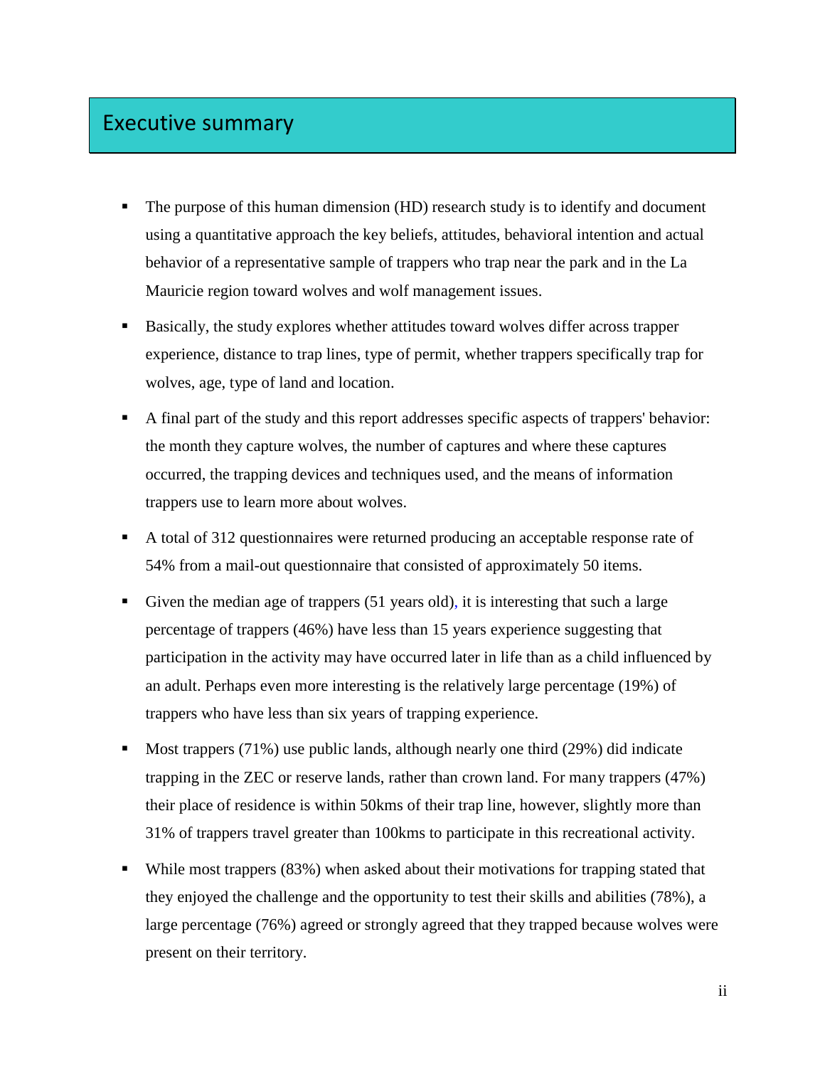# Executive summary

- The purpose of this human dimension (HD) research study is to identify and document using a quantitative approach the key beliefs, attitudes, behavioral intention and actual behavior of a representative sample of trappers who trap near the park and in the La Mauricie region toward wolves and wolf management issues.
- Basically, the study explores whether attitudes toward wolves differ across trapper experience, distance to trap lines, type of permit, whether trappers specifically trap for wolves, age, type of land and location.
- A final part of the study and this report addresses specific aspects of trappers' behavior: the month they capture wolves, the number of captures and where these captures occurred, the trapping devices and techniques used, and the means of information trappers use to learn more about wolves.
- A total of 312 questionnaires were returned producing an acceptable response rate of 54% from a mail-out questionnaire that consisted of approximately 50 items.
- Given the median age of trappers (51 years old), it is interesting that such a large percentage of trappers (46%) have less than 15 years experience suggesting that participation in the activity may have occurred later in life than as a child influenced by an adult. Perhaps even more interesting is the relatively large percentage (19%) of trappers who have less than six years of trapping experience.
- Most trappers (71%) use public lands, although nearly one third (29%) did indicate trapping in the ZEC or reserve lands, rather than crown land. For many trappers (47%) their place of residence is within 50kms of their trap line, however, slightly more than 31% of trappers travel greater than 100kms to participate in this recreational activity.
- While most trappers (83%) when asked about their motivations for trapping stated that they enjoyed the challenge and the opportunity to test their skills and abilities (78%), a large percentage (76%) agreed or strongly agreed that they trapped because wolves were present on their territory.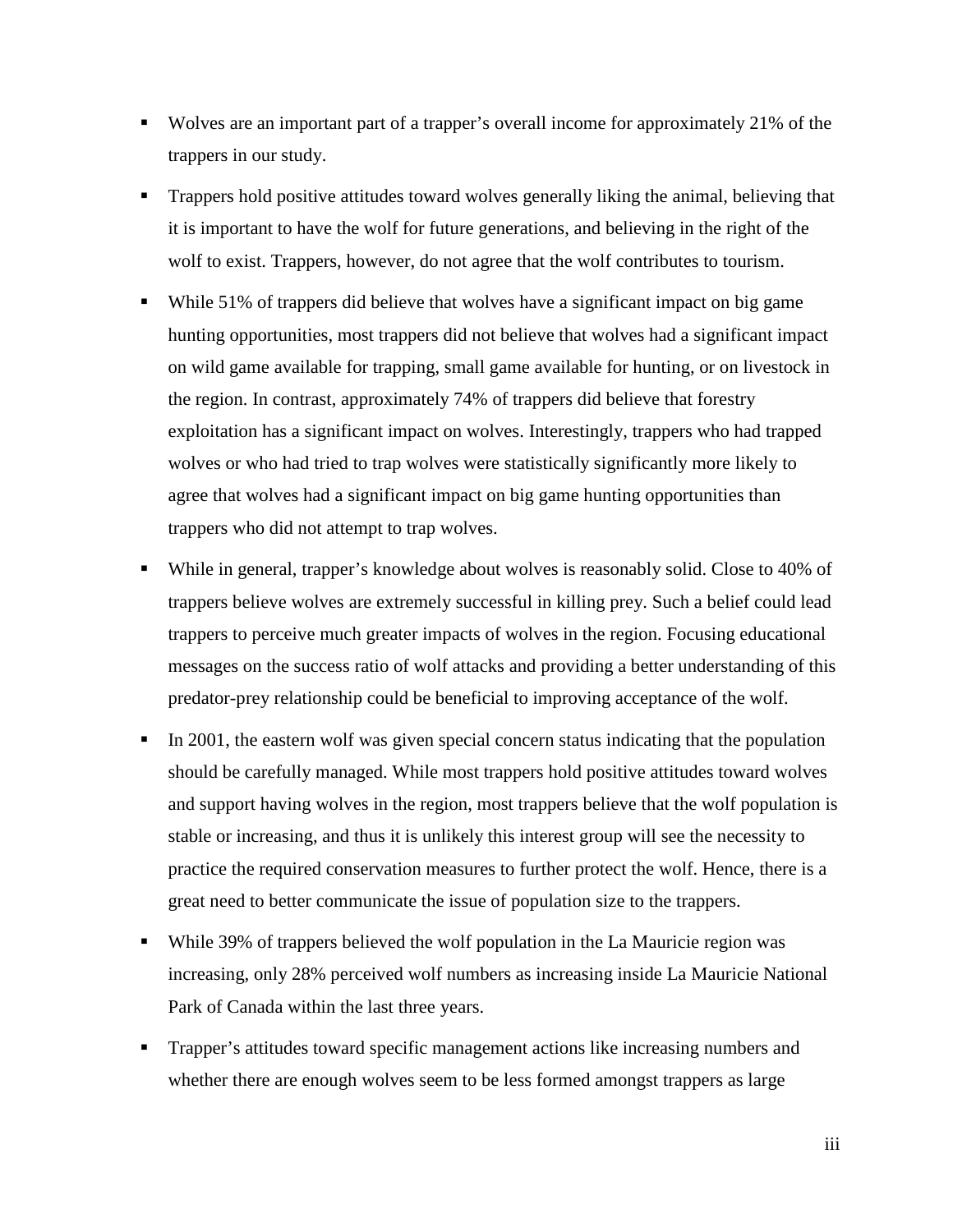- Wolves are an important part of a trapper's overall income for approximately 21% of the trappers in our study.
- Trappers hold positive attitudes toward wolves generally liking the animal, believing that it is important to have the wolf for future generations, and believing in the right of the wolf to exist. Trappers, however, do not agree that the wolf contributes to tourism.
- While 51% of trappers did believe that wolves have a significant impact on big game hunting opportunities, most trappers did not believe that wolves had a significant impact on wild game available for trapping, small game available for hunting, or on livestock in the region. In contrast, approximately 74% of trappers did believe that forestry exploitation has a significant impact on wolves. Interestingly, trappers who had trapped wolves or who had tried to trap wolves were statistically significantly more likely to agree that wolves had a significant impact on big game hunting opportunities than trappers who did not attempt to trap wolves.
- While in general, trapper's knowledge about wolves is reasonably solid. Close to 40% of trappers believe wolves are extremely successful in killing prey. Such a belief could lead trappers to perceive much greater impacts of wolves in the region. Focusing educational messages on the success ratio of wolf attacks and providing a better understanding of this predator-prey relationship could be beneficial to improving acceptance of the wolf.
- In 2001, the eastern wolf was given special concern status indicating that the population should be carefully managed. While most trappers hold positive attitudes toward wolves and support having wolves in the region, most trappers believe that the wolf population is stable or increasing, and thus it is unlikely this interest group will see the necessity to practice the required conservation measures to further protect the wolf. Hence, there is a great need to better communicate the issue of population size to the trappers.
- While 39% of trappers believed the wolf population in the La Mauricie region was increasing, only 28% perceived wolf numbers as increasing inside La Mauricie National Park of Canada within the last three years.
- Trapper's attitudes toward specific management actions like increasing numbers and whether there are enough wolves seem to be less formed amongst trappers as large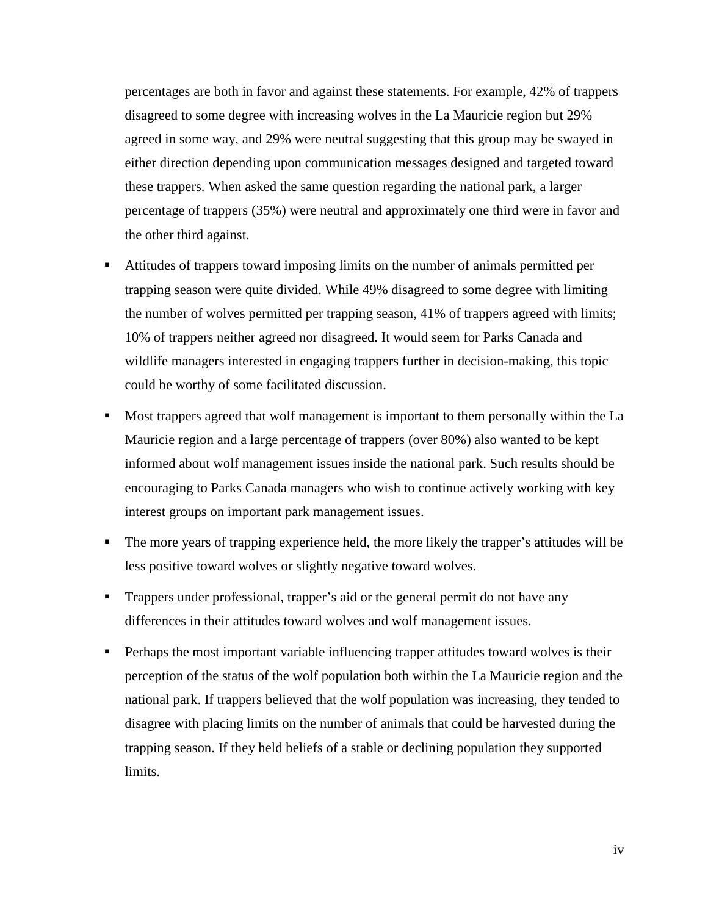percentages are both in favor and against these statements. For example, 42% of trappers disagreed to some degree with increasing wolves in the La Mauricie region but 29% agreed in some way, and 29% were neutral suggesting that this group may be swayed in either direction depending upon communication messages designed and targeted toward these trappers. When asked the same question regarding the national park, a larger percentage of trappers (35%) were neutral and approximately one third were in favor and the other third against.

- Attitudes of trappers toward imposing limits on the number of animals permitted per trapping season were quite divided. While 49% disagreed to some degree with limiting the number of wolves permitted per trapping season, 41% of trappers agreed with limits; 10% of trappers neither agreed nor disagreed. It would seem for Parks Canada and wildlife managers interested in engaging trappers further in decision-making, this topic could be worthy of some facilitated discussion.
- Most trappers agreed that wolf management is important to them personally within the La Mauricie region and a large percentage of trappers (over 80%) also wanted to be kept informed about wolf management issues inside the national park. Such results should be encouraging to Parks Canada managers who wish to continue actively working with key interest groups on important park management issues.
- The more years of trapping experience held, the more likely the trapper's attitudes will be less positive toward wolves or slightly negative toward wolves.
- Trappers under professional, trapper's aid or the general permit do not have any differences in their attitudes toward wolves and wolf management issues.
- Perhaps the most important variable influencing trapper attitudes toward wolves is their perception of the status of the wolf population both within the La Mauricie region and the national park. If trappers believed that the wolf population was increasing, they tended to disagree with placing limits on the number of animals that could be harvested during the trapping season. If they held beliefs of a stable or declining population they supported limits.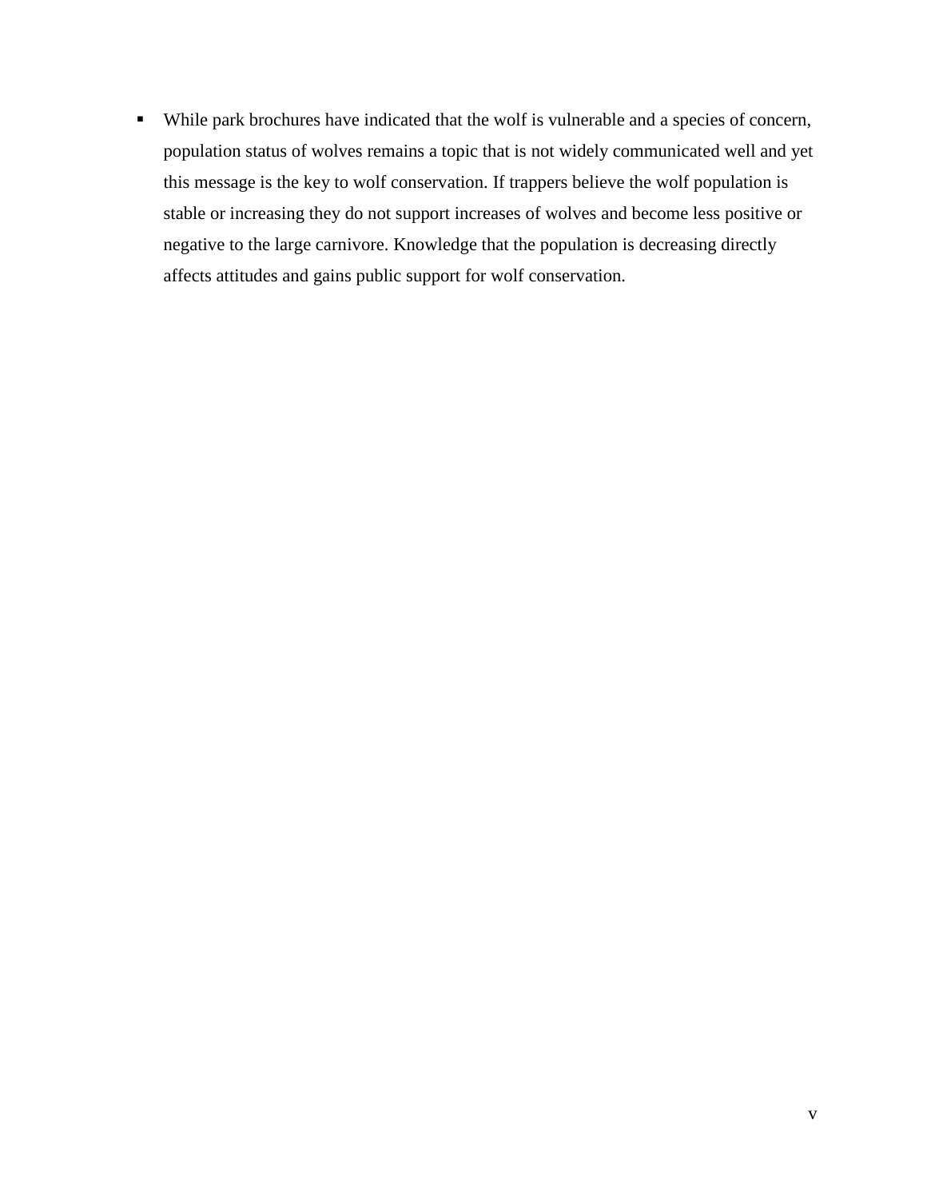- While park brochures have indicated that the wolf is vulnerable and a species of concern, population status of wolves remains a topic that is not widely communicated well and yet this message is the key to wolf conservation. If trappers believe the wolf population is stable or increasing they do not support increases of wolves and become less positive or negative to the large carnivore. Knowledge that the population is decreasing directly affects attitudes and gains public support for wolf conservation.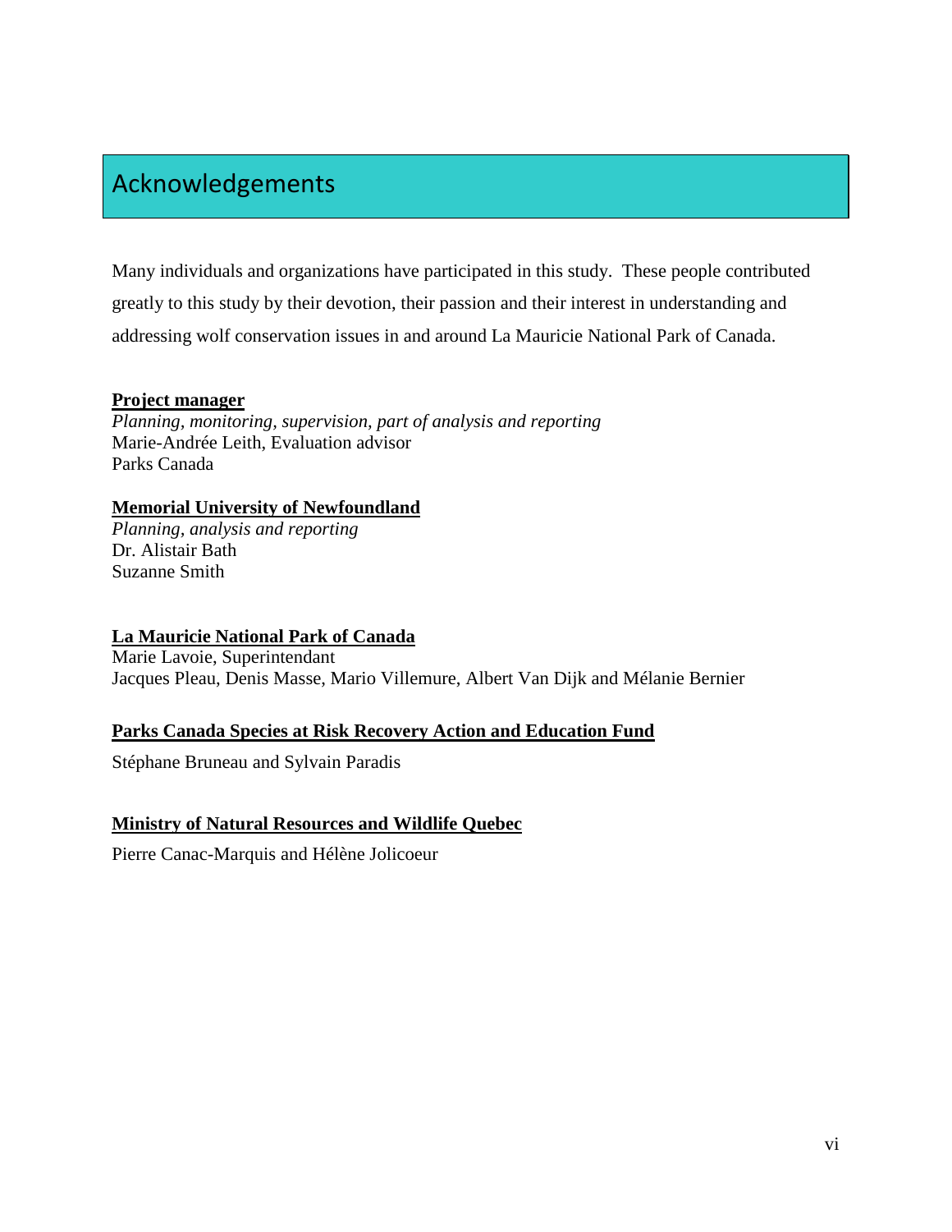# Acknowledgements

Many individuals and organizations have participated in this study. These people contributed greatly to this study by their devotion, their passion and their interest in understanding and addressing wolf conservation issues in and around La Mauricie National Park of Canada.

**Project manager**

*Planning, monitoring, supervision, part of analysis and reporting*
Marie-Andrée Leith, Evaluation advisor
Parks Canada

**Memorial University of Newfoundland**

*Planning, analysis and reporting*
Dr. Alistair Bath
Suzanne Smith

**La Mauricie National Park of Canada**

Marie Lavoie, Superintendant
Jacques Pleau, Denis Masse, Mario Villemure, Albert Van Dijk and Mélanie Bernier

**Parks Canada Species at Risk Recovery Action and Education Fund**

Stéphane Bruneau and Sylvain Paradis

**Ministry of Natural Resources and Wildlife Quebec**

Pierre Canac-Marquis and Hélène Jolicoeur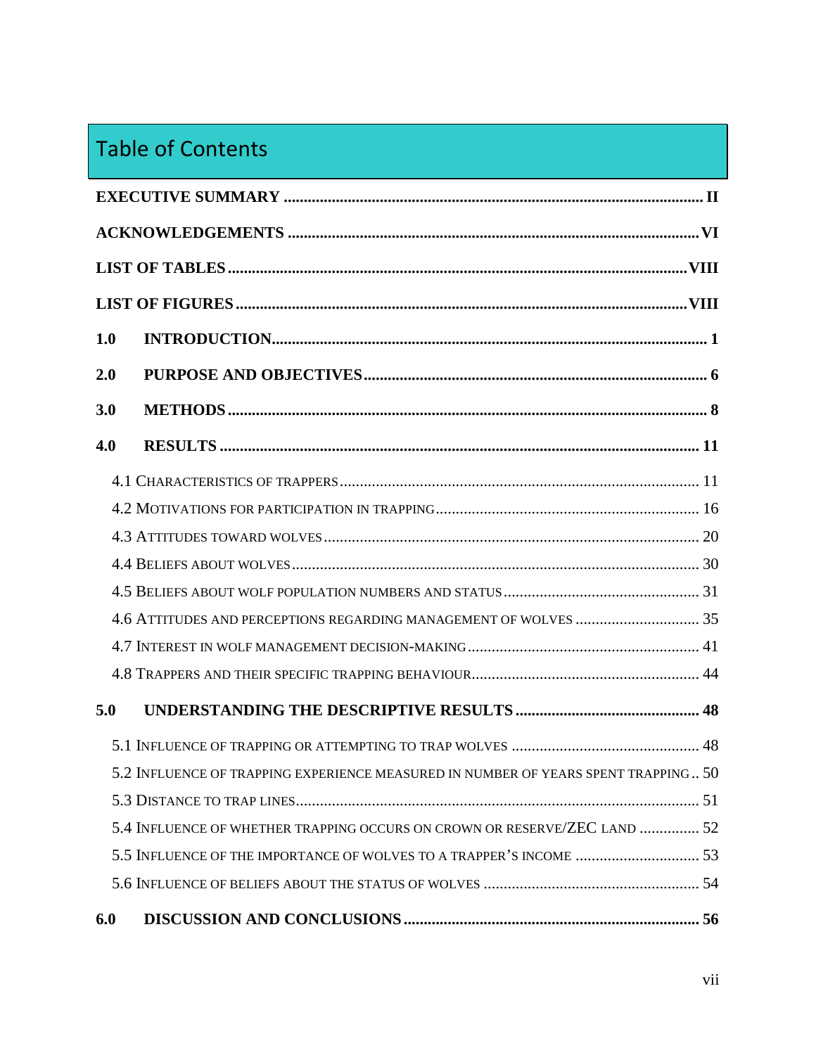# Table of Contents

**EXECUTIVE SUMMARY** ..... **II**

**ACKNOWLEDGEMENTS** ..... **VI**

**LIST OF TABLES** ..... **VIII**

**LIST OF FIGURES** ..... **VIII**

**1.0 INTRODUCTION** ..... **1**

**2.0 PURPOSE AND OBJECTIVES** ..... **6**

**3.0 METHODS** ..... **8**

**4.0 RESULTS** ..... **11**

- 4.1 Characteristics of trappers ..... 11
- 4.2 Motivations for participation in trapping ..... 16
- 4.3 Attitudes toward wolves ..... 20
- 4.4 Beliefs about wolves ..... 30
- 4.5 Beliefs about wolf population numbers and status ..... 31
- 4.6 Attitudes and perceptions regarding management of wolves ..... 35
- 4.7 Interest in wolf management decision-making ..... 41
- 4.8 Trappers and their specific trapping behaviour ..... 44

**5.0 UNDERSTANDING THE DESCRIPTIVE RESULTS** ..... **48**

- 5.1 Influence of trapping or attempting to trap wolves ..... 48
- 5.2 Influence of trapping experience measured in number of years spent trapping ..... 50
- 5.3 Distance to trap lines ..... 51
- 5.4 Influence of whether trapping occurs on crown or reserve/ZEC land ..... 52
- 5.5 Influence of the importance of wolves to a trapper's income ..... 53
- 5.6 Influence of beliefs about the status of wolves ..... 54

**6.0 DISCUSSION AND CONCLUSIONS** ..... **56**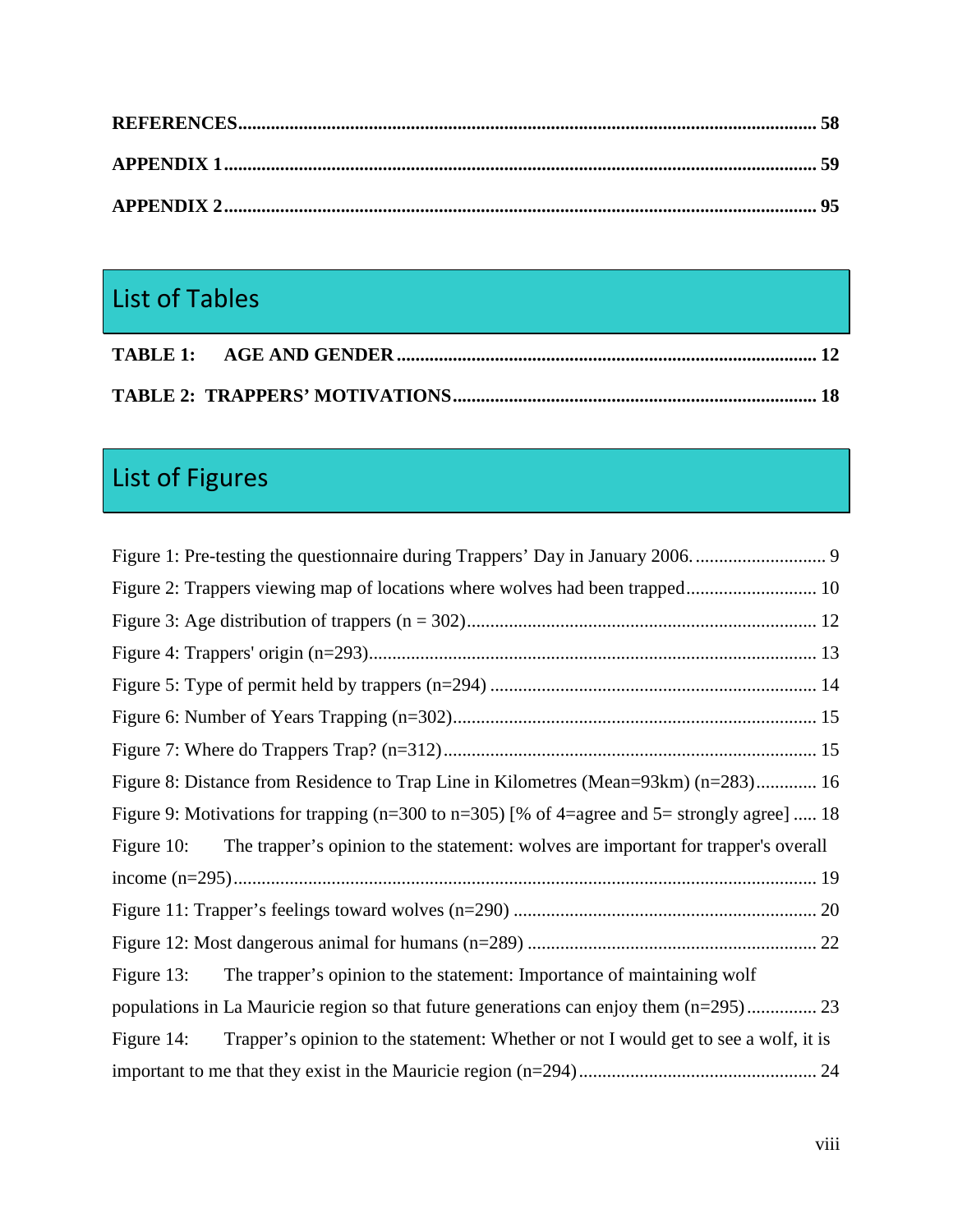**REFERENCES** .......... **58**

**APPENDIX 1** .......... **59**

**APPENDIX 2** .......... **95**

## List of Tables

**TABLE 1: AGE AND GENDER** .......... **12**

**TABLE 2: TRAPPERS' MOTIVATIONS** .......... **18**

## List of Figures

Figure 1: Pre-testing the questionnaire during Trappers' Day in January 2006. .......... 9

Figure 2: Trappers viewing map of locations where wolves had been trapped .......... 10

Figure 3: Age distribution of trappers (n = 302) .......... 12

Figure 4: Trappers' origin (n=293) .......... 13

Figure 5: Type of permit held by trappers (n=294) .......... 14

Figure 6: Number of Years Trapping (n=302) .......... 15

Figure 7: Where do Trappers Trap? (n=312) .......... 15

Figure 8: Distance from Residence to Trap Line in Kilometres (Mean=93km) (n=283) .......... 16

Figure 9: Motivations for trapping (n=300 to n=305) [% of 4=agree and 5= strongly agree] .......... 18

Figure 10: The trapper's opinion to the statement: wolves are important for trapper's overall income (n=295) .......... 19

Figure 11: Trapper's feelings toward wolves (n=290) .......... 20

Figure 12: Most dangerous animal for humans (n=289) .......... 22

Figure 13: The trapper's opinion to the statement: Importance of maintaining wolf populations in La Mauricie region so that future generations can enjoy them (n=295) .......... 23

Figure 14: Trapper's opinion to the statement: Whether or not I would get to see a wolf, it is important to me that they exist in the Mauricie region (n=294) .......... 24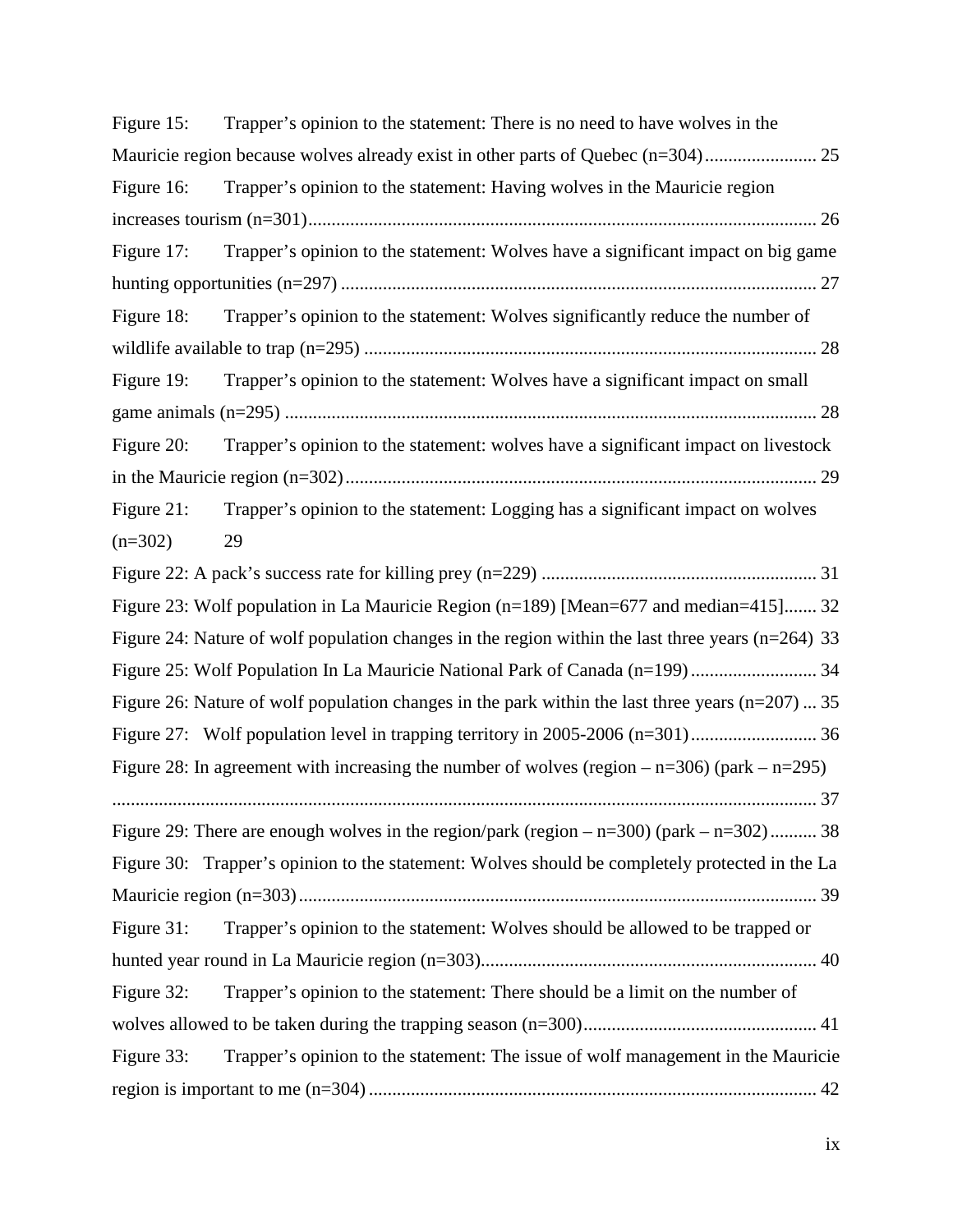Figure 15: Trapper's opinion to the statement: There is no need to have wolves in the Mauricie region because wolves already exist in other parts of Quebec (n=304)........................ 25

Figure 16: Trapper's opinion to the statement: Having wolves in the Mauricie region increases tourism (n=301)............................................................................................................ 26

Figure 17: Trapper's opinion to the statement: Wolves have a significant impact on big game hunting opportunities (n=297) ..................................................................................................... 27

Figure 18: Trapper's opinion to the statement: Wolves significantly reduce the number of wildlife available to trap (n=295) ................................................................................................ 28

Figure 19: Trapper's opinion to the statement: Wolves have a significant impact on small game animals (n=295) ................................................................................................................. 28

Figure 20: Trapper's opinion to the statement: wolves have a significant impact on livestock in the Mauricie region (n=302).................................................................................................... 29

Figure 21: Trapper's opinion to the statement: Logging has a significant impact on wolves (n=302) 29

Figure 22: A pack's success rate for killing prey (n=229) .......................................................... 31

Figure 23: Wolf population in La Mauricie Region (n=189) [Mean=677 and median=415]....... 32

Figure 24: Nature of wolf population changes in the region within the last three years (n=264) 33

Figure 25: Wolf Population In La Mauricie National Park of Canada (n=199)........................... 34

Figure 26: Nature of wolf population changes in the park within the last three years (n=207) ... 35

Figure 27: Wolf population level in trapping territory in 2005-2006 (n=301)........................... 36

Figure 28: In agreement with increasing the number of wolves (region – n=306) (park – n=295) ...................................................................................................................................... 37

Figure 29: There are enough wolves in the region/park (region – n=300) (park – n=302).......... 38

Figure 30: Trapper's opinion to the statement: Wolves should be completely protected in the La Mauricie region (n=303).............................................................................................................. 39

Figure 31: Trapper's opinion to the statement: Wolves should be allowed to be trapped or hunted year round in La Mauricie region (n=303)....................................................................... 40

Figure 32: Trapper's opinion to the statement: There should be a limit on the number of wolves allowed to be taken during the trapping season (n=300).................................................. 41

Figure 33: Trapper's opinion to the statement: The issue of wolf management in the Mauricie region is important to me (n=304) ............................................................................................... 42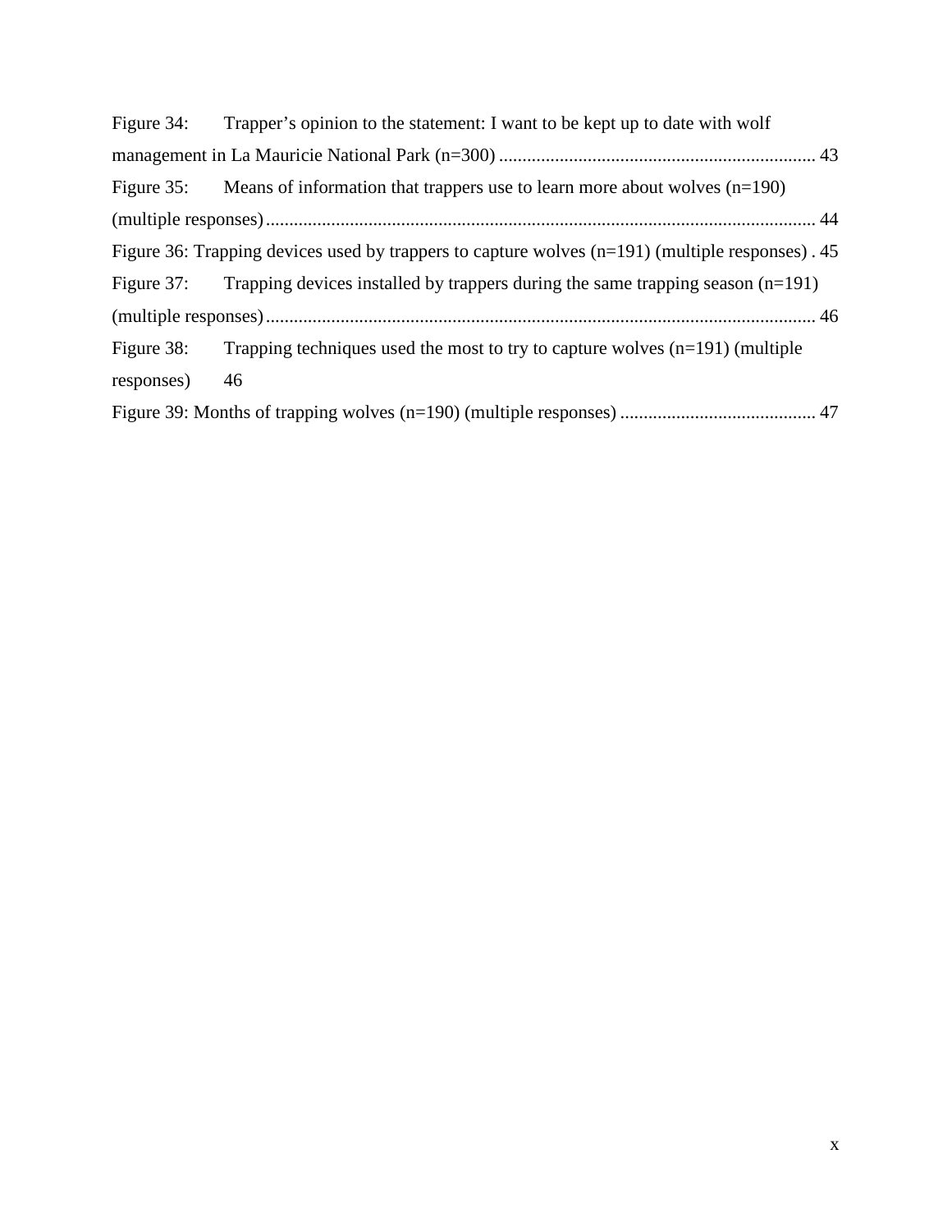Figure 34: Trapper’s opinion to the statement: I want to be kept up to date with wolf management in La Mauricie National Park (n=300) .................................................................... 43

Figure 35: Means of information that trappers use to learn more about wolves (n=190) (multiple responses) ..................................................................................................................... 44

Figure 36: Trapping devices used by trappers to capture wolves (n=191) (multiple responses) . 45

Figure 37: Trapping devices installed by trappers during the same trapping season (n=191) (multiple responses) ..................................................................................................................... 46

Figure 38: Trapping techniques used the most to try to capture wolves (n=191) (multiple responses) 46

Figure 39: Months of trapping wolves (n=190) (multiple responses) .......................................... 47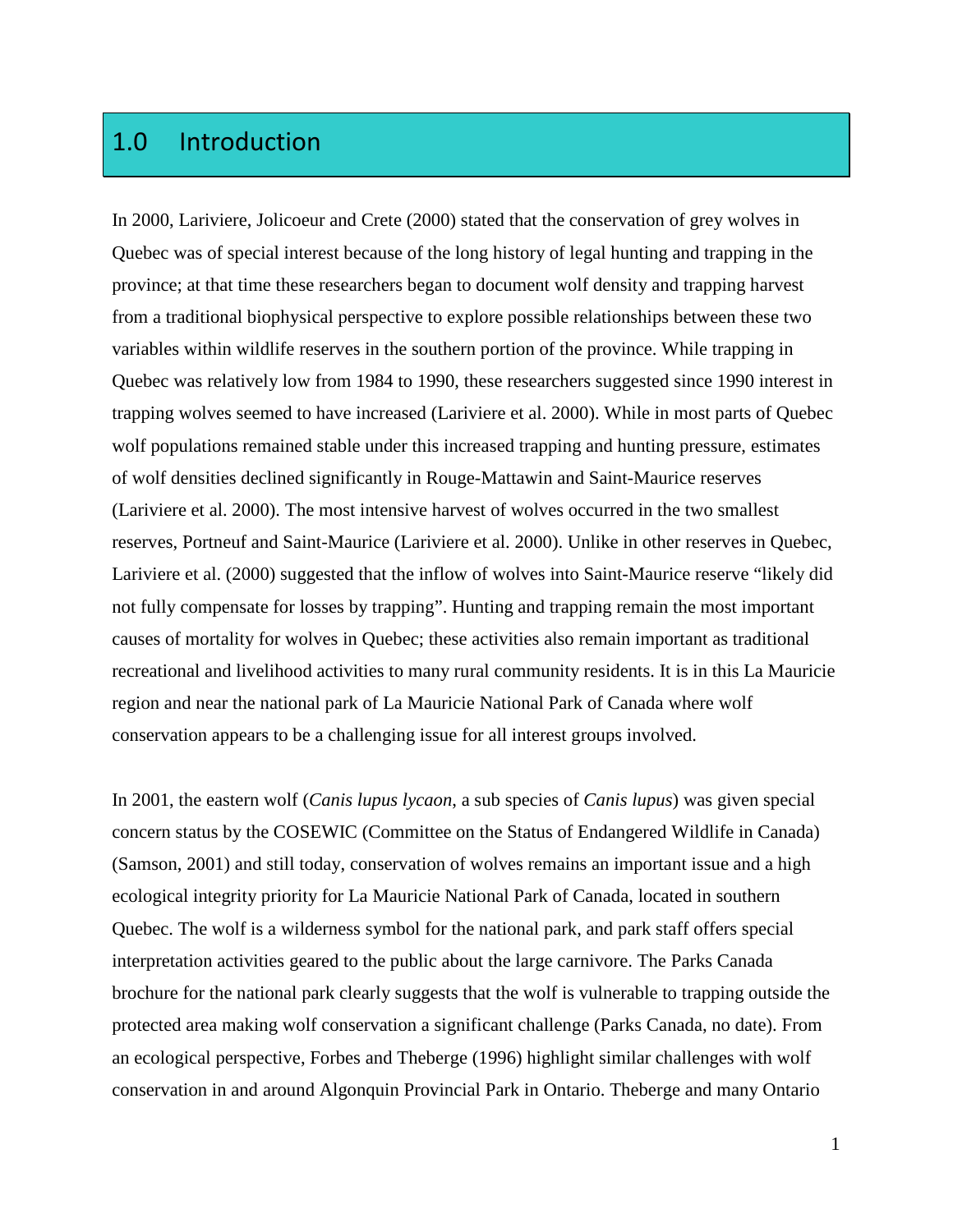# 1.0 Introduction

In 2000, Lariviere, Jolicoeur and Crete (2000) stated that the conservation of grey wolves in Quebec was of special interest because of the long history of legal hunting and trapping in the province; at that time these researchers began to document wolf density and trapping harvest from a traditional biophysical perspective to explore possible relationships between these two variables within wildlife reserves in the southern portion of the province. While trapping in Quebec was relatively low from 1984 to 1990, these researchers suggested since 1990 interest in trapping wolves seemed to have increased (Lariviere et al. 2000). While in most parts of Quebec wolf populations remained stable under this increased trapping and hunting pressure, estimates of wolf densities declined significantly in Rouge-Mattawin and Saint-Maurice reserves (Lariviere et al. 2000). The most intensive harvest of wolves occurred in the two smallest reserves, Portneuf and Saint-Maurice (Lariviere et al. 2000). Unlike in other reserves in Quebec, Lariviere et al. (2000) suggested that the inflow of wolves into Saint-Maurice reserve "likely did not fully compensate for losses by trapping". Hunting and trapping remain the most important causes of mortality for wolves in Quebec; these activities also remain important as traditional recreational and livelihood activities to many rural community residents. It is in this La Mauricie region and near the national park of La Mauricie National Park of Canada where wolf conservation appears to be a challenging issue for all interest groups involved.

In 2001, the eastern wolf (*Canis lupus lycaon*, a sub species of *Canis lupus*) was given special concern status by the COSEWIC (Committee on the Status of Endangered Wildlife in Canada) (Samson, 2001) and still today, conservation of wolves remains an important issue and a high ecological integrity priority for La Mauricie National Park of Canada, located in southern Quebec. The wolf is a wilderness symbol for the national park, and park staff offers special interpretation activities geared to the public about the large carnivore. The Parks Canada brochure for the national park clearly suggests that the wolf is vulnerable to trapping outside the protected area making wolf conservation a significant challenge (Parks Canada, no date). From an ecological perspective, Forbes and Theberge (1996) highlight similar challenges with wolf conservation in and around Algonquin Provincial Park in Ontario. Theberge and many Ontario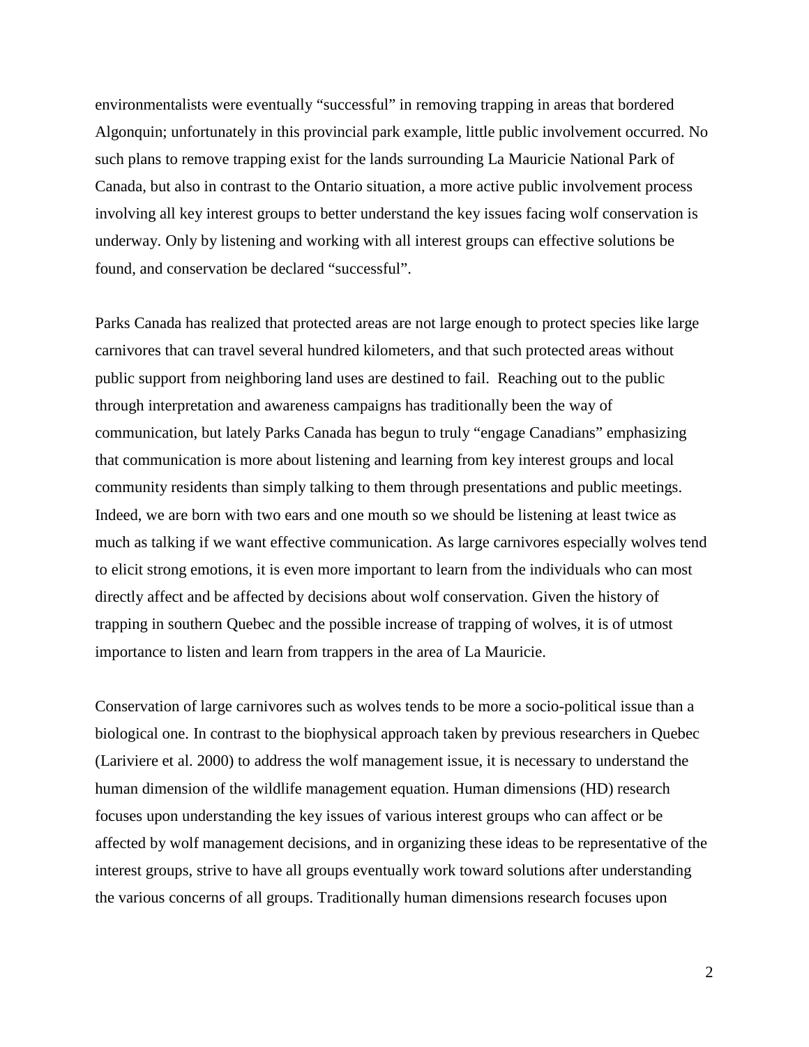environmentalists were eventually "successful" in removing trapping in areas that bordered Algonquin; unfortunately in this provincial park example, little public involvement occurred. No such plans to remove trapping exist for the lands surrounding La Mauricie National Park of Canada, but also in contrast to the Ontario situation, a more active public involvement process involving all key interest groups to better understand the key issues facing wolf conservation is underway. Only by listening and working with all interest groups can effective solutions be found, and conservation be declared "successful".

Parks Canada has realized that protected areas are not large enough to protect species like large carnivores that can travel several hundred kilometers, and that such protected areas without public support from neighboring land uses are destined to fail. Reaching out to the public through interpretation and awareness campaigns has traditionally been the way of communication, but lately Parks Canada has begun to truly "engage Canadians" emphasizing that communication is more about listening and learning from key interest groups and local community residents than simply talking to them through presentations and public meetings. Indeed, we are born with two ears and one mouth so we should be listening at least twice as much as talking if we want effective communication. As large carnivores especially wolves tend to elicit strong emotions, it is even more important to learn from the individuals who can most directly affect and be affected by decisions about wolf conservation. Given the history of trapping in southern Quebec and the possible increase of trapping of wolves, it is of utmost importance to listen and learn from trappers in the area of La Mauricie.

Conservation of large carnivores such as wolves tends to be more a socio-political issue than a biological one. In contrast to the biophysical approach taken by previous researchers in Quebec (Lariviere et al. 2000) to address the wolf management issue, it is necessary to understand the human dimension of the wildlife management equation. Human dimensions (HD) research focuses upon understanding the key issues of various interest groups who can affect or be affected by wolf management decisions, and in organizing these ideas to be representative of the interest groups, strive to have all groups eventually work toward solutions after understanding the various concerns of all groups. Traditionally human dimensions research focuses upon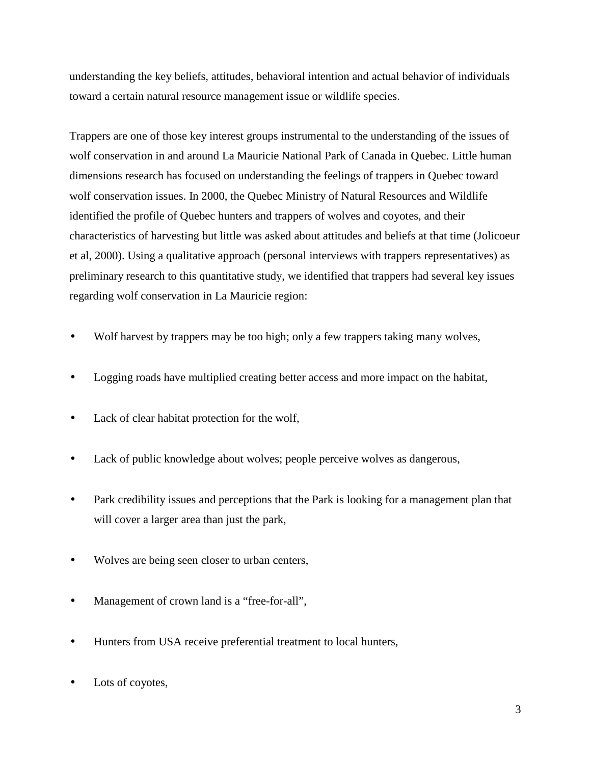understanding the key beliefs, attitudes, behavioral intention and actual behavior of individuals toward a certain natural resource management issue or wildlife species.

Trappers are one of those key interest groups instrumental to the understanding of the issues of wolf conservation in and around La Mauricie National Park of Canada in Quebec. Little human dimensions research has focused on understanding the feelings of trappers in Quebec toward wolf conservation issues. In 2000, the Quebec Ministry of Natural Resources and Wildlife identified the profile of Quebec hunters and trappers of wolves and coyotes, and their characteristics of harvesting but little was asked about attitudes and beliefs at that time (Jolicoeur et al, 2000). Using a qualitative approach (personal interviews with trappers representatives) as preliminary research to this quantitative study, we identified that trappers had several key issues regarding wolf conservation in La Mauricie region:

- Wolf harvest by trappers may be too high; only a few trappers taking many wolves,
- Logging roads have multiplied creating better access and more impact on the habitat,
- Lack of clear habitat protection for the wolf,
- Lack of public knowledge about wolves; people perceive wolves as dangerous,
- Park credibility issues and perceptions that the Park is looking for a management plan that will cover a larger area than just the park,
- Wolves are being seen closer to urban centers,
- Management of crown land is a "free-for-all",
- Hunters from USA receive preferential treatment to local hunters,
- Lots of coyotes,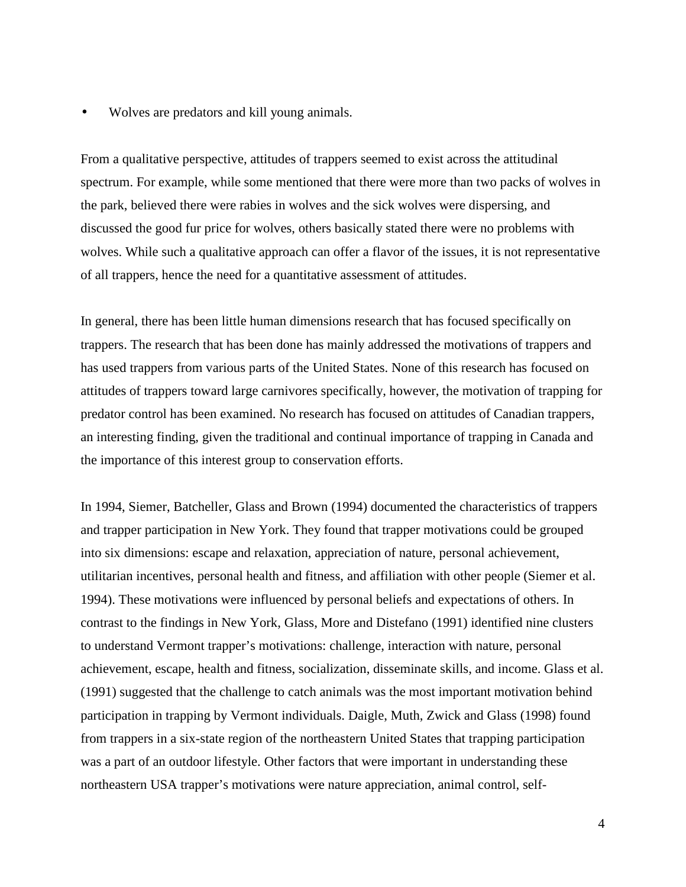- Wolves are predators and kill young animals.

From a qualitative perspective, attitudes of trappers seemed to exist across the attitudinal spectrum. For example, while some mentioned that there were more than two packs of wolves in the park, believed there were rabies in wolves and the sick wolves were dispersing, and discussed the good fur price for wolves, others basically stated there were no problems with wolves. While such a qualitative approach can offer a flavor of the issues, it is not representative of all trappers, hence the need for a quantitative assessment of attitudes.

In general, there has been little human dimensions research that has focused specifically on trappers. The research that has been done has mainly addressed the motivations of trappers and has used trappers from various parts of the United States. None of this research has focused on attitudes of trappers toward large carnivores specifically, however, the motivation of trapping for predator control has been examined. No research has focused on attitudes of Canadian trappers, an interesting finding, given the traditional and continual importance of trapping in Canada and the importance of this interest group to conservation efforts.

In 1994, Siemer, Batcheller, Glass and Brown (1994) documented the characteristics of trappers and trapper participation in New York. They found that trapper motivations could be grouped into six dimensions: escape and relaxation, appreciation of nature, personal achievement, utilitarian incentives, personal health and fitness, and affiliation with other people (Siemer et al. 1994). These motivations were influenced by personal beliefs and expectations of others. In contrast to the findings in New York, Glass, More and Distefano (1991) identified nine clusters to understand Vermont trapper's motivations: challenge, interaction with nature, personal achievement, escape, health and fitness, socialization, disseminate skills, and income. Glass et al. (1991) suggested that the challenge to catch animals was the most important motivation behind participation in trapping by Vermont individuals. Daigle, Muth, Zwick and Glass (1998) found from trappers in a six-state region of the northeastern United States that trapping participation was a part of an outdoor lifestyle. Other factors that were important in understanding these northeastern USA trapper's motivations were nature appreciation, animal control, self-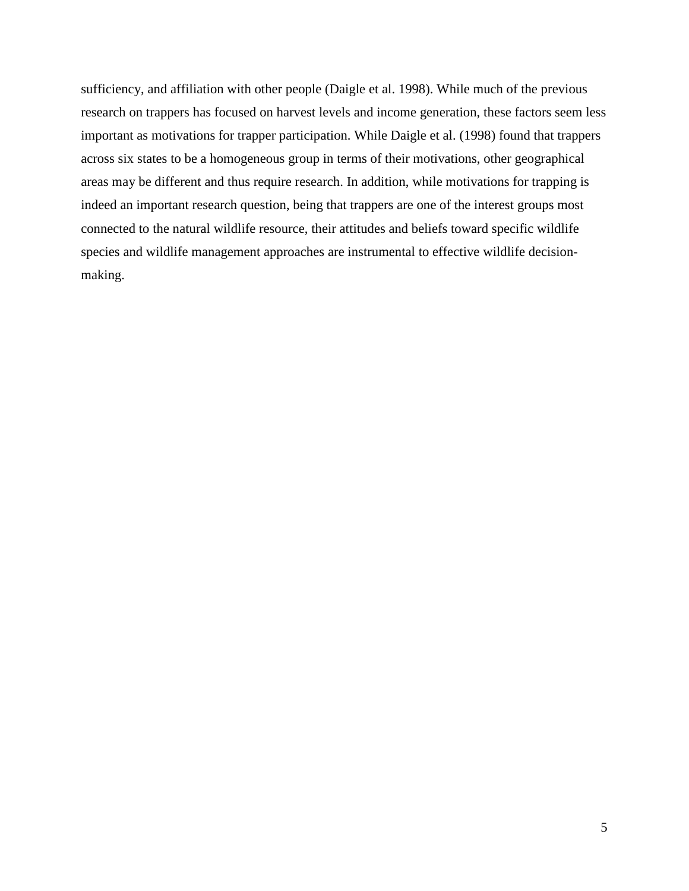sufficiency, and affiliation with other people (Daigle et al. 1998). While much of the previous research on trappers has focused on harvest levels and income generation, these factors seem less important as motivations for trapper participation. While Daigle et al. (1998) found that trappers across six states to be a homogeneous group in terms of their motivations, other geographical areas may be different and thus require research. In addition, while motivations for trapping is indeed an important research question, being that trappers are one of the interest groups most connected to the natural wildlife resource, their attitudes and beliefs toward specific wildlife species and wildlife management approaches are instrumental to effective wildlife decision-making.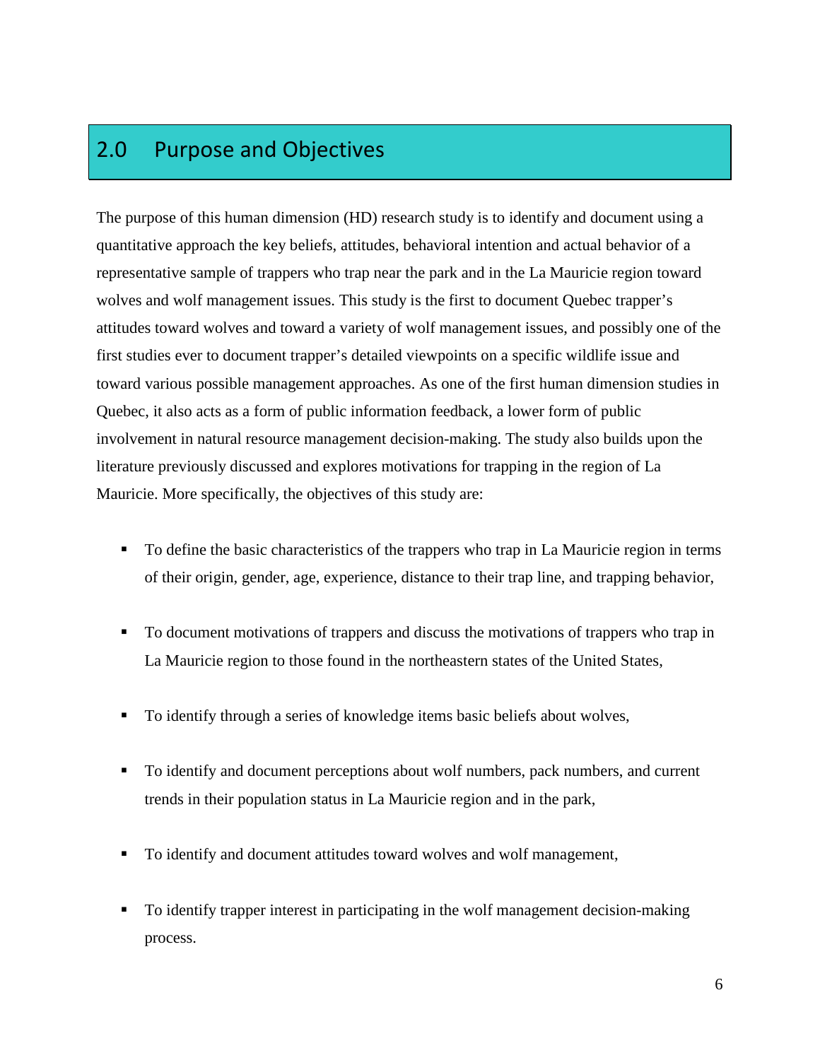## 2.0 Purpose and Objectives

The purpose of this human dimension (HD) research study is to identify and document using a quantitative approach the key beliefs, attitudes, behavioral intention and actual behavior of a representative sample of trappers who trap near the park and in the La Mauricie region toward wolves and wolf management issues. This study is the first to document Quebec trapper's attitudes toward wolves and toward a variety of wolf management issues, and possibly one of the first studies ever to document trapper's detailed viewpoints on a specific wildlife issue and toward various possible management approaches. As one of the first human dimension studies in Quebec, it also acts as a form of public information feedback, a lower form of public involvement in natural resource management decision-making. The study also builds upon the literature previously discussed and explores motivations for trapping in the region of La Mauricie. More specifically, the objectives of this study are:

- To define the basic characteristics of the trappers who trap in La Mauricie region in terms of their origin, gender, age, experience, distance to their trap line, and trapping behavior,
- To document motivations of trappers and discuss the motivations of trappers who trap in La Mauricie region to those found in the northeastern states of the United States,
- To identify through a series of knowledge items basic beliefs about wolves,
- To identify and document perceptions about wolf numbers, pack numbers, and current trends in their population status in La Mauricie region and in the park,
- To identify and document attitudes toward wolves and wolf management,
- To identify trapper interest in participating in the wolf management decision-making process.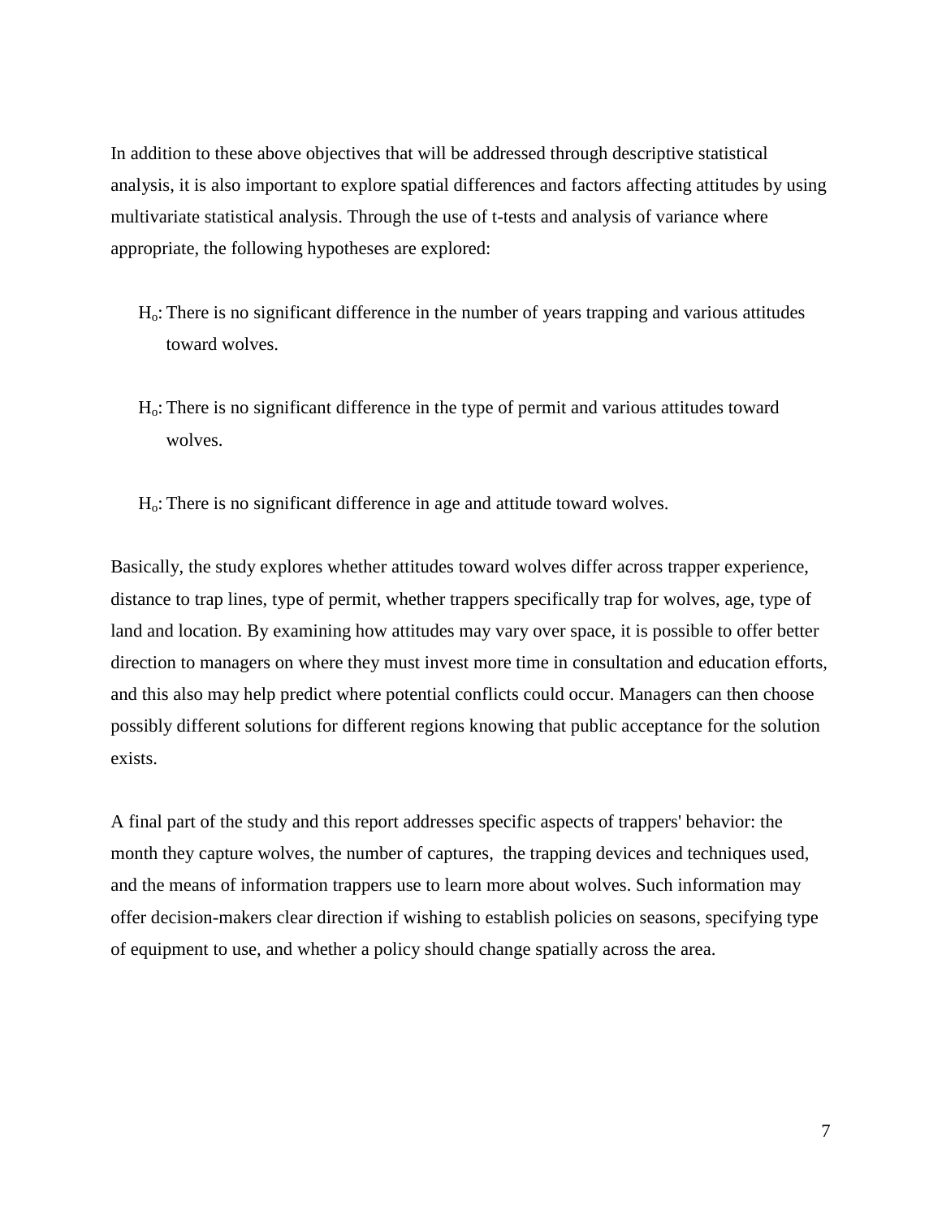In addition to these above objectives that will be addressed through descriptive statistical analysis, it is also important to explore spatial differences and factors affecting attitudes by using multivariate statistical analysis. Through the use of t-tests and analysis of variance where appropriate, the following hypotheses are explored:

$H_o$: There is no significant difference in the number of years trapping and various attitudes toward wolves.

$H_o$: There is no significant difference in the type of permit and various attitudes toward wolves.

$H_o$: There is no significant difference in age and attitude toward wolves.

Basically, the study explores whether attitudes toward wolves differ across trapper experience, distance to trap lines, type of permit, whether trappers specifically trap for wolves, age, type of land and location. By examining how attitudes may vary over space, it is possible to offer better direction to managers on where they must invest more time in consultation and education efforts, and this also may help predict where potential conflicts could occur. Managers can then choose possibly different solutions for different regions knowing that public acceptance for the solution exists.

A final part of the study and this report addresses specific aspects of trappers' behavior: the month they capture wolves, the number of captures, the trapping devices and techniques used, and the means of information trappers use to learn more about wolves. Such information may offer decision-makers clear direction if wishing to establish policies on seasons, specifying type of equipment to use, and whether a policy should change spatially across the area.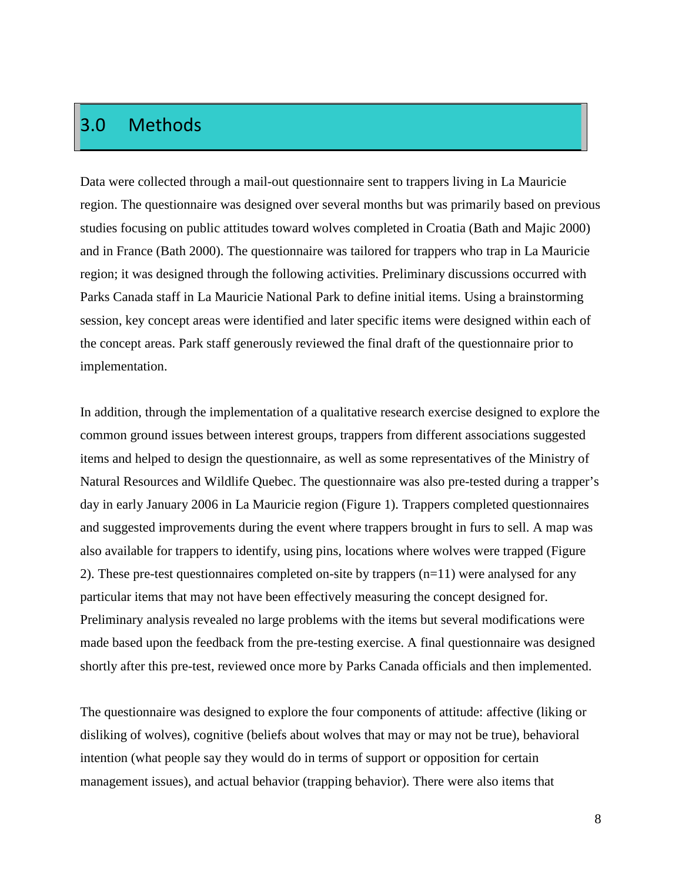# 3.0 Methods

Data were collected through a mail-out questionnaire sent to trappers living in La Mauricie region. The questionnaire was designed over several months but was primarily based on previous studies focusing on public attitudes toward wolves completed in Croatia (Bath and Majic 2000) and in France (Bath 2000). The questionnaire was tailored for trappers who trap in La Mauricie region; it was designed through the following activities. Preliminary discussions occurred with Parks Canada staff in La Mauricie National Park to define initial items. Using a brainstorming session, key concept areas were identified and later specific items were designed within each of the concept areas. Park staff generously reviewed the final draft of the questionnaire prior to implementation.

In addition, through the implementation of a qualitative research exercise designed to explore the common ground issues between interest groups, trappers from different associations suggested items and helped to design the questionnaire, as well as some representatives of the Ministry of Natural Resources and Wildlife Quebec. The questionnaire was also pre-tested during a trapper's day in early January 2006 in La Mauricie region (Figure 1). Trappers completed questionnaires and suggested improvements during the event where trappers brought in furs to sell. A map was also available for trappers to identify, using pins, locations where wolves were trapped (Figure 2). These pre-test questionnaires completed on-site by trappers (n=11) were analysed for any particular items that may not have been effectively measuring the concept designed for. Preliminary analysis revealed no large problems with the items but several modifications were made based upon the feedback from the pre-testing exercise. A final questionnaire was designed shortly after this pre-test, reviewed once more by Parks Canada officials and then implemented.

The questionnaire was designed to explore the four components of attitude: affective (liking or disliking of wolves), cognitive (beliefs about wolves that may or may not be true), behavioral intention (what people say they would do in terms of support or opposition for certain management issues), and actual behavior (trapping behavior). There were also items that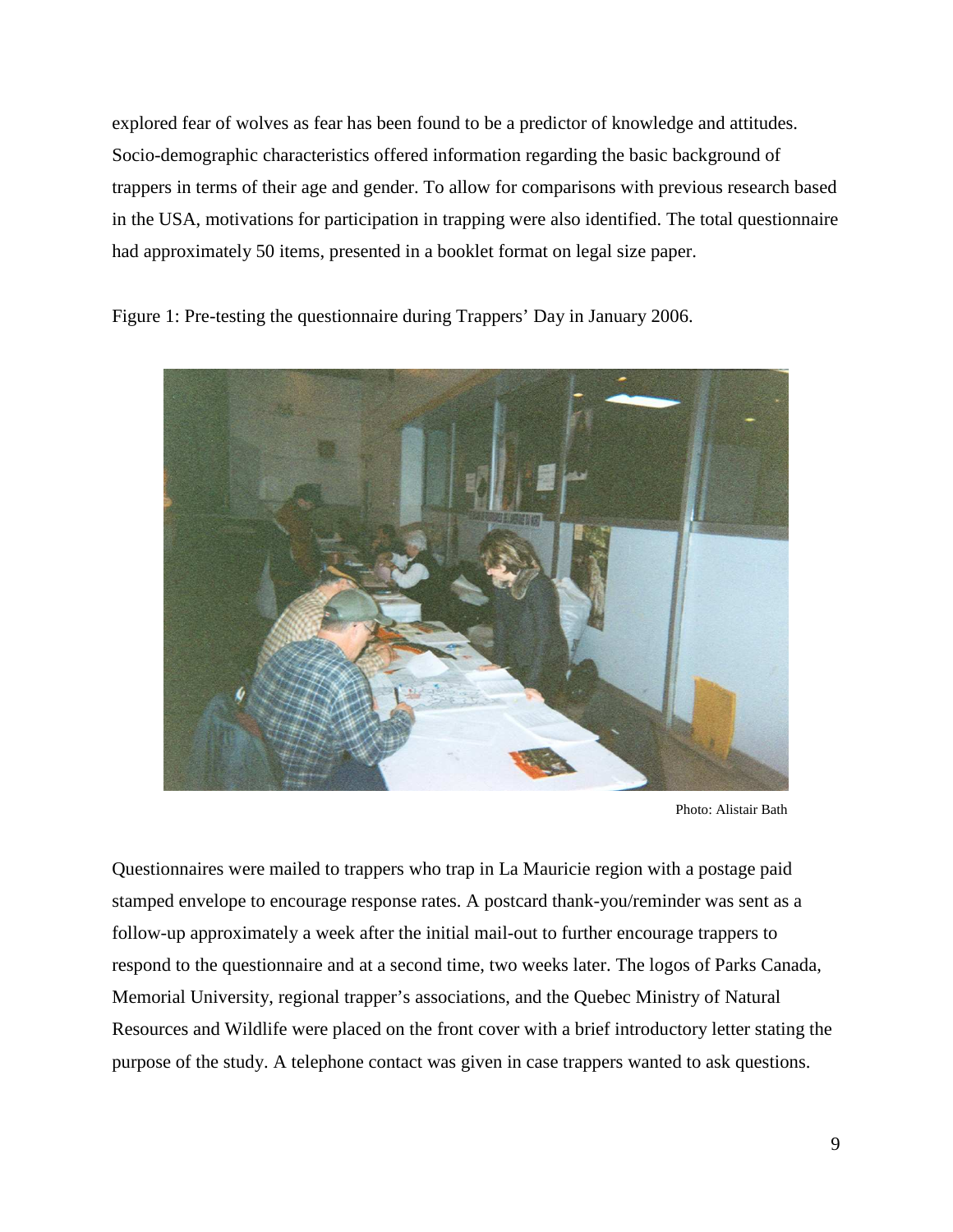explored fear of wolves as fear has been found to be a predictor of knowledge and attitudes. Socio-demographic characteristics offered information regarding the basic background of trappers in terms of their age and gender. To allow for comparisons with previous research based in the USA, motivations for participation in trapping were also identified. The total questionnaire had approximately 50 items, presented in a booklet format on legal size paper.

Figure 1: Pre-testing the questionnaire during Trappers' Day in January 2006.

Photo: Alistair Bath

Questionnaires were mailed to trappers who trap in La Mauricie region with a postage paid stamped envelope to encourage response rates. A postcard thank-you/reminder was sent as a follow-up approximately a week after the initial mail-out to further encourage trappers to respond to the questionnaire and at a second time, two weeks later. The logos of Parks Canada, Memorial University, regional trapper's associations, and the Quebec Ministry of Natural Resources and Wildlife were placed on the front cover with a brief introductory letter stating the purpose of the study. A telephone contact was given in case trappers wanted to ask questions.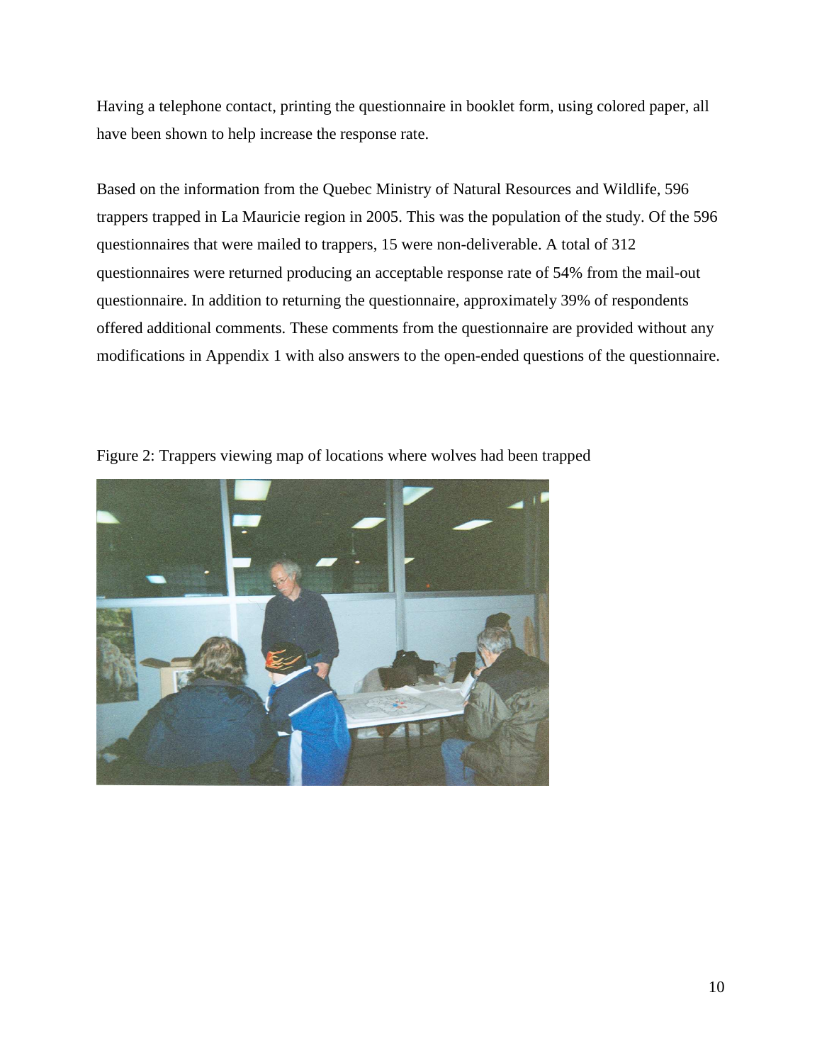Having a telephone contact, printing the questionnaire in booklet form, using colored paper, all have been shown to help increase the response rate.

Based on the information from the Quebec Ministry of Natural Resources and Wildlife, 596 trappers trapped in La Mauricie region in 2005. This was the population of the study. Of the 596 questionnaires that were mailed to trappers, 15 were non-deliverable. A total of 312 questionnaires were returned producing an acceptable response rate of 54% from the mail-out questionnaire. In addition to returning the questionnaire, approximately 39% of respondents offered additional comments. These comments from the questionnaire are provided without any modifications in Appendix 1 with also answers to the open-ended questions of the questionnaire.

Figure 2: Trappers viewing map of locations where wolves had been trapped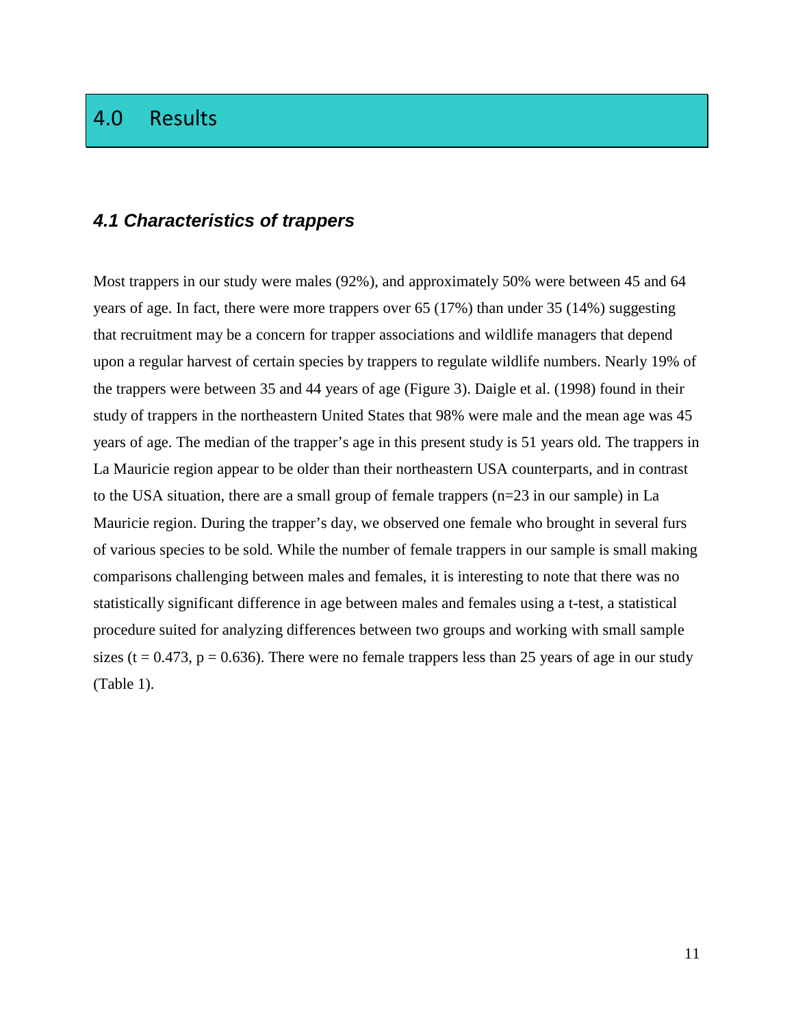# 4.0 Results

### *4.1 Characteristics of trappers*

Most trappers in our study were males (92%), and approximately 50% were between 45 and 64 years of age. In fact, there were more trappers over 65 (17%) than under 35 (14%) suggesting that recruitment may be a concern for trapper associations and wildlife managers that depend upon a regular harvest of certain species by trappers to regulate wildlife numbers. Nearly 19% of the trappers were between 35 and 44 years of age (Figure 3). Daigle et al. (1998) found in their study of trappers in the northeastern United States that 98% were male and the mean age was 45 years of age. The median of the trapper's age in this present study is 51 years old. The trappers in La Mauricie region appear to be older than their northeastern USA counterparts, and in contrast to the USA situation, there are a small group of female trappers (n=23 in our sample) in La Mauricie region. During the trapper's day, we observed one female who brought in several furs of various species to be sold. While the number of female trappers in our sample is small making comparisons challenging between males and females, it is interesting to note that there was no statistically significant difference in age between males and females using a t-test, a statistical procedure suited for analyzing differences between two groups and working with small sample sizes ($t = 0.473$, $p = 0.636$). There were no female trappers less than 25 years of age in our study (Table 1).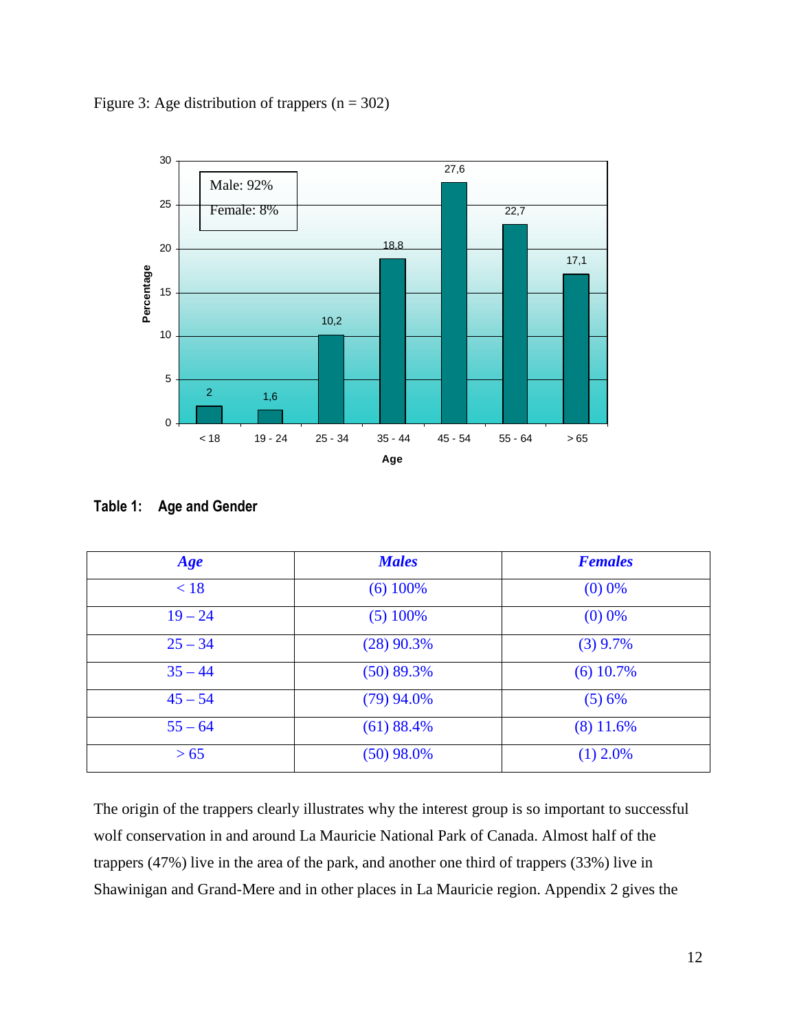Figure 3: Age distribution of trappers (n = 302)

**Table 1: Age and Gender**

| *Age* | *Males* | *Females* |
|---|---|---|
| < 18 | (6) 100% | (0) 0% |
| 19 – 24 | (5) 100% | (0) 0% |
| 25 – 34 | (28) 90.3% | (3) 9.7% |
| 35 – 44 | (50) 89.3% | (6) 10.7% |
| 45 – 54 | (79) 94.0% | (5) 6% |
| 55 – 64 | (61) 88.4% | (8) 11.6% |
| > 65 | (50) 98.0% | (1) 2.0% |

The origin of the trappers clearly illustrates why the interest group is so important to successful wolf conservation in and around La Mauricie National Park of Canada. Almost half of the trappers (47%) live in the area of the park, and another one third of trappers (33%) live in Shawinigan and Grand-Mere and in other places in La Mauricie region. Appendix 2 gives the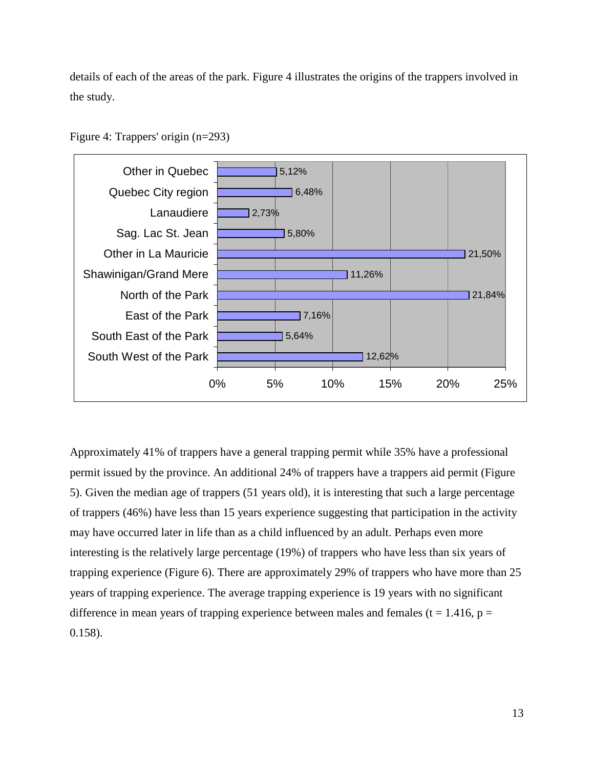details of each of the areas of the park. Figure 4 illustrates the origins of the trappers involved in the study.

Figure 4: Trappers' origin (n=293)

| Origin | Percentage |
|---|---|
| Other in Quebec | 5,12% |
| Quebec City region | 6,48% |
| Lanaudiere | 2,73% |
| Sag. Lac St. Jean | 5,80% |
| Other in La Mauricie | 21,50% |
| Shawinigan/Grand Mere | 11,26% |
| North of the Park | 21,84% |
| East of the Park | 7,16% |
| South East of the Park | 5,64% |
| South West of the Park | 12,62% |

Approximately 41% of trappers have a general trapping permit while 35% have a professional permit issued by the province. An additional 24% of trappers have a trappers aid permit (Figure 5). Given the median age of trappers (51 years old), it is interesting that such a large percentage of trappers (46%) have less than 15 years experience suggesting that participation in the activity may have occurred later in life than as a child influenced by an adult. Perhaps even more interesting is the relatively large percentage (19%) of trappers who have less than six years of trapping experience (Figure 6). There are approximately 29% of trappers who have more than 25 years of trapping experience. The average trapping experience is 19 years with no significant difference in mean years of trapping experience between males and females ($t = 1.416$, $p = 0.158$).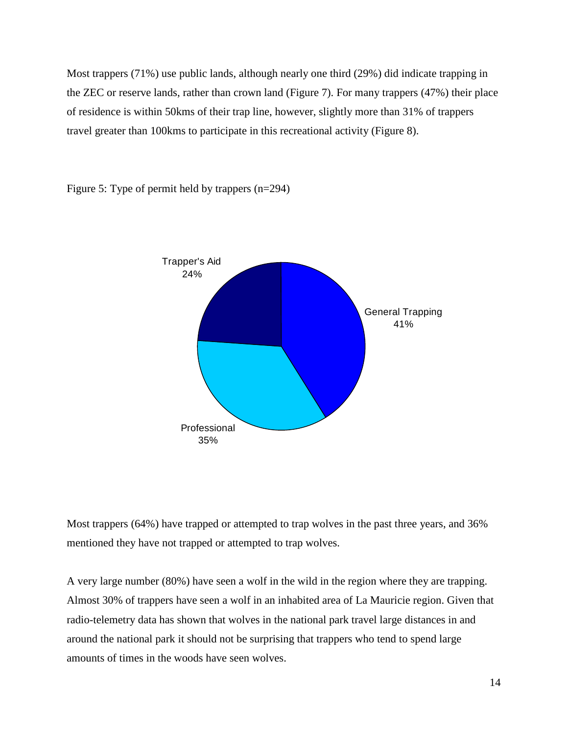Most trappers (71%) use public lands, although nearly one third (29%) did indicate trapping in the ZEC or reserve lands, rather than crown land (Figure 7). For many trappers (47%) their place of residence is within 50kms of their trap line, however, slightly more than 31% of trappers travel greater than 100kms to participate in this recreational activity (Figure 8).

Figure 5: Type of permit held by trappers (n=294)

Trapper's Aid 24%

General Trapping 41%

Professional 35%

Most trappers (64%) have trapped or attempted to trap wolves in the past three years, and 36% mentioned they have not trapped or attempted to trap wolves.

A very large number (80%) have seen a wolf in the wild in the region where they are trapping. Almost 30% of trappers have seen a wolf in an inhabited area of La Mauricie region. Given that radio-telemetry data has shown that wolves in the national park travel large distances in and around the national park it should not be surprising that trappers who tend to spend large amounts of times in the woods have seen wolves.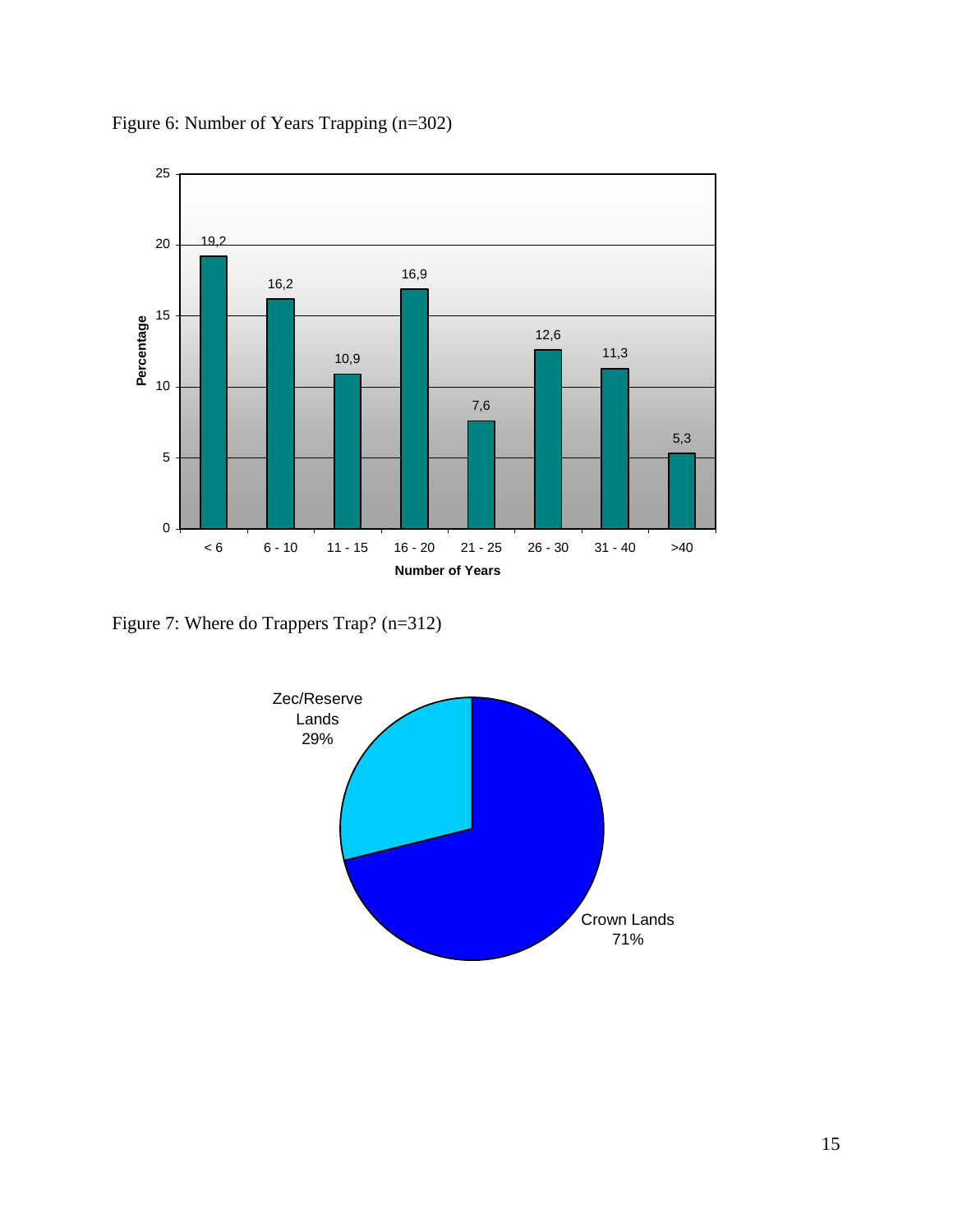Figure 6: Number of Years Trapping (n=302)

| Number of Years | Percentage |
| --- | --- |
| < 6 | 19,2 |
| 6 - 10 | 16,2 |
| 11 - 15 | 10,9 |
| 16 - 20 | 16,9 |
| 21 - 25 | 7,6 |
| 26 - 30 | 12,6 |
| 31 - 40 | 11,3 |
| >40 | 5,3 |

Figure 7: Where do Trappers Trap? (n=312)

| Location | Percentage |
| --- | --- |
| Zec/Reserve Lands | 29% |
| Crown Lands | 71% |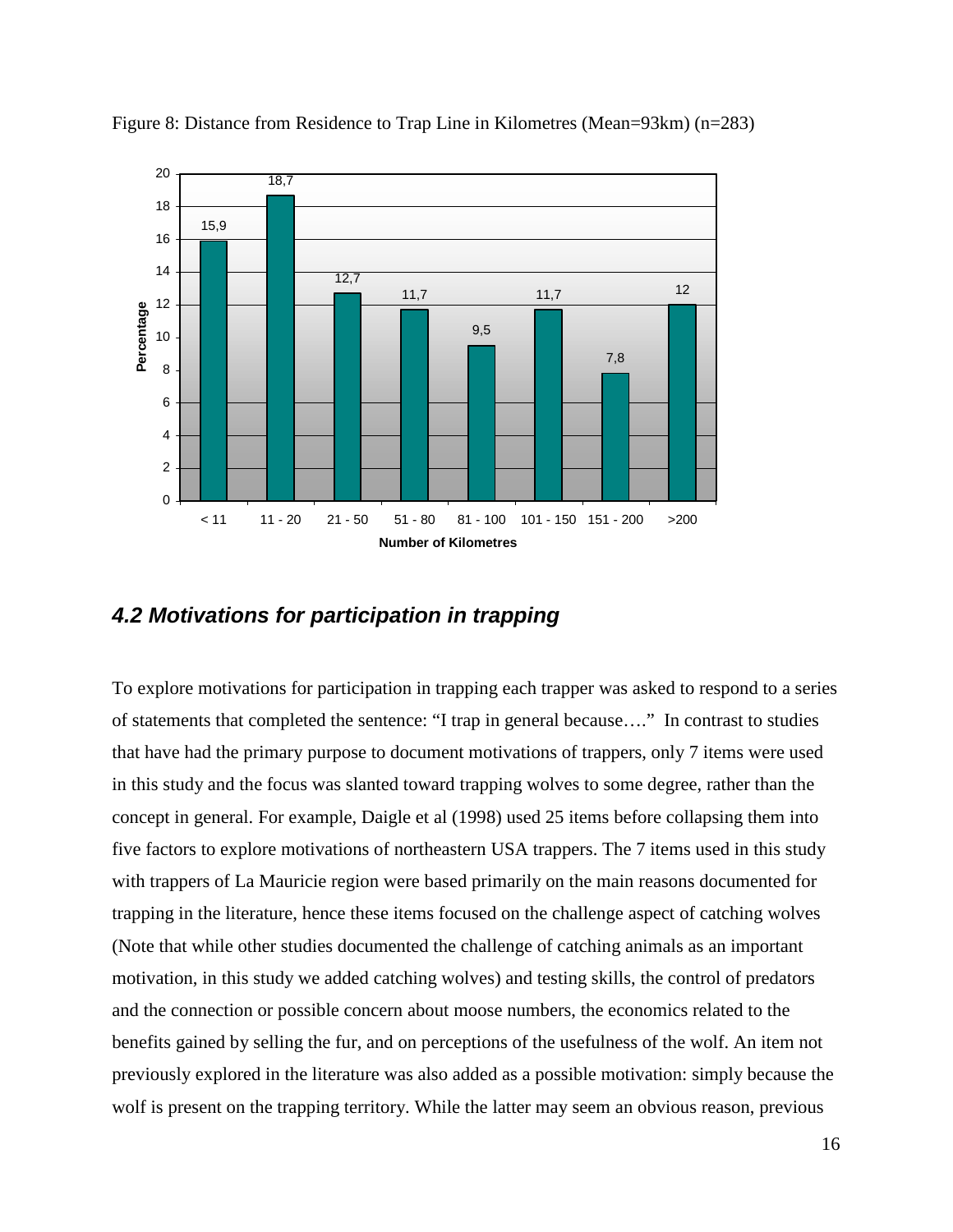Figure 8: Distance from Residence to Trap Line in Kilometres (Mean=93km) (n=283)

| Number of Kilometres | Percentage |
|---|---|
| < 11 | 15,9 |
| 11 - 20 | 18,7 |
| 21 - 50 | 12,7 |
| 51 - 80 | 11,7 |
| 81 - 100 | 9,5 |
| 101 - 150 | 11,7 |
| 151 - 200 | 7,8 |
| >200 | 12 |

### *4.2 Motivations for participation in trapping*

To explore motivations for participation in trapping each trapper was asked to respond to a series of statements that completed the sentence: "I trap in general because…." In contrast to studies that have had the primary purpose to document motivations of trappers, only 7 items were used in this study and the focus was slanted toward trapping wolves to some degree, rather than the concept in general. For example, Daigle et al (1998) used 25 items before collapsing them into five factors to explore motivations of northeastern USA trappers. The 7 items used in this study with trappers of La Mauricie region were based primarily on the main reasons documented for trapping in the literature, hence these items focused on the challenge aspect of catching wolves (Note that while other studies documented the challenge of catching animals as an important motivation, in this study we added catching wolves) and testing skills, the control of predators and the connection or possible concern about moose numbers, the economics related to the benefits gained by selling the fur, and on perceptions of the usefulness of the wolf. An item not previously explored in the literature was also added as a possible motivation: simply because the wolf is present on the trapping territory. While the latter may seem an obvious reason, previous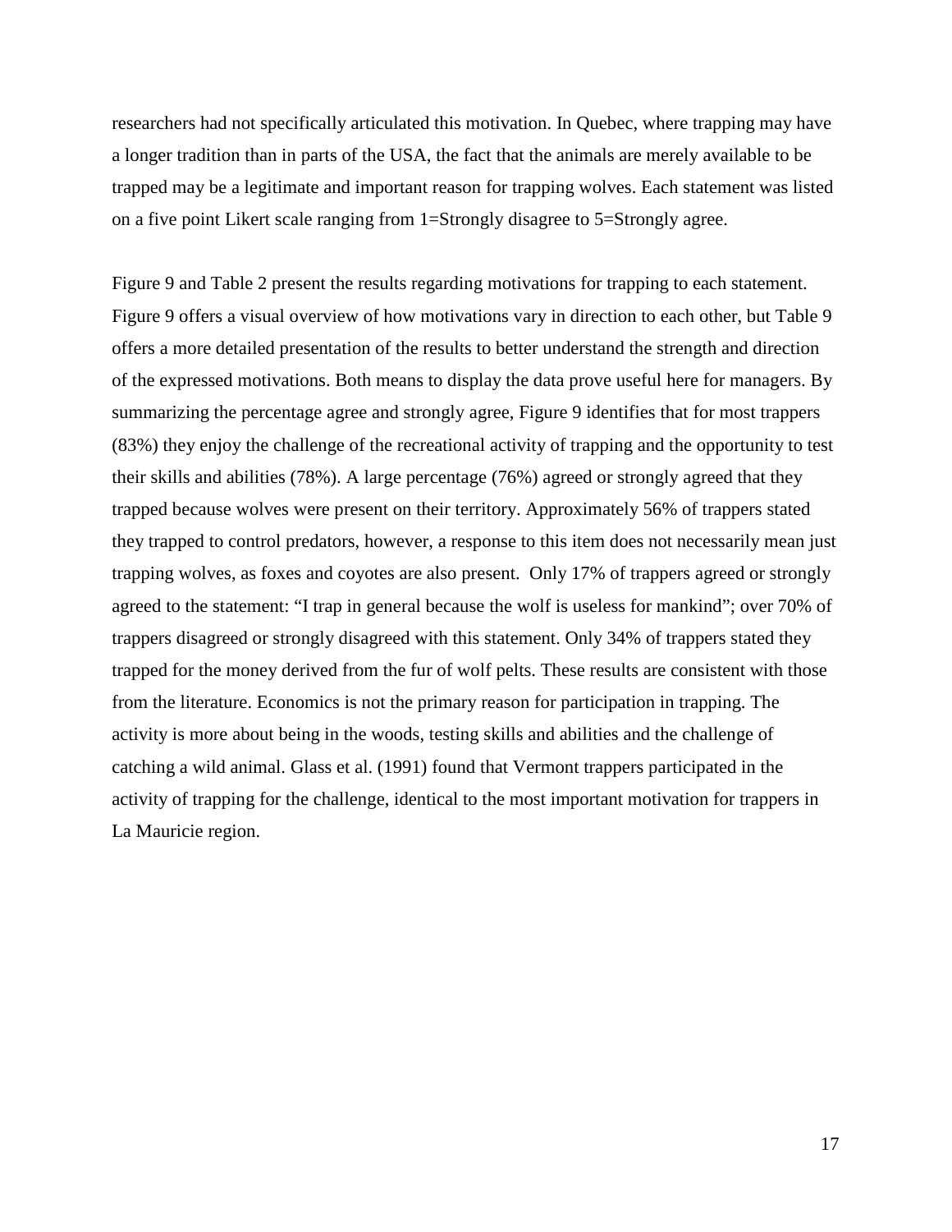researchers had not specifically articulated this motivation. In Quebec, where trapping may have a longer tradition than in parts of the USA, the fact that the animals are merely available to be trapped may be a legitimate and important reason for trapping wolves. Each statement was listed on a five point Likert scale ranging from 1=Strongly disagree to 5=Strongly agree.

Figure 9 and Table 2 present the results regarding motivations for trapping to each statement. Figure 9 offers a visual overview of how motivations vary in direction to each other, but Table 9 offers a more detailed presentation of the results to better understand the strength and direction of the expressed motivations. Both means to display the data prove useful here for managers. By summarizing the percentage agree and strongly agree, Figure 9 identifies that for most trappers (83%) they enjoy the challenge of the recreational activity of trapping and the opportunity to test their skills and abilities (78%). A large percentage (76%) agreed or strongly agreed that they trapped because wolves were present on their territory. Approximately 56% of trappers stated they trapped to control predators, however, a response to this item does not necessarily mean just trapping wolves, as foxes and coyotes are also present. Only 17% of trappers agreed or strongly agreed to the statement: "I trap in general because the wolf is useless for mankind"; over 70% of trappers disagreed or strongly disagreed with this statement. Only 34% of trappers stated they trapped for the money derived from the fur of wolf pelts. These results are consistent with those from the literature. Economics is not the primary reason for participation in trapping. The activity is more about being in the woods, testing skills and abilities and the challenge of catching a wild animal. Glass et al. (1991) found that Vermont trappers participated in the activity of trapping for the challenge, identical to the most important motivation for trappers in La Mauricie region.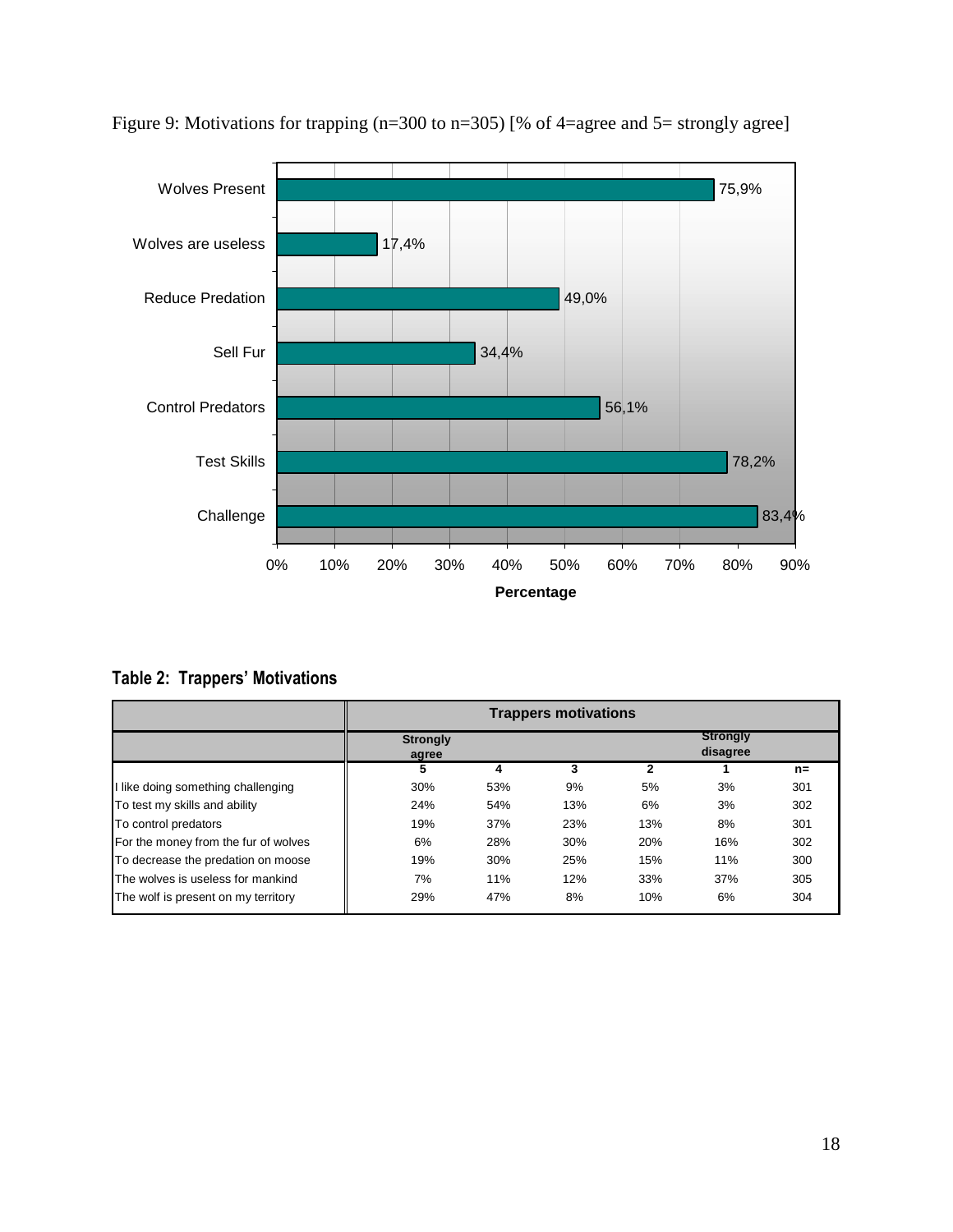Figure 9: Motivations for trapping (n=300 to n=305) [% of 4=agree and 5= strongly agree]

| Motivation | Percentage |
|---|---|
| Wolves Present | 75,9% |
| Wolves are useless | 17,4% |
| Reduce Predation | 49,0% |
| Sell Fur | 34,4% |
| Control Predators | 56,1% |
| Test Skills | 78,2% |
| Challenge | 83,4% |

**Table 2: Trappers' Motivations**

| | Trappers motivations | | | | | |
|---|---|---|---|---|---|---|
| | Strongly agree | | | | Strongly disagree | |
| | 5 | 4 | 3 | 2 | 1 | n= |
| I like doing something challenging | 30% | 53% | 9% | 5% | 3% | 301 |
| To test my skills and ability | 24% | 54% | 13% | 6% | 3% | 302 |
| To control predators | 19% | 37% | 23% | 13% | 8% | 301 |
| For the money from the fur of wolves | 6% | 28% | 30% | 20% | 16% | 302 |
| To decrease the predation on moose | 19% | 30% | 25% | 15% | 11% | 300 |
| The wolves is useless for mankind | 7% | 11% | 12% | 33% | 37% | 305 |
| The wolf is present on my territory | 29% | 47% | 8% | 10% | 6% | 304 |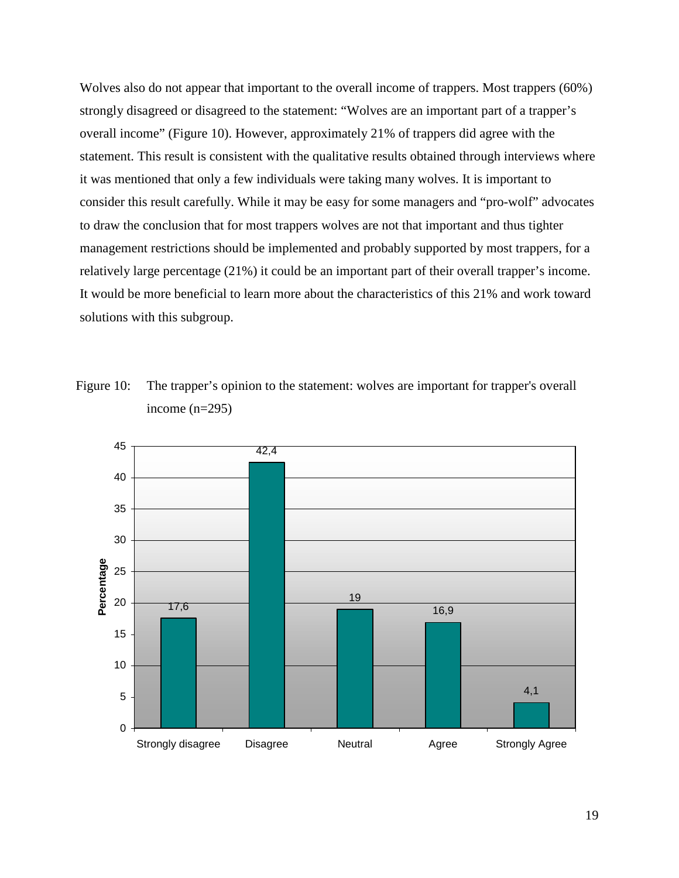Wolves also do not appear that important to the overall income of trappers. Most trappers (60%) strongly disagreed or disagreed to the statement: “Wolves are an important part of a trapper’s overall income” (Figure 10). However, approximately 21% of trappers did agree with the statement. This result is consistent with the qualitative results obtained through interviews where it was mentioned that only a few individuals were taking many wolves. It is important to consider this result carefully. While it may be easy for some managers and “pro-wolf” advocates to draw the conclusion that for most trappers wolves are not that important and thus tighter management restrictions should be implemented and probably supported by most trappers, for a relatively large percentage (21%) it could be an important part of their overall trapper’s income. It would be more beneficial to learn more about the characteristics of this 21% and work toward solutions with this subgroup.

Figure 10: The trapper’s opinion to the statement: wolves are important for trapper's overall income (n=295)

| Response | Percentage |
|---|---|
| Strongly disagree | 17,6 |
| Disagree | 42,4 |
| Neutral | 19 |
| Agree | 16,9 |
| Strongly Agree | 4,1 |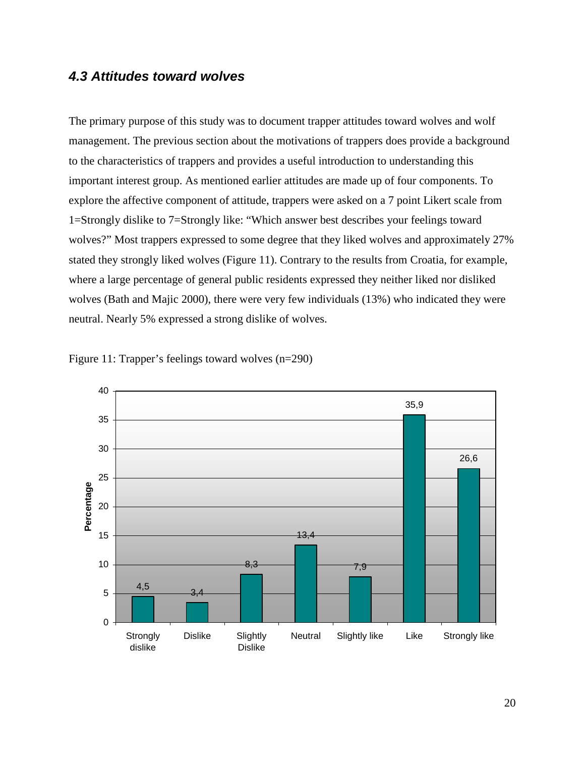### *4.3 Attitudes toward wolves*

The primary purpose of this study was to document trapper attitudes toward wolves and wolf management. The previous section about the motivations of trappers does provide a background to the characteristics of trappers and provides a useful introduction to understanding this important interest group. As mentioned earlier attitudes are made up of four components. To explore the affective component of attitude, trappers were asked on a 7 point Likert scale from 1=Strongly dislike to 7=Strongly like: "Which answer best describes your feelings toward wolves?" Most trappers expressed to some degree that they liked wolves and approximately 27% stated they strongly liked wolves (Figure 11). Contrary to the results from Croatia, for example, where a large percentage of general public residents expressed they neither liked nor disliked wolves (Bath and Majic 2000), there were very few individuals (13%) who indicated they were neutral. Nearly 5% expressed a strong dislike of wolves.

Figure 11: Trapper's feelings toward wolves (n=290)

| Feeling | Percentage |
|---|---|
| Strongly dislike | 4,5 |
| Dislike | 3,4 |
| Slightly Dislike | 8,3 |
| Neutral | 13,4 |
| Slightly like | 7,9 |
| Like | 35,9 |
| Strongly like | 26,6 |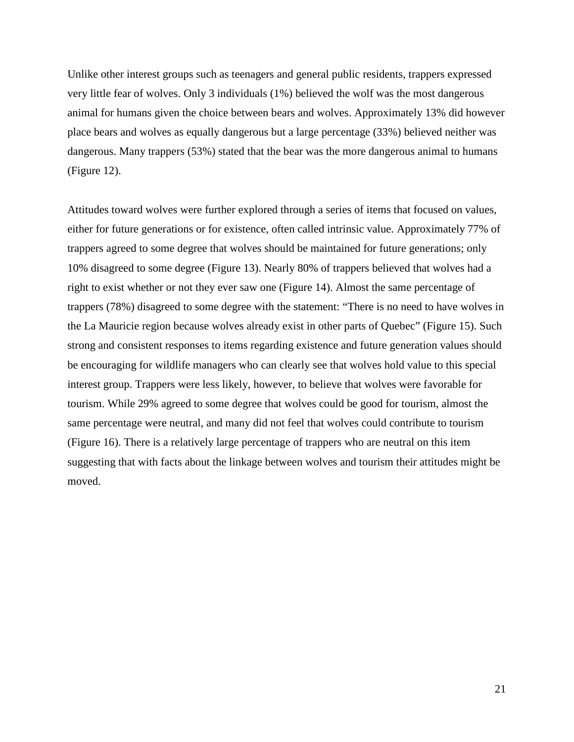Unlike other interest groups such as teenagers and general public residents, trappers expressed very little fear of wolves. Only 3 individuals (1%) believed the wolf was the most dangerous animal for humans given the choice between bears and wolves. Approximately 13% did however place bears and wolves as equally dangerous but a large percentage (33%) believed neither was dangerous. Many trappers (53%) stated that the bear was the more dangerous animal to humans (Figure 12).

Attitudes toward wolves were further explored through a series of items that focused on values, either for future generations or for existence, often called intrinsic value. Approximately 77% of trappers agreed to some degree that wolves should be maintained for future generations; only 10% disagreed to some degree (Figure 13). Nearly 80% of trappers believed that wolves had a right to exist whether or not they ever saw one (Figure 14). Almost the same percentage of trappers (78%) disagreed to some degree with the statement: "There is no need to have wolves in the La Mauricie region because wolves already exist in other parts of Quebec" (Figure 15). Such strong and consistent responses to items regarding existence and future generation values should be encouraging for wildlife managers who can clearly see that wolves hold value to this special interest group. Trappers were less likely, however, to believe that wolves were favorable for tourism. While 29% agreed to some degree that wolves could be good for tourism, almost the same percentage were neutral, and many did not feel that wolves could contribute to tourism (Figure 16). There is a relatively large percentage of trappers who are neutral on this item suggesting that with facts about the linkage between wolves and tourism their attitudes might be moved.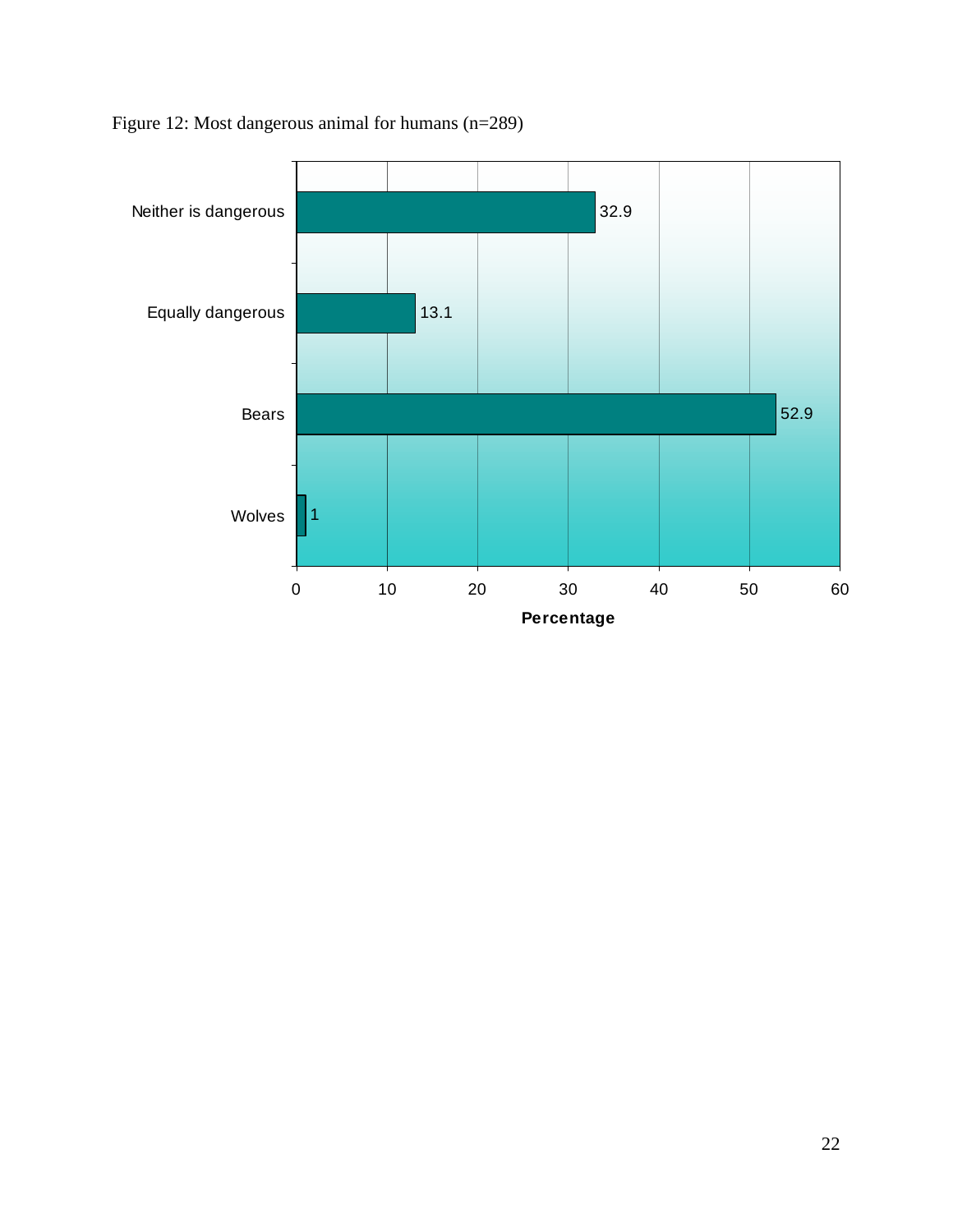Figure 12: Most dangerous animal for humans (n=289)

| Response | Percentage |
|---|---|
| Neither is dangerous | 32.9 |
| Equally dangerous | 13.1 |
| Bears | 52.9 |
| Wolves | 1 |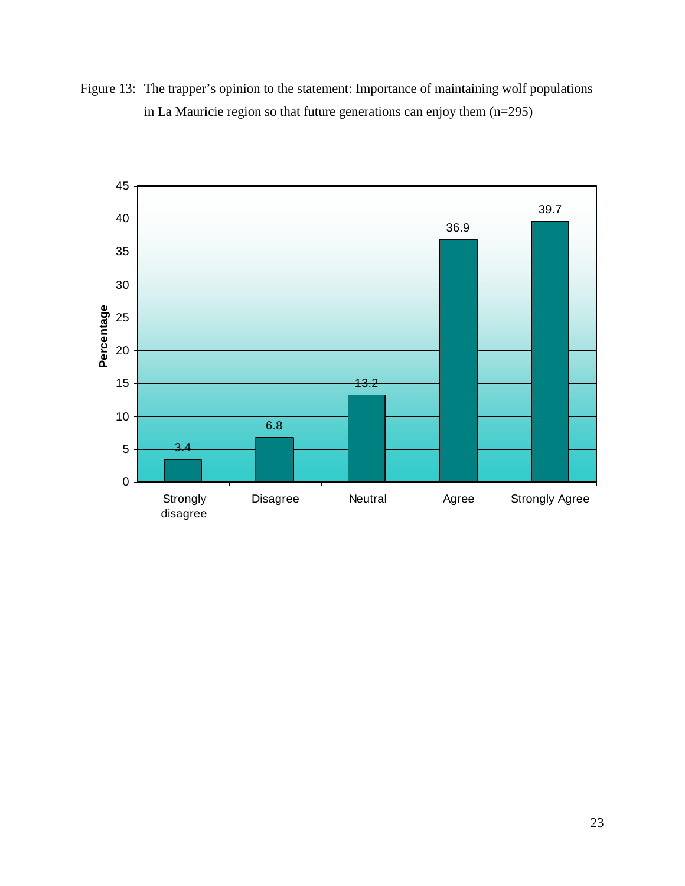Figure 13: The trapper's opinion to the statement: Importance of maintaining wolf populations in La Mauricie region so that future generations can enjoy them (n=295)

| Response | Percentage |
| --- | --- |
| Strongly disagree | 3.4 |
| Disagree | 6.8 |
| Neutral | 13.2 |
| Agree | 36.9 |
| Strongly Agree | 39.7 |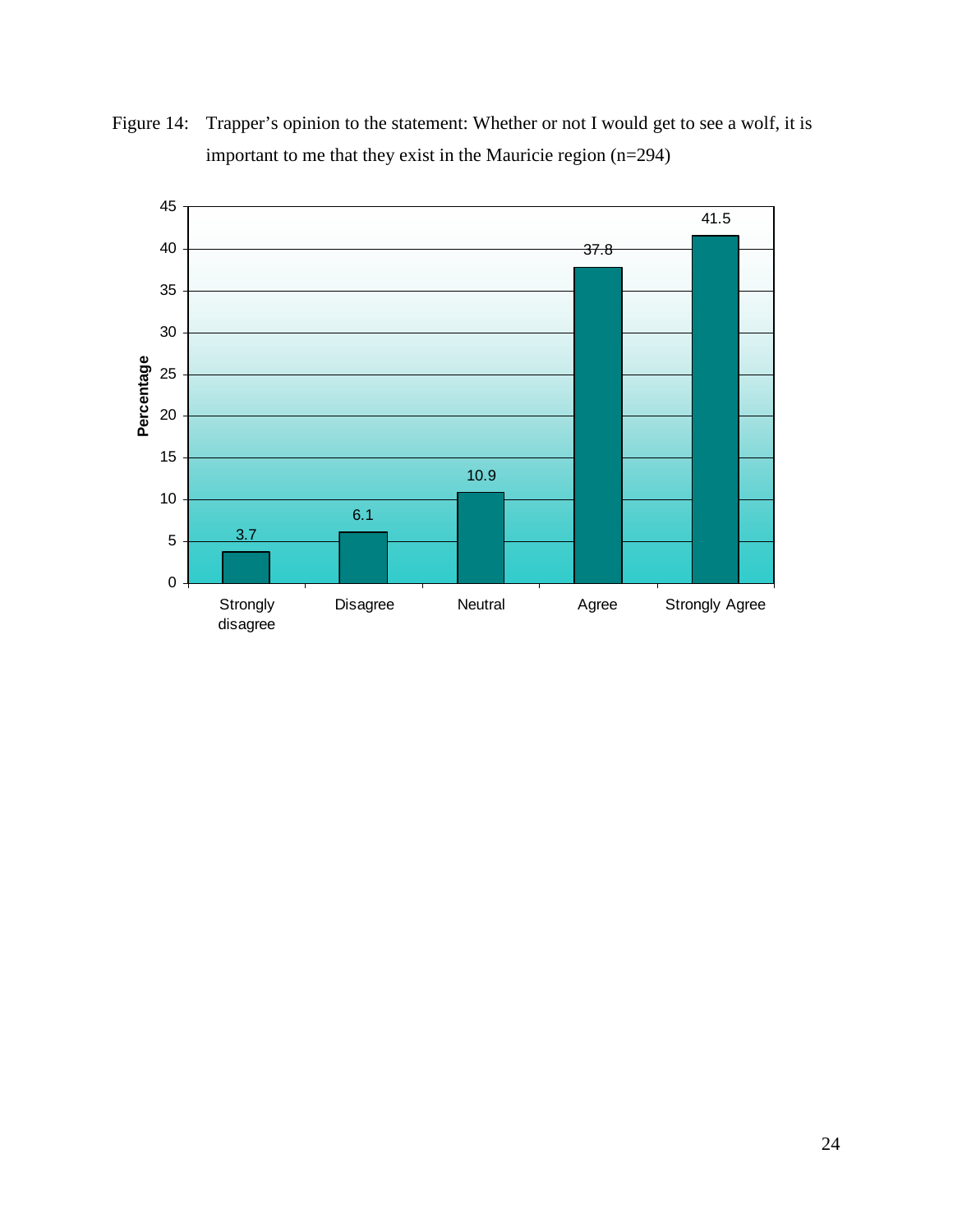Figure 14: Trapper's opinion to the statement: Whether or not I would get to see a wolf, it is important to me that they exist in the Mauricie region (n=294)

| Response | Percentage |
|---|---|
| Strongly disagree | 3.7 |
| Disagree | 6.1 |
| Neutral | 10.9 |
| Agree | 37.8 |
| Strongly Agree | 41.5 |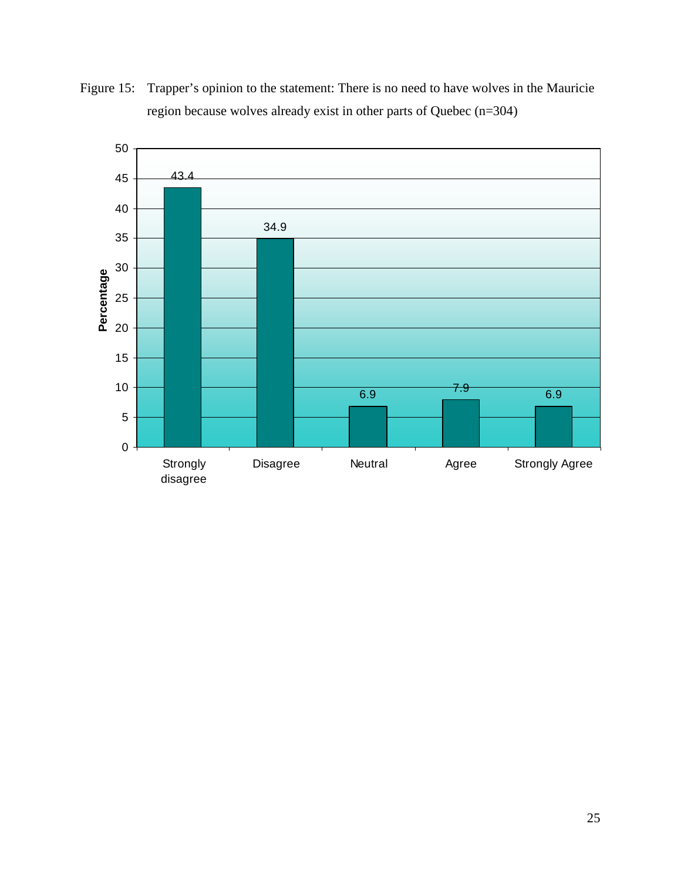Figure 15: Trapper's opinion to the statement: There is no need to have wolves in the Mauricie region because wolves already exist in other parts of Quebec (n=304)

| Response | Percentage |
|---|---|
| Strongly disagree | 43.4 |
| Disagree | 34.9 |
| Neutral | 6.9 |
| Agree | 7.9 |
| Strongly Agree | 6.9 |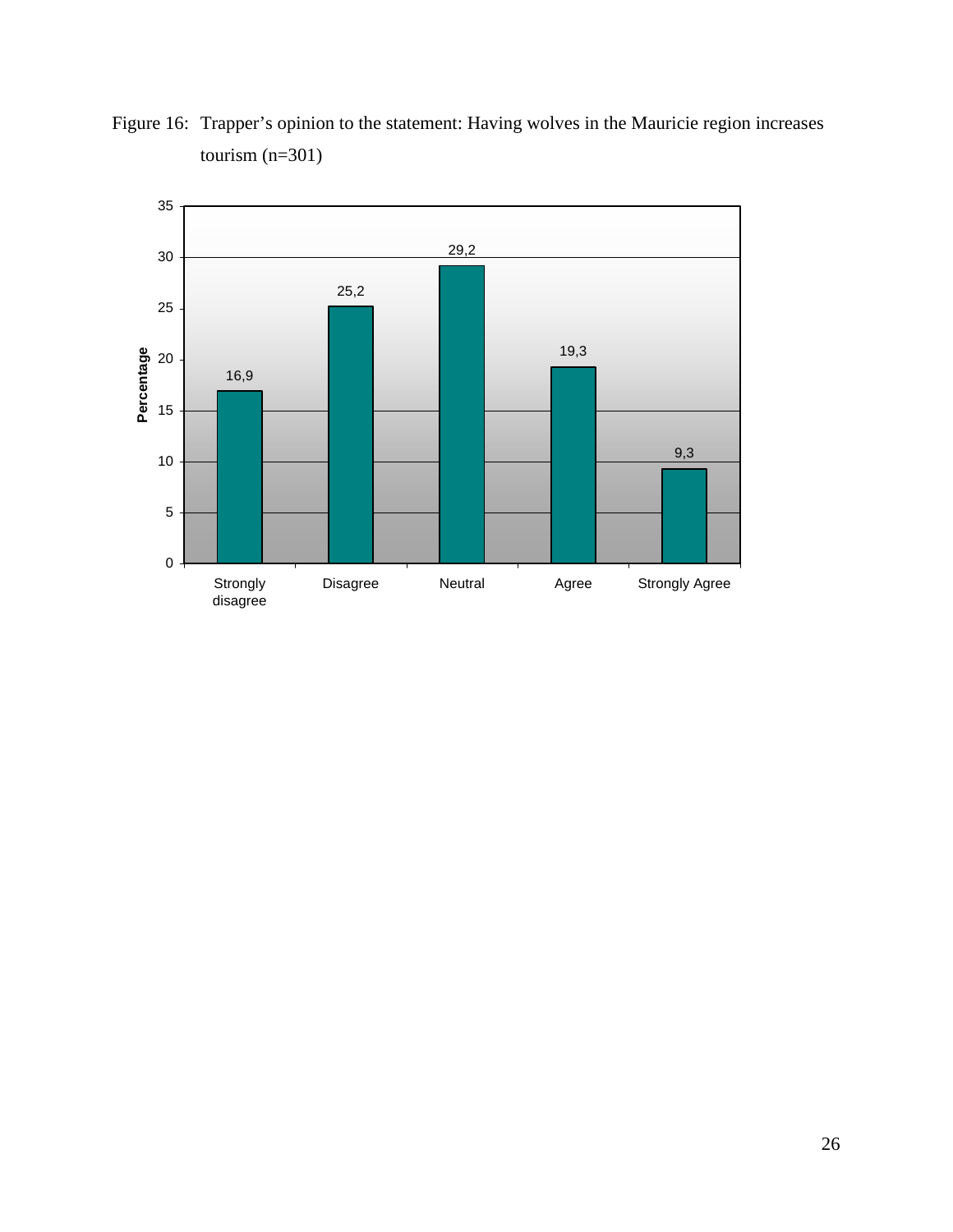Figure 16: Trapper's opinion to the statement: Having wolves in the Mauricie region increases tourism (n=301)

| Response | Percentage |
| --- | --- |
| Strongly disagree | 16,9 |
| Disagree | 25,2 |
| Neutral | 29,2 |
| Agree | 19,3 |
| Strongly Agree | 9,3 |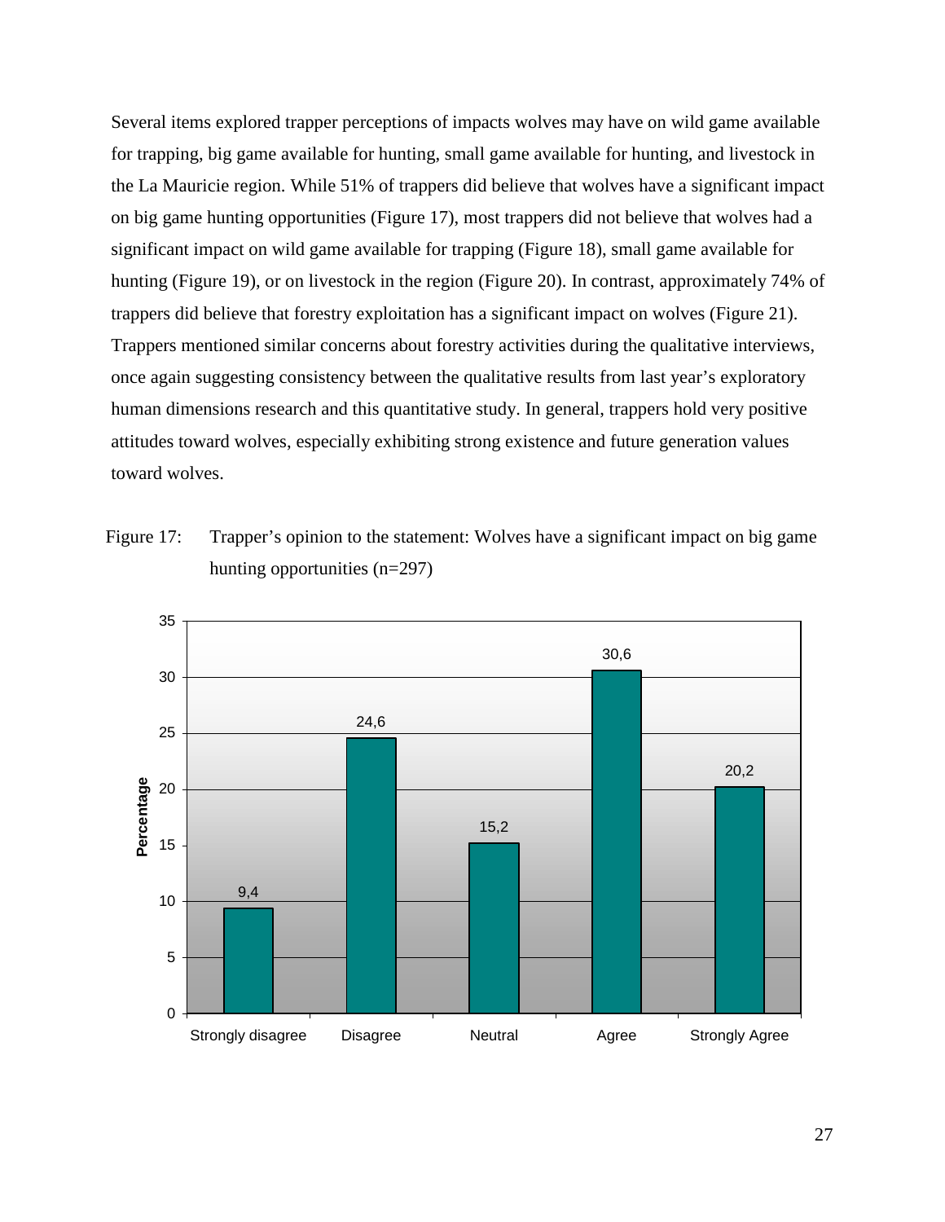Several items explored trapper perceptions of impacts wolves may have on wild game available for trapping, big game available for hunting, small game available for hunting, and livestock in the La Mauricie region. While 51% of trappers did believe that wolves have a significant impact on big game hunting opportunities (Figure 17), most trappers did not believe that wolves had a significant impact on wild game available for trapping (Figure 18), small game available for hunting (Figure 19), or on livestock in the region (Figure 20). In contrast, approximately 74% of trappers did believe that forestry exploitation has a significant impact on wolves (Figure 21). Trappers mentioned similar concerns about forestry activities during the qualitative interviews, once again suggesting consistency between the qualitative results from last year's exploratory human dimensions research and this quantitative study. In general, trappers hold very positive attitudes toward wolves, especially exhibiting strong existence and future generation values toward wolves.

Figure 17: Trapper's opinion to the statement: Wolves have a significant impact on big game hunting opportunities (n=297)

| Response | Percentage |
|---|---|
| Strongly disagree | 9,4 |
| Disagree | 24,6 |
| Neutral | 15,2 |
| Agree | 30,6 |
| Strongly Agree | 20,2 |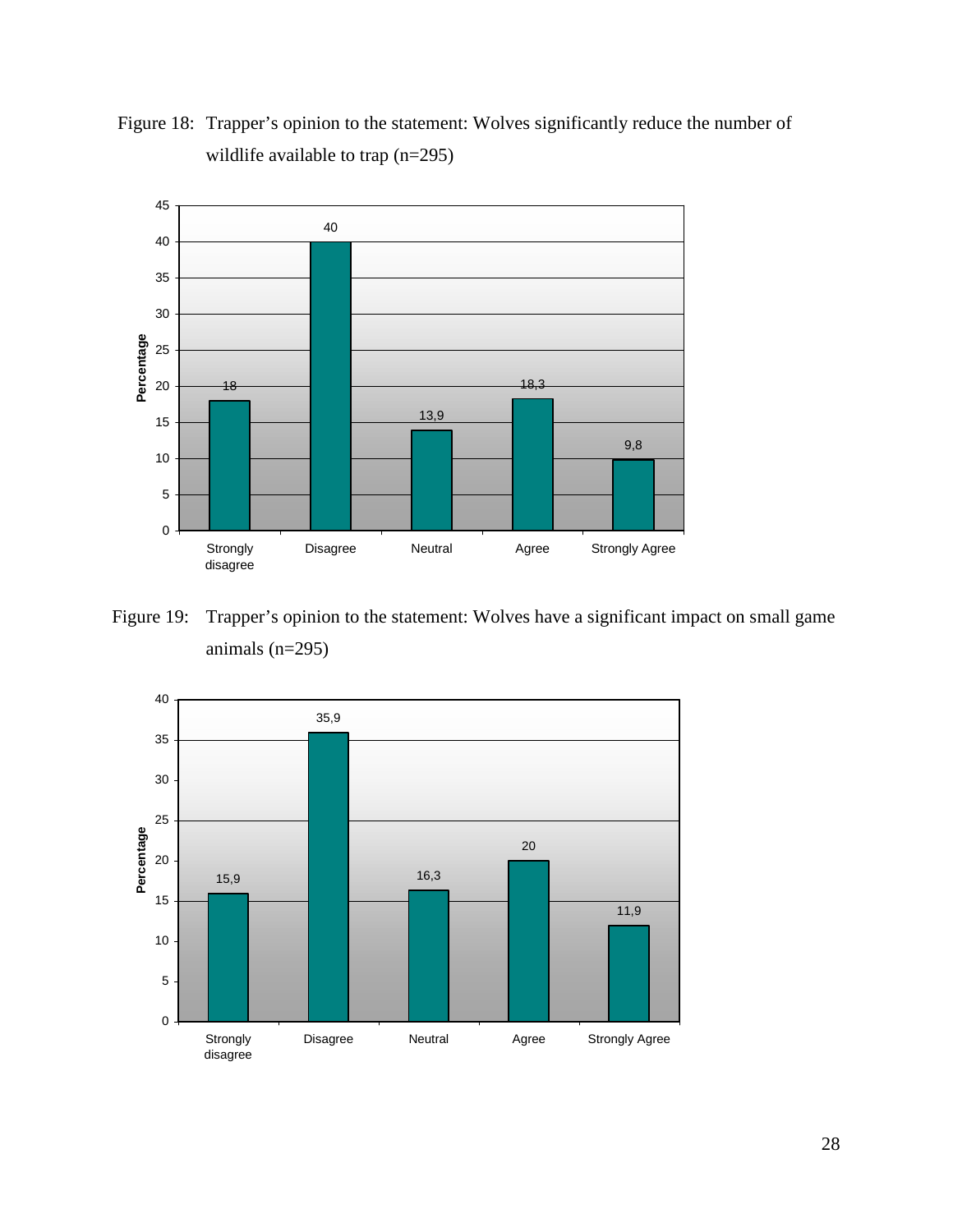Figure 18: Trapper's opinion to the statement: Wolves significantly reduce the number of wildlife available to trap (n=295)

| Response | Percentage |
|---|---|
| Strongly disagree | 18 |
| Disagree | 40 |
| Neutral | 13,9 |
| Agree | 18,3 |
| Strongly Agree | 9,8 |

Figure 19: Trapper's opinion to the statement: Wolves have a significant impact on small game animals (n=295)

| Response | Percentage |
|---|---|
| Strongly disagree | 15,9 |
| Disagree | 35,9 |
| Neutral | 16,3 |
| Agree | 20 |
| Strongly Agree | 11,9 |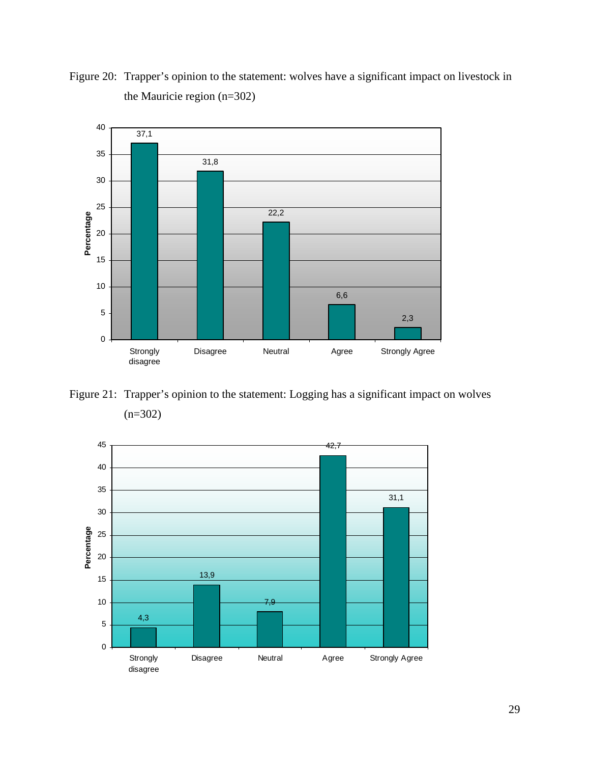Figure 20: Trapper's opinion to the statement: wolves have a significant impact on livestock in the Mauricie region (n=302)

| Response | Percentage |
|---|---|
| Strongly disagree | 37,1 |
| Disagree | 31,8 |
| Neutral | 22,2 |
| Agree | 6,6 |
| Strongly Agree | 2,3 |

Figure 21: Trapper's opinion to the statement: Logging has a significant impact on wolves (n=302)

| Response | Percentage |
|---|---|
| Strongly disagree | 4,3 |
| Disagree | 13,9 |
| Neutral | 7,9 |
| Agree | 42,7 |
| Strongly Agree | 31,1 |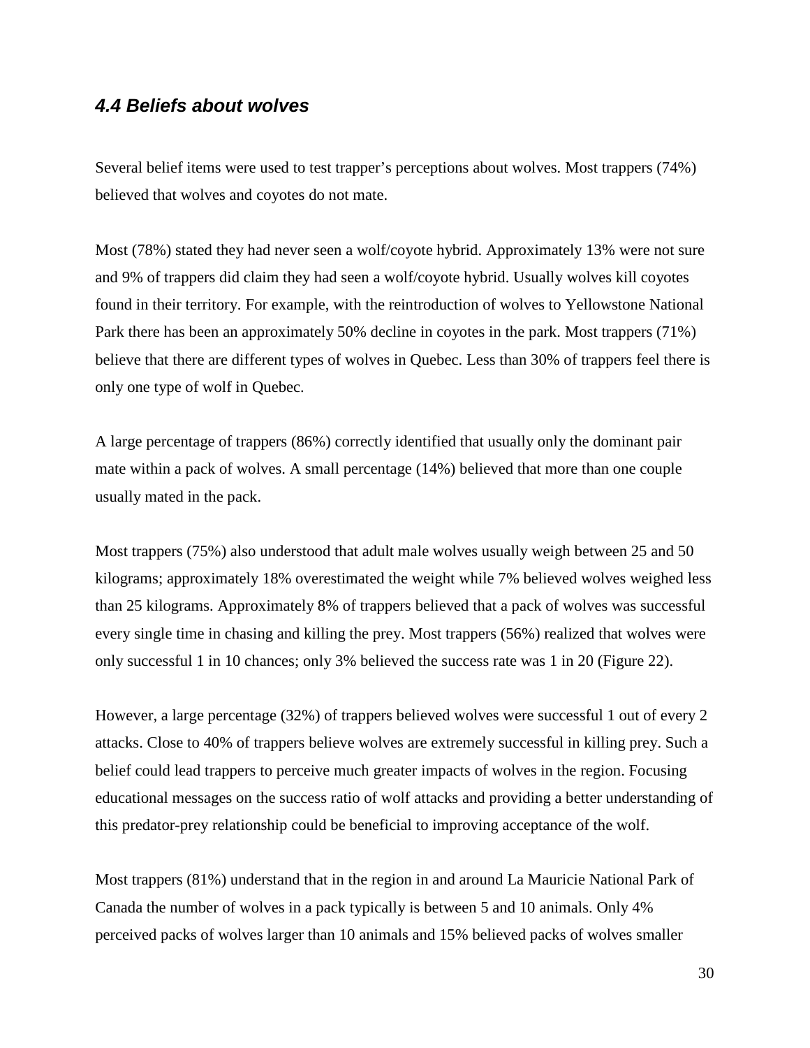### *4.4 Beliefs about wolves*

Several belief items were used to test trapper's perceptions about wolves. Most trappers (74%) believed that wolves and coyotes do not mate.

Most (78%) stated they had never seen a wolf/coyote hybrid. Approximately 13% were not sure and 9% of trappers did claim they had seen a wolf/coyote hybrid. Usually wolves kill coyotes found in their territory. For example, with the reintroduction of wolves to Yellowstone National Park there has been an approximately 50% decline in coyotes in the park. Most trappers (71%) believe that there are different types of wolves in Quebec. Less than 30% of trappers feel there is only one type of wolf in Quebec.

A large percentage of trappers (86%) correctly identified that usually only the dominant pair mate within a pack of wolves. A small percentage (14%) believed that more than one couple usually mated in the pack.

Most trappers (75%) also understood that adult male wolves usually weigh between 25 and 50 kilograms; approximately 18% overestimated the weight while 7% believed wolves weighed less than 25 kilograms. Approximately 8% of trappers believed that a pack of wolves was successful every single time in chasing and killing the prey. Most trappers (56%) realized that wolves were only successful 1 in 10 chances; only 3% believed the success rate was 1 in 20 (Figure 22).

However, a large percentage (32%) of trappers believed wolves were successful 1 out of every 2 attacks. Close to 40% of trappers believe wolves are extremely successful in killing prey. Such a belief could lead trappers to perceive much greater impacts of wolves in the region. Focusing educational messages on the success ratio of wolf attacks and providing a better understanding of this predator-prey relationship could be beneficial to improving acceptance of the wolf.

Most trappers (81%) understand that in the region in and around La Mauricie National Park of Canada the number of wolves in a pack typically is between 5 and 10 animals. Only 4% perceived packs of wolves larger than 10 animals and 15% believed packs of wolves smaller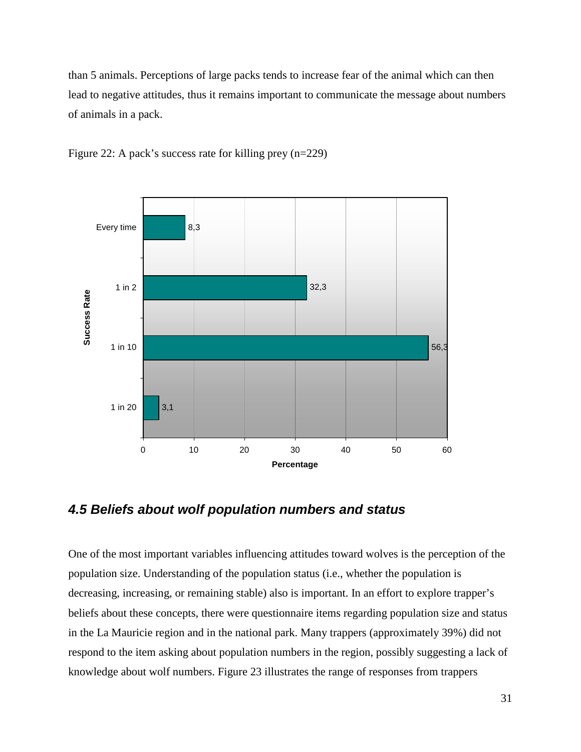than 5 animals. Perceptions of large packs tends to increase fear of the animal which can then lead to negative attitudes, thus it remains important to communicate the message about numbers of animals in a pack.

Figure 22: A pack's success rate for killing prey (n=229)

| Success Rate | Percentage |
|---|---|
| Every time | 8,3 |
| 1 in 2 | 32,3 |
| 1 in 10 | 56,3 |
| 1 in 20 | 3,1 |

### *4.5 Beliefs about wolf population numbers and status*

One of the most important variables influencing attitudes toward wolves is the perception of the population size. Understanding of the population status (i.e., whether the population is decreasing, increasing, or remaining stable) also is important. In an effort to explore trapper's beliefs about these concepts, there were questionnaire items regarding population size and status in the La Mauricie region and in the national park. Many trappers (approximately 39%) did not respond to the item asking about population numbers in the region, possibly suggesting a lack of knowledge about wolf numbers. Figure 23 illustrates the range of responses from trappers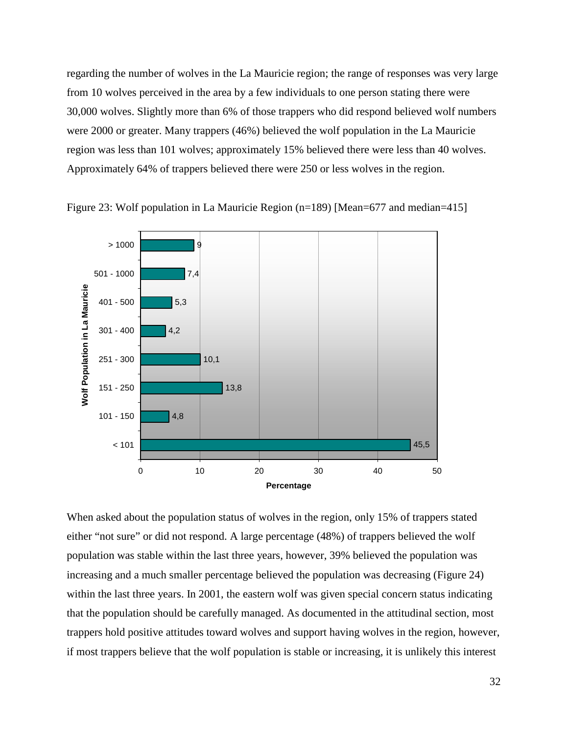regarding the number of wolves in the La Mauricie region; the range of responses was very large from 10 wolves perceived in the area by a few individuals to one person stating there were 30,000 wolves. Slightly more than 6% of those trappers who did respond believed wolf numbers were 2000 or greater. Many trappers (46%) believed the wolf population in the La Mauricie region was less than 101 wolves; approximately 15% believed there were less than 40 wolves. Approximately 64% of trappers believed there were 250 or less wolves in the region.

Figure 23: Wolf population in La Mauricie Region (n=189) [Mean=677 and median=415]

| Wolf Population in La Mauricie | Percentage |
|---|---|
| > 1000 | 9 |
| 501 - 1000 | 7,4 |
| 401 - 500 | 5,3 |
| 301 - 400 | 4,2 |
| 251 - 300 | 10,1 |
| 151 - 250 | 13,8 |
| 101 - 150 | 4,8 |
| < 101 | 45,5 |

When asked about the population status of wolves in the region, only 15% of trappers stated either "not sure" or did not respond. A large percentage (48%) of trappers believed the wolf population was stable within the last three years, however, 39% believed the population was increasing and a much smaller percentage believed the population was decreasing (Figure 24) within the last three years. In 2001, the eastern wolf was given special concern status indicating that the population should be carefully managed. As documented in the attitudinal section, most trappers hold positive attitudes toward wolves and support having wolves in the region, however, if most trappers believe that the wolf population is stable or increasing, it is unlikely this interest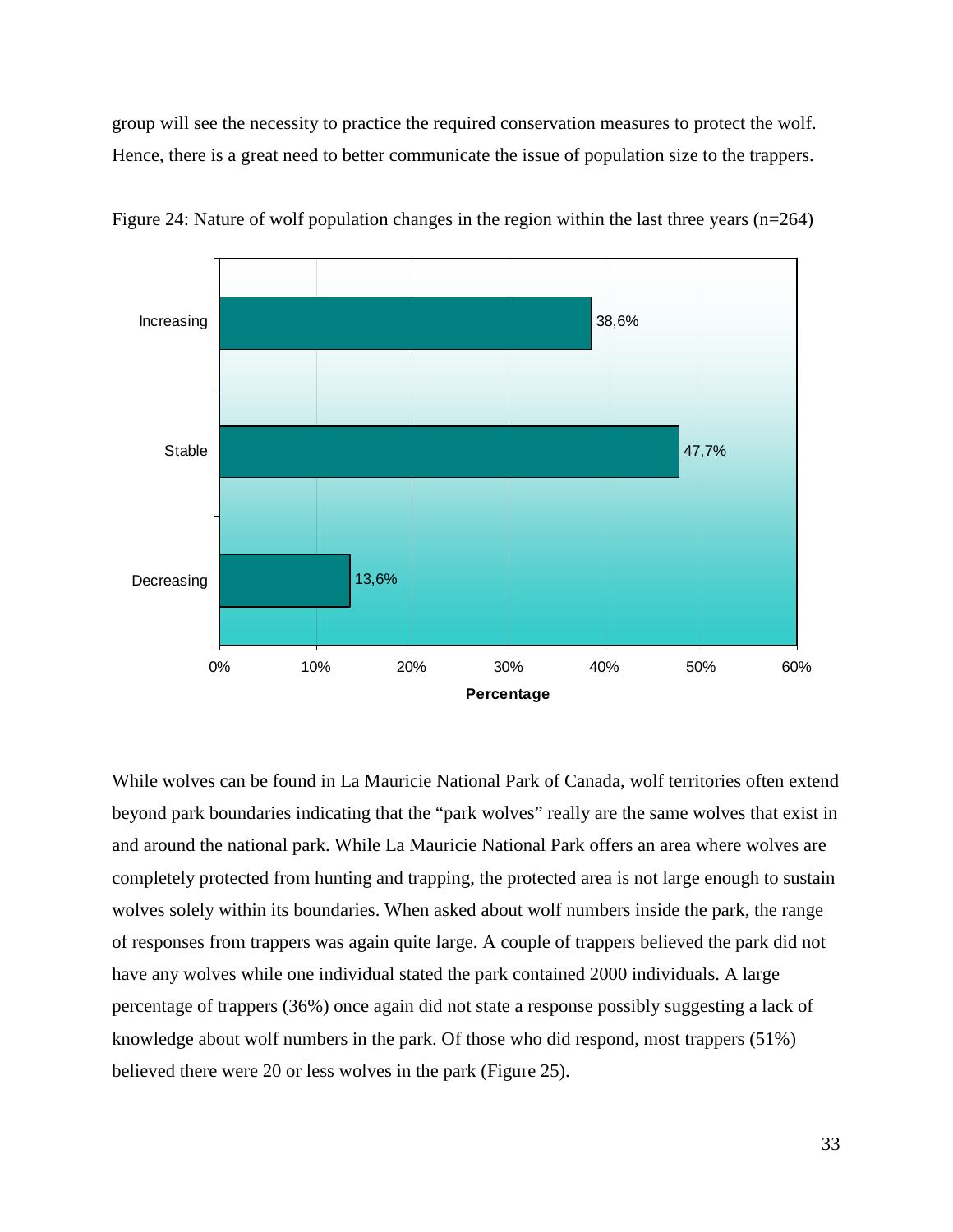group will see the necessity to practice the required conservation measures to protect the wolf. Hence, there is a great need to better communicate the issue of population size to the trappers.

Figure 24: Nature of wolf population changes in the region within the last three years (n=264)

While wolves can be found in La Mauricie National Park of Canada, wolf territories often extend beyond park boundaries indicating that the "park wolves" really are the same wolves that exist in and around the national park. While La Mauricie National Park offers an area where wolves are completely protected from hunting and trapping, the protected area is not large enough to sustain wolves solely within its boundaries. When asked about wolf numbers inside the park, the range of responses from trappers was again quite large. A couple of trappers believed the park did not have any wolves while one individual stated the park contained 2000 individuals. A large percentage of trappers (36%) once again did not state a response possibly suggesting a lack of knowledge about wolf numbers in the park. Of those who did respond, most trappers (51%) believed there were 20 or less wolves in the park (Figure 25).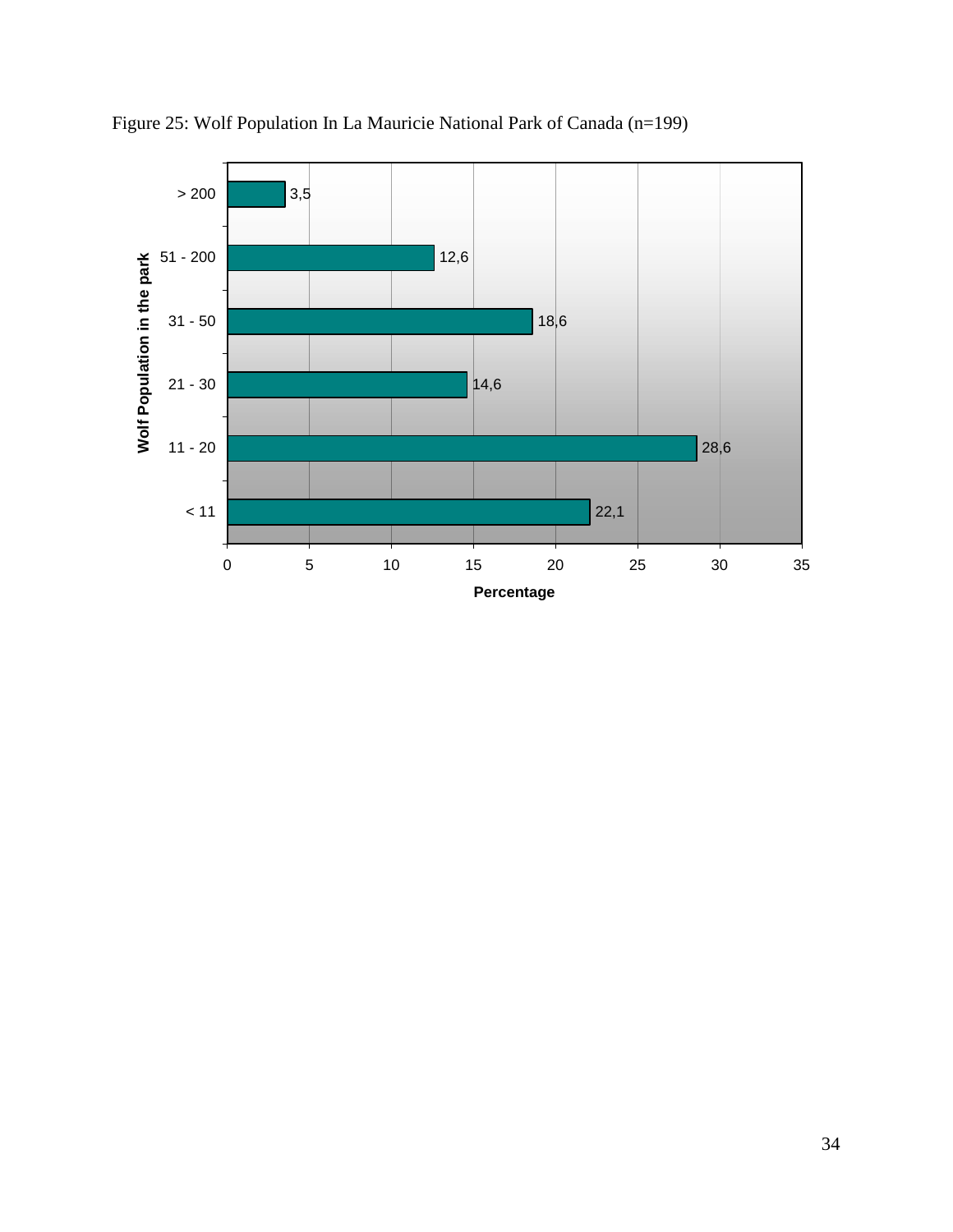Figure 25: Wolf Population In La Mauricie National Park of Canada (n=199)

| Wolf Population in the park | Percentage |
|---|---|
| > 200 | 3,5 |
| 51 - 200 | 12,6 |
| 31 - 50 | 18,6 |
| 21 - 30 | 14,6 |
| 11 - 20 | 28,6 |
| < 11 | 22,1 |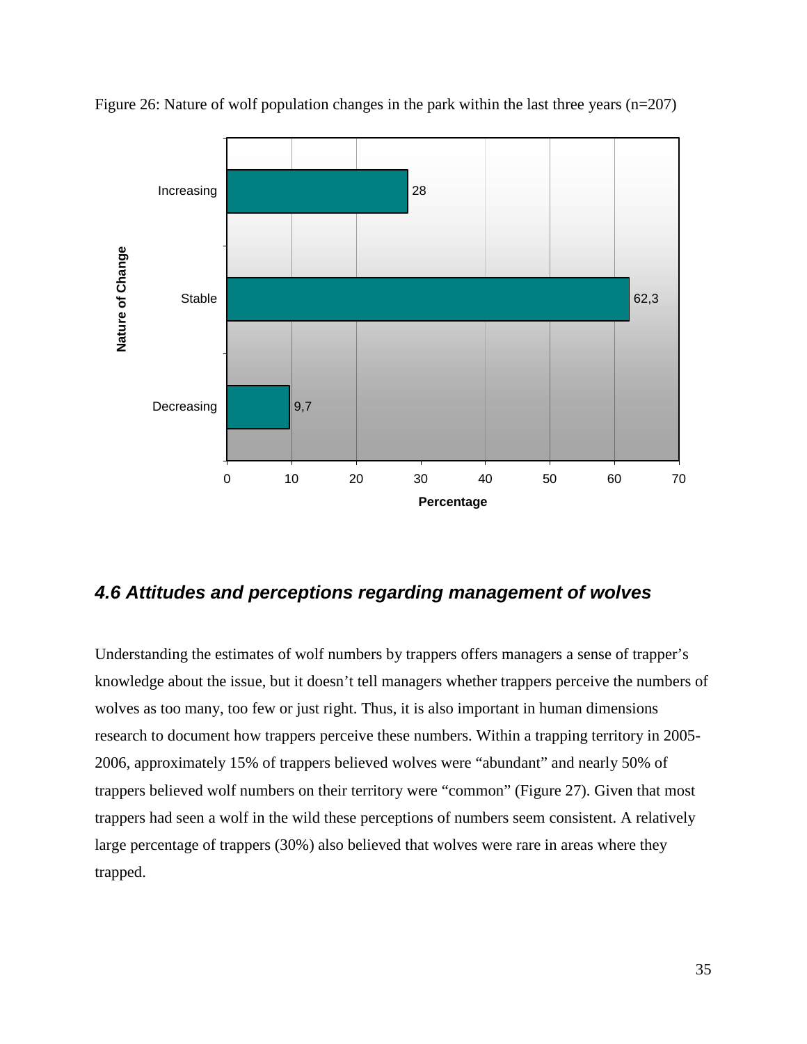Figure 26: Nature of wolf population changes in the park within the last three years (n=207)

| Nature of Change | Percentage |
|---|---|
| Increasing | 28 |
| Stable | 62,3 |
| Decreasing | 9,7 |

## *4.6 Attitudes and perceptions regarding management of wolves*

Understanding the estimates of wolf numbers by trappers offers managers a sense of trapper's knowledge about the issue, but it doesn't tell managers whether trappers perceive the numbers of wolves as too many, too few or just right. Thus, it is also important in human dimensions research to document how trappers perceive these numbers. Within a trapping territory in 2005-2006, approximately 15% of trappers believed wolves were "abundant" and nearly 50% of trappers believed wolf numbers on their territory were "common" (Figure 27). Given that most trappers had seen a wolf in the wild these perceptions of numbers seem consistent. A relatively large percentage of trappers (30%) also believed that wolves were rare in areas where they trapped.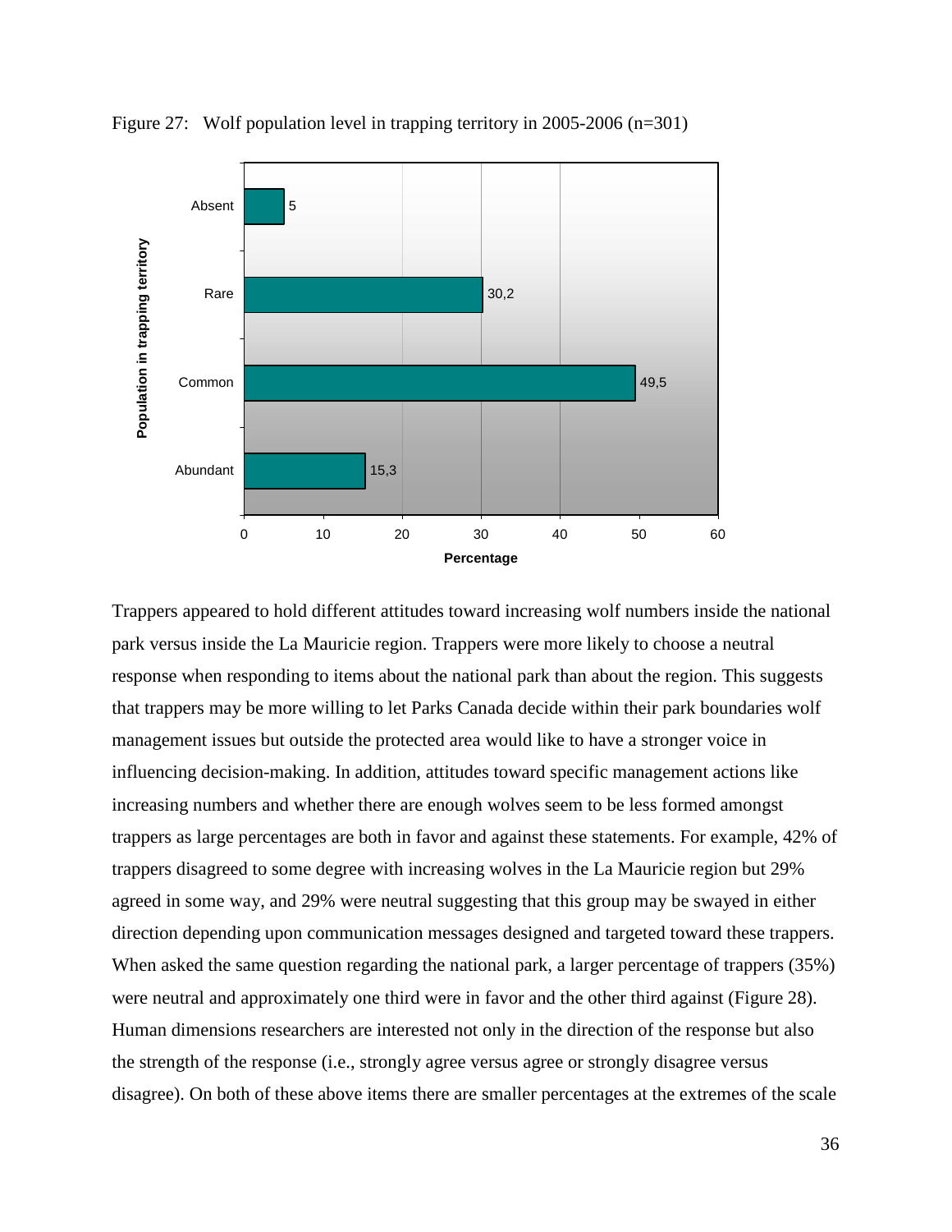Figure 27: Wolf population level in trapping territory in 2005-2006 (n=301)

| Population in trapping territory | Percentage |
|---|---|
| Absent | 5 |
| Rare | 30,2 |
| Common | 49,5 |
| Abundant | 15,3 |

Trappers appeared to hold different attitudes toward increasing wolf numbers inside the national park versus inside the La Mauricie region. Trappers were more likely to choose a neutral response when responding to items about the national park than about the region. This suggests that trappers may be more willing to let Parks Canada decide within their park boundaries wolf management issues but outside the protected area would like to have a stronger voice in influencing decision-making. In addition, attitudes toward specific management actions like increasing numbers and whether there are enough wolves seem to be less formed amongst trappers as large percentages are both in favor and against these statements. For example, 42% of trappers disagreed to some degree with increasing wolves in the La Mauricie region but 29% agreed in some way, and 29% were neutral suggesting that this group may be swayed in either direction depending upon communication messages designed and targeted toward these trappers. When asked the same question regarding the national park, a larger percentage of trappers (35%) were neutral and approximately one third were in favor and the other third against (Figure 28). Human dimensions researchers are interested not only in the direction of the response but also the strength of the response (i.e., strongly agree versus agree or strongly disagree versus disagree). On both of these above items there are smaller percentages at the extremes of the scale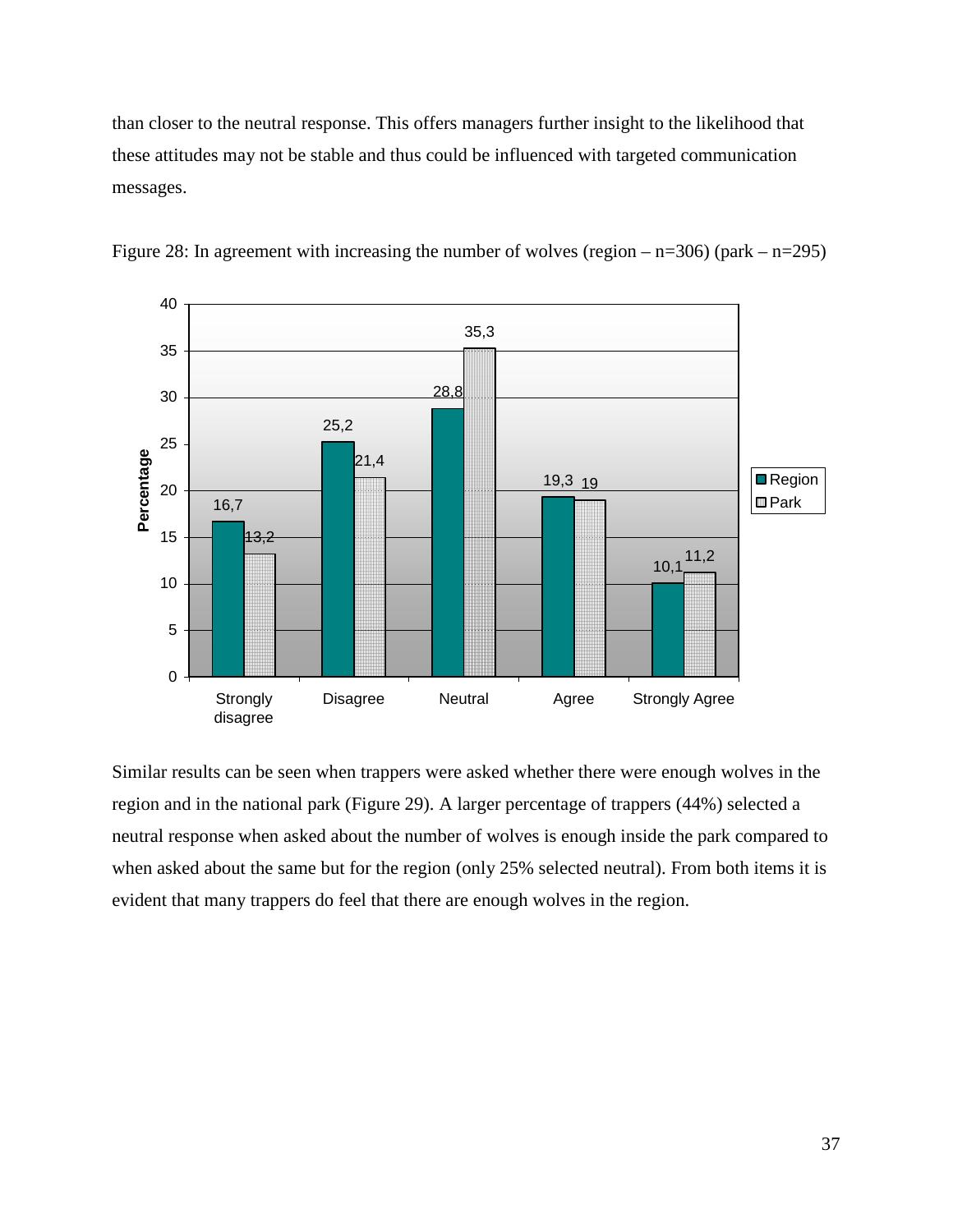than closer to the neutral response. This offers managers further insight to the likelihood that these attitudes may not be stable and thus could be influenced with targeted communication messages.

Figure 28: In agreement with increasing the number of wolves (region – n=306) (park – n=295)

| | Strongly disagree | Disagree | Neutral | Agree | Strongly Agree |
|---|---|---|---|---|---|
| Region | 16,7 | 25,2 | 28,8 | 19,3 | 10,1 |
| Park | 13,2 | 21,4 | 35,3 | 19 | 11,2 |

Similar results can be seen when trappers were asked whether there were enough wolves in the region and in the national park (Figure 29). A larger percentage of trappers (44%) selected a neutral response when asked about the number of wolves is enough inside the park compared to when asked about the same but for the region (only 25% selected neutral). From both items it is evident that many trappers do feel that there are enough wolves in the region.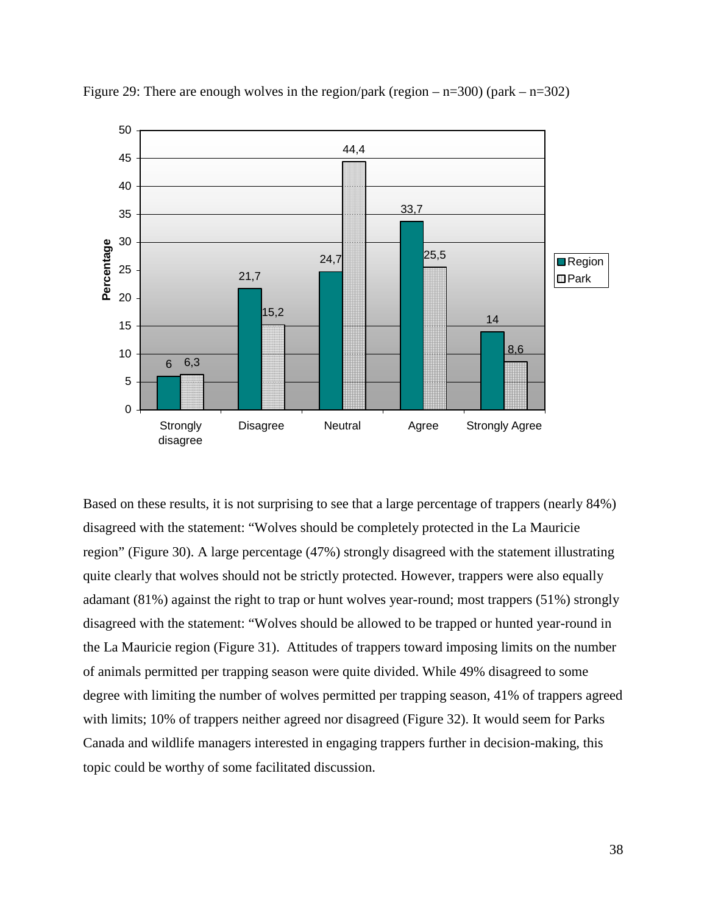Figure 29: There are enough wolves in the region/park (region – n=300) (park – n=302)

| | Strongly disagree | Disagree | Neutral | Agree | Strongly Agree |
|---|---|---|---|---|---|
| Region | 6 | 21,7 | 24,7 | 33,7 | 14 |
| Park | 6,3 | 15,2 | 44,4 | 25,5 | 8,6 |

Based on these results, it is not surprising to see that a large percentage of trappers (nearly 84%) disagreed with the statement: "Wolves should be completely protected in the La Mauricie region" (Figure 30). A large percentage (47%) strongly disagreed with the statement illustrating quite clearly that wolves should not be strictly protected. However, trappers were also equally adamant (81%) against the right to trap or hunt wolves year-round; most trappers (51%) strongly disagreed with the statement: "Wolves should be allowed to be trapped or hunted year-round in the La Mauricie region (Figure 31). Attitudes of trappers toward imposing limits on the number of animals permitted per trapping season were quite divided. While 49% disagreed to some degree with limiting the number of wolves permitted per trapping season, 41% of trappers agreed with limits; 10% of trappers neither agreed nor disagreed (Figure 32). It would seem for Parks Canada and wildlife managers interested in engaging trappers further in decision-making, this topic could be worthy of some facilitated discussion.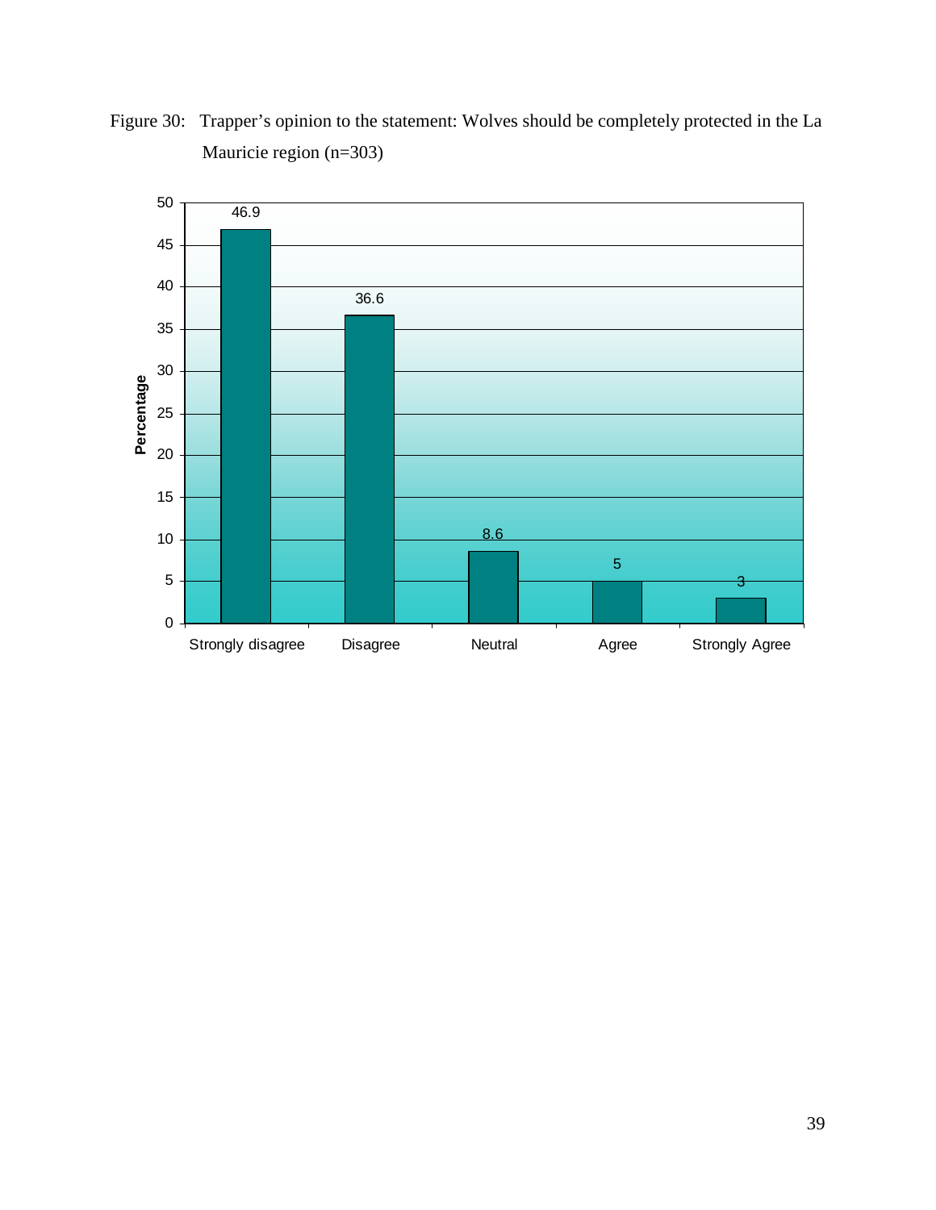Figure 30: Trapper's opinion to the statement: Wolves should be completely protected in the La Mauricie region (n=303)

| Response | Percentage |
| --- | --- |
| Strongly disagree | 46.9 |
| Disagree | 36.6 |
| Neutral | 8.6 |
| Agree | 5 |
| Strongly Agree | 3 |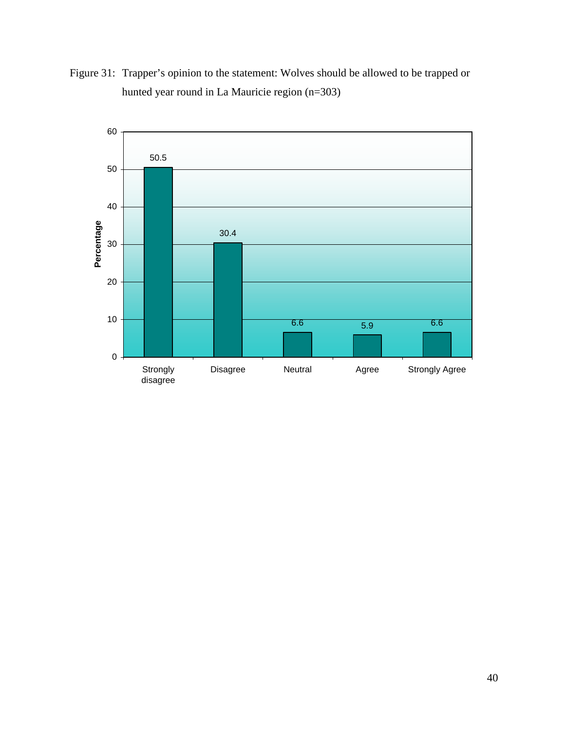Figure 31: Trapper's opinion to the statement: Wolves should be allowed to be trapped or hunted year round in La Mauricie region (n=303)

| Response | Percentage |
|---|---|
| Strongly disagree | 50.5 |
| Disagree | 30.4 |
| Neutral | 6.6 |
| Agree | 5.9 |
| Strongly Agree | 6.6 |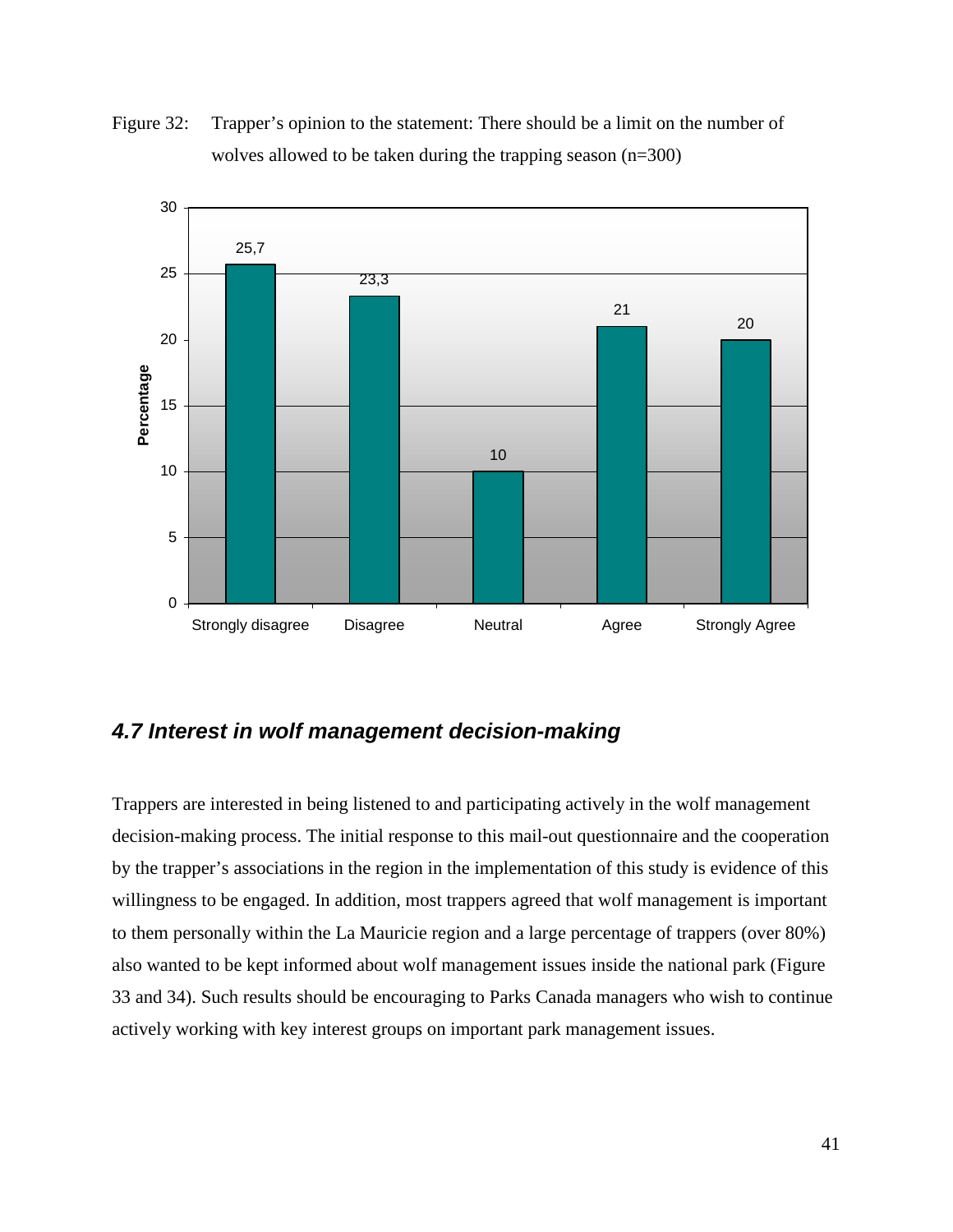Figure 32: Trapper's opinion to the statement: There should be a limit on the number of wolves allowed to be taken during the trapping season (n=300)

| Response | Percentage |
|---|---|
| Strongly disagree | 25,7 |
| Disagree | 23,3 |
| Neutral | 10 |
| Agree | 21 |
| Strongly Agree | 20 |

## *4.7 Interest in wolf management decision-making*

Trappers are interested in being listened to and participating actively in the wolf management decision-making process. The initial response to this mail-out questionnaire and the cooperation by the trapper's associations in the region in the implementation of this study is evidence of this willingness to be engaged. In addition, most trappers agreed that wolf management is important to them personally within the La Mauricie region and a large percentage of trappers (over 80%) also wanted to be kept informed about wolf management issues inside the national park (Figure 33 and 34). Such results should be encouraging to Parks Canada managers who wish to continue actively working with key interest groups on important park management issues.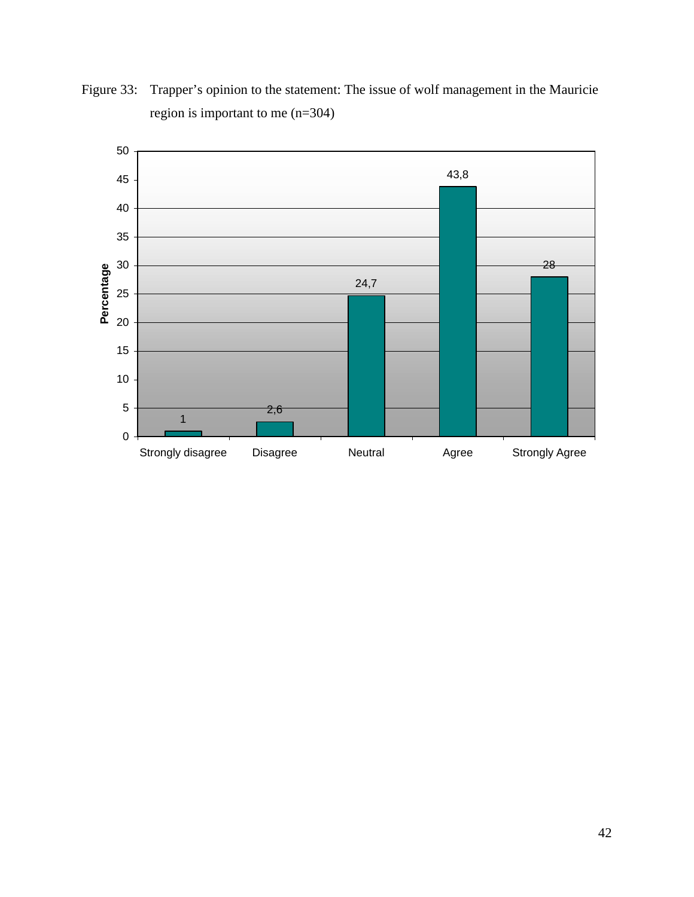Figure 33: Trapper's opinion to the statement: The issue of wolf management in the Mauricie region is important to me (n=304)

| Response | Percentage |
|---|---|
| Strongly disagree | 1 |
| Disagree | 2,6 |
| Neutral | 24,7 |
| Agree | 43,8 |
| Strongly Agree | 28 |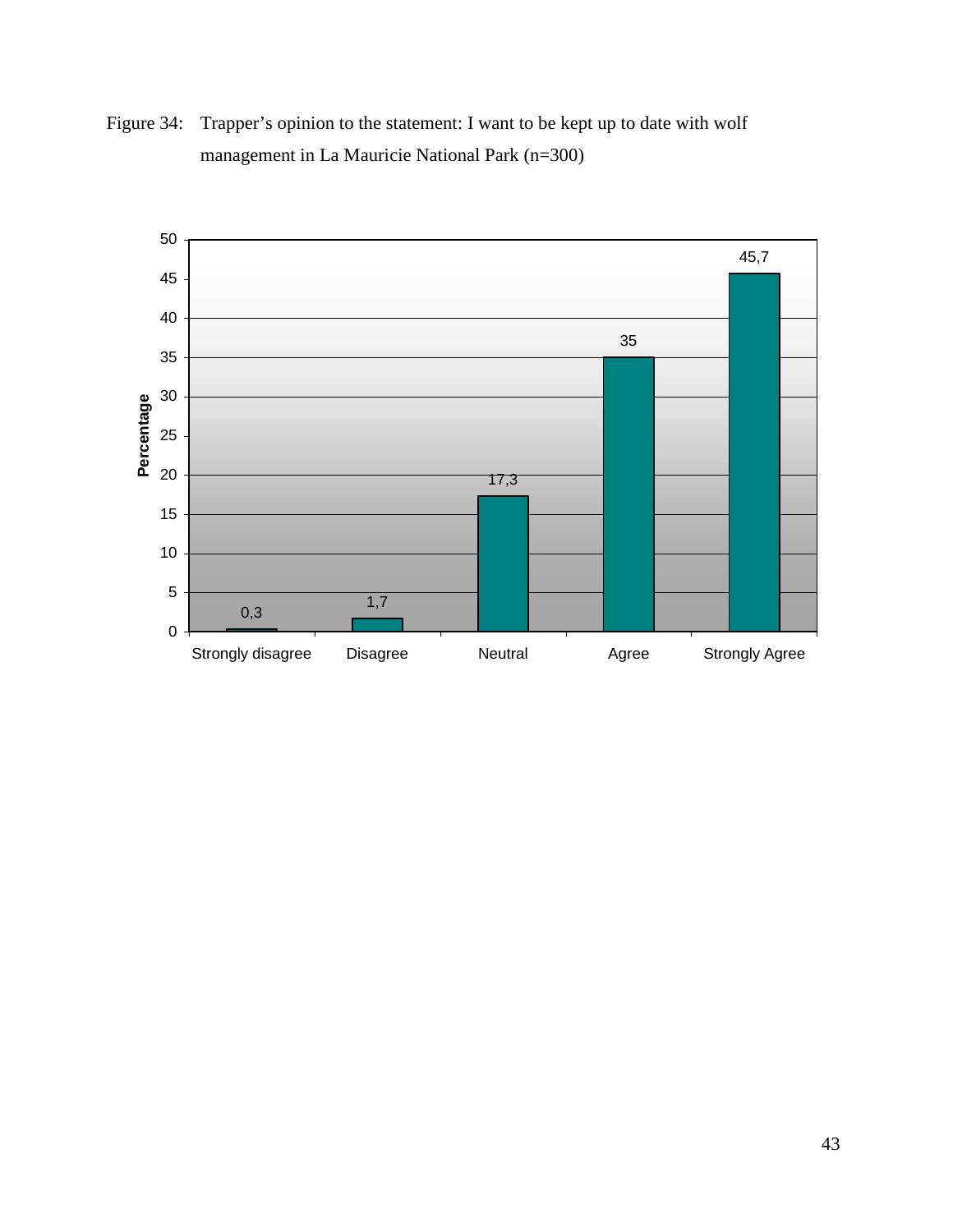Figure 34: Trapper's opinion to the statement: I want to be kept up to date with wolf management in La Mauricie National Park (n=300)

| Response | Percentage |
|---|---|
| Strongly disagree | 0,3 |
| Disagree | 1,7 |
| Neutral | 17,3 |
| Agree | 35 |
| Strongly Agree | 45,7 |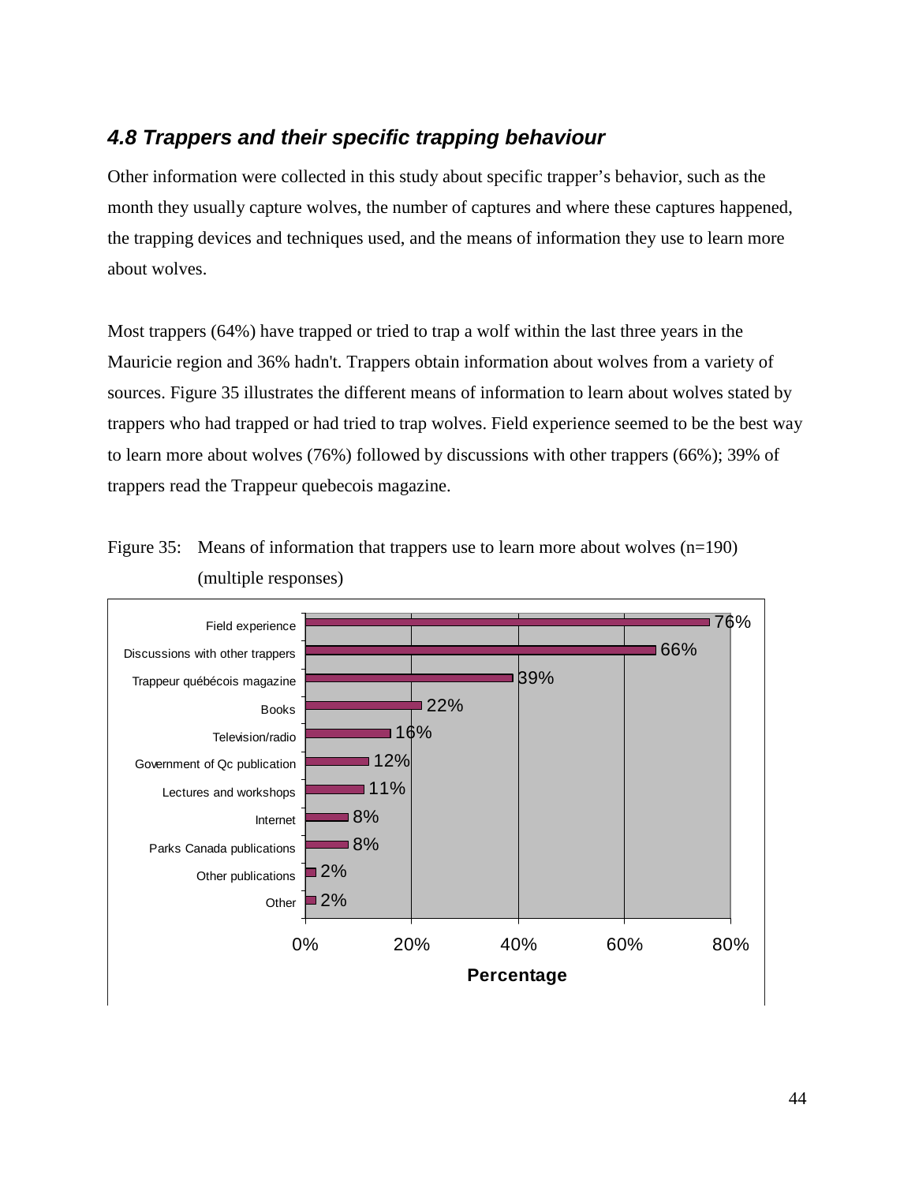### *4.8 Trappers and their specific trapping behaviour*

Other information were collected in this study about specific trapper's behavior, such as the month they usually capture wolves, the number of captures and where these captures happened, the trapping devices and techniques used, and the means of information they use to learn more about wolves.

Most trappers (64%) have trapped or tried to trap a wolf within the last three years in the Mauricie region and 36% hadn't. Trappers obtain information about wolves from a variety of sources. Figure 35 illustrates the different means of information to learn about wolves stated by trappers who had trapped or had tried to trap wolves. Field experience seemed to be the best way to learn more about wolves (76%) followed by discussions with other trappers (66%); 39% of trappers read the Trappeur quebecois magazine.

Figure 35: Means of information that trappers use to learn more about wolves (n=190) (multiple responses)

| Means of information | Percentage |
|---|---|
| Field experience | 76% |
| Discussions with other trappers | 66% |
| Trappeur québécois magazine | 39% |
| Books | 22% |
| Television/radio | 16% |
| Government of Qc publication | 12% |
| Lectures and workshops | 11% |
| Internet | 8% |
| Parks Canada publications | 8% |
| Other publications | 2% |
| Other | 2% |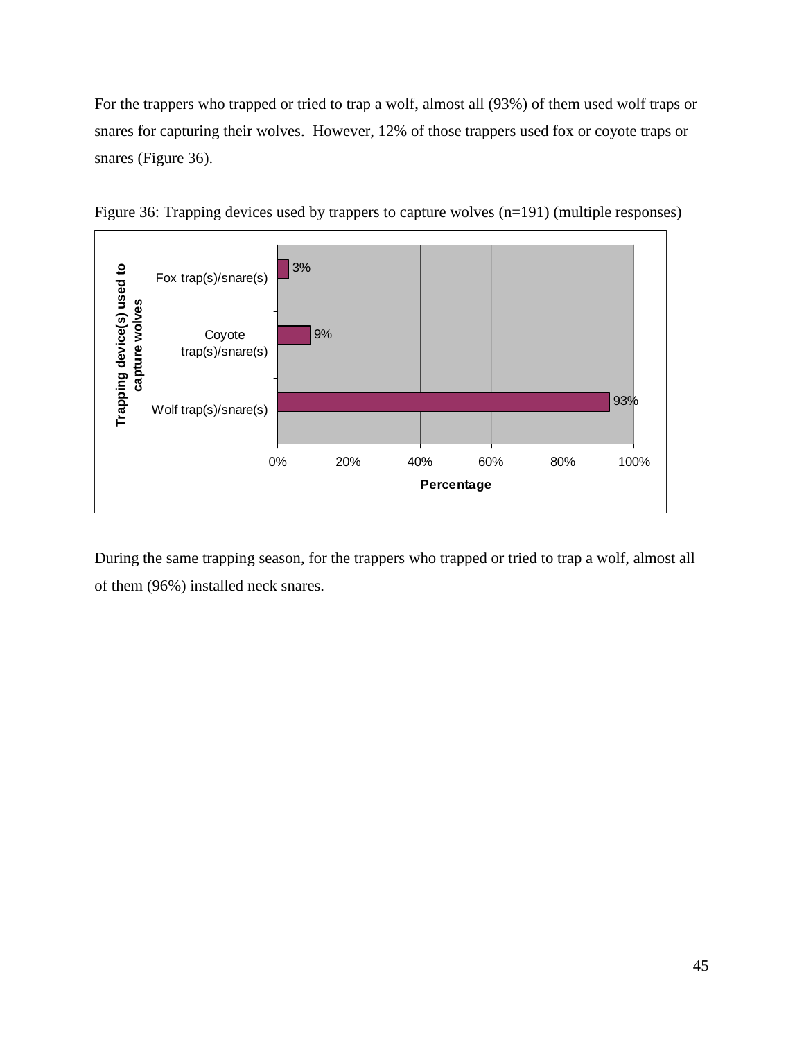For the trappers who trapped or tried to trap a wolf, almost all (93%) of them used wolf traps or snares for capturing their wolves. However, 12% of those trappers used fox or coyote traps or snares (Figure 36).

Figure 36: Trapping devices used by trappers to capture wolves (n=191) (multiple responses)

| Trapping device(s) used to capture wolves | Percentage |
|---|---|
| Fox trap(s)/snare(s) | 3% |
| Coyote trap(s)/snare(s) | 9% |
| Wolf trap(s)/snare(s) | 93% |

During the same trapping season, for the trappers who trapped or tried to trap a wolf, almost all of them (96%) installed neck snares.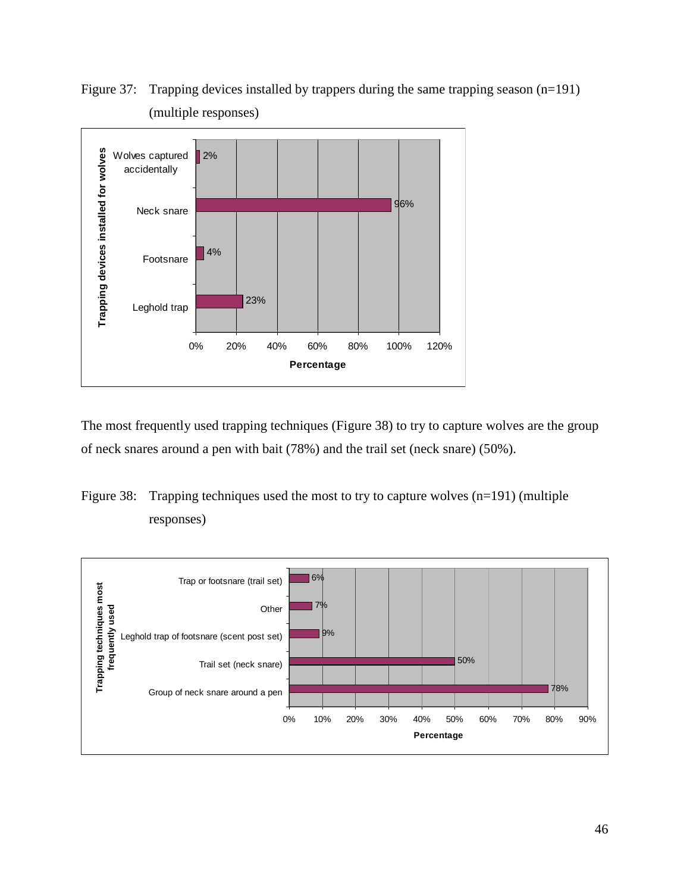Figure 37: Trapping devices installed by trappers during the same trapping season (n=191) (multiple responses)

| Trapping devices installed for wolves | Percentage |
|---|---|
| Wolves captured accidentally | 2% |
| Neck snare | 96% |
| Footsnare | 4% |
| Leghold trap | 23% |

The most frequently used trapping techniques (Figure 38) to try to capture wolves are the group of neck snares around a pen with bait (78%) and the trail set (neck snare) (50%).

Figure 38: Trapping techniques used the most to try to capture wolves (n=191) (multiple responses)

| Trapping techniques most frequently used | Percentage |
|---|---|
| Trap or footsnare (trail set) | 6% |
| Other | 7% |
| Leghold trap of footsnare (scent post set) | 9% |
| Trail set (neck snare) | 50% |
| Group of neck snare around a pen | 78% |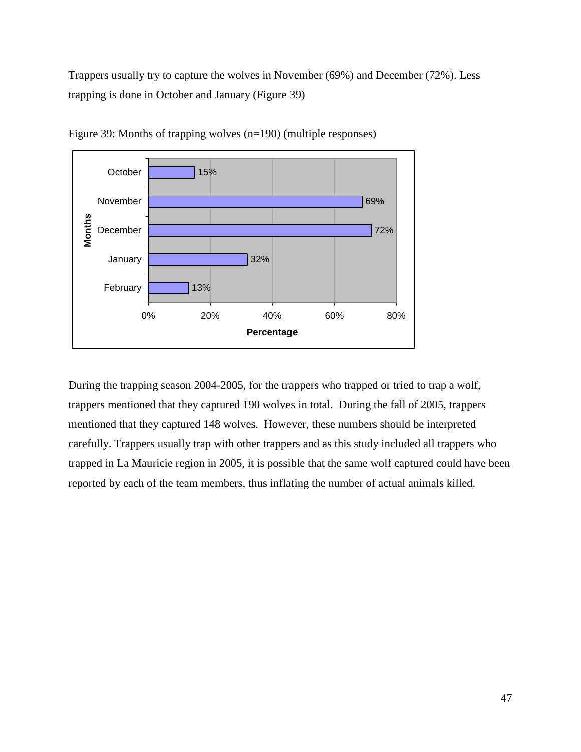Trappers usually try to capture the wolves in November (69%) and December (72%). Less trapping is done in October and January (Figure 39)

Figure 39: Months of trapping wolves (n=190) (multiple responses)

| Months | Percentage |
| --- | --- |
| October | 15% |
| November | 69% |
| December | 72% |
| January | 32% |
| February | 13% |

During the trapping season 2004-2005, for the trappers who trapped or tried to trap a wolf, trappers mentioned that they captured 190 wolves in total. During the fall of 2005, trappers mentioned that they captured 148 wolves. However, these numbers should be interpreted carefully. Trappers usually trap with other trappers and as this study included all trappers who trapped in La Mauricie region in 2005, it is possible that the same wolf captured could have been reported by each of the team members, thus inflating the number of actual animals killed.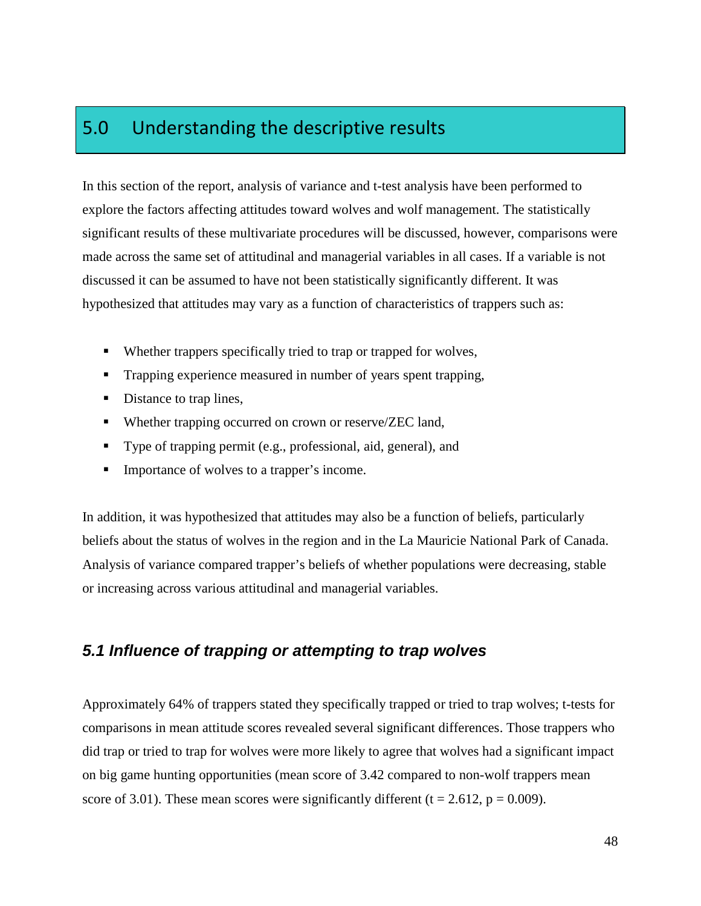# 5.0 Understanding the descriptive results

In this section of the report, analysis of variance and t-test analysis have been performed to explore the factors affecting attitudes toward wolves and wolf management. The statistically significant results of these multivariate procedures will be discussed, however, comparisons were made across the same set of attitudinal and managerial variables in all cases. If a variable is not discussed it can be assumed to have not been statistically significantly different. It was hypothesized that attitudes may vary as a function of characteristics of trappers such as:

- Whether trappers specifically tried to trap or trapped for wolves,
- Trapping experience measured in number of years spent trapping,
- Distance to trap lines,
- Whether trapping occurred on crown or reserve/ZEC land,
- Type of trapping permit (e.g., professional, aid, general), and
- Importance of wolves to a trapper's income.

In addition, it was hypothesized that attitudes may also be a function of beliefs, particularly beliefs about the status of wolves in the region and in the La Mauricie National Park of Canada. Analysis of variance compared trapper's beliefs of whether populations were decreasing, stable or increasing across various attitudinal and managerial variables.

## *5.1 Influence of trapping or attempting to trap wolves*

Approximately 64% of trappers stated they specifically trapped or tried to trap wolves; t-tests for comparisons in mean attitude scores revealed several significant differences. Those trappers who did trap or tried to trap for wolves were more likely to agree that wolves had a significant impact on big game hunting opportunities (mean score of 3.42 compared to non-wolf trappers mean score of 3.01). These mean scores were significantly different ($t = 2.612$, $p = 0.009$).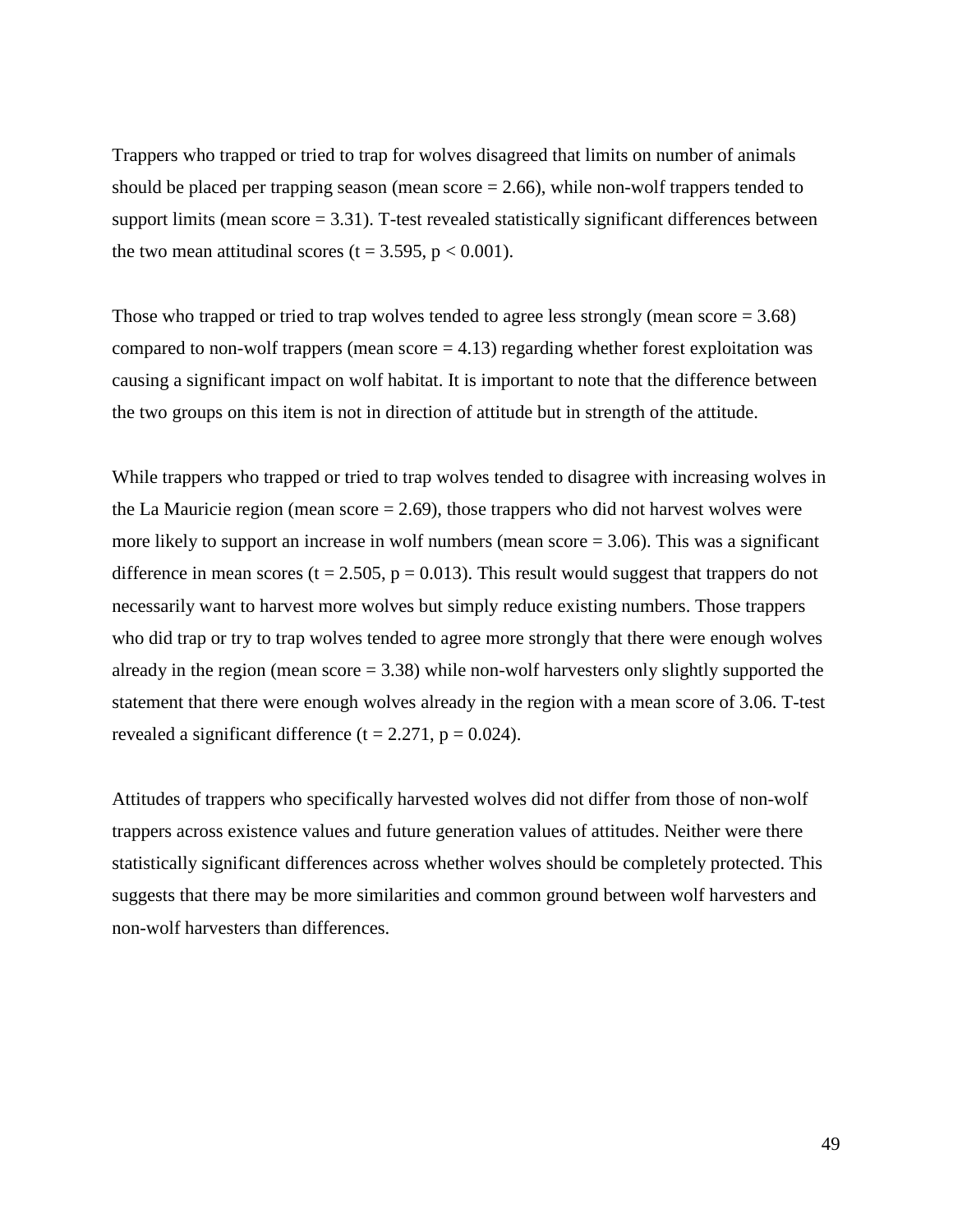Trappers who trapped or tried to trap for wolves disagreed that limits on number of animals should be placed per trapping season (mean score = 2.66), while non-wolf trappers tended to support limits (mean score = 3.31). T-test revealed statistically significant differences between the two mean attitudinal scores ($t = 3.595$, $p < 0.001$).

Those who trapped or tried to trap wolves tended to agree less strongly (mean score = 3.68) compared to non-wolf trappers (mean score = 4.13) regarding whether forest exploitation was causing a significant impact on wolf habitat. It is important to note that the difference between the two groups on this item is not in direction of attitude but in strength of the attitude.

While trappers who trapped or tried to trap wolves tended to disagree with increasing wolves in the La Mauricie region (mean score = 2.69), those trappers who did not harvest wolves were more likely to support an increase in wolf numbers (mean score = 3.06). This was a significant difference in mean scores ($t = 2.505$, $p = 0.013$). This result would suggest that trappers do not necessarily want to harvest more wolves but simply reduce existing numbers. Those trappers who did trap or try to trap wolves tended to agree more strongly that there were enough wolves already in the region (mean score = 3.38) while non-wolf harvesters only slightly supported the statement that there were enough wolves already in the region with a mean score of 3.06. T-test revealed a significant difference ($t = 2.271$, $p = 0.024$).

Attitudes of trappers who specifically harvested wolves did not differ from those of non-wolf trappers across existence values and future generation values of attitudes. Neither were there statistically significant differences across whether wolves should be completely protected. This suggests that there may be more similarities and common ground between wolf harvesters and non-wolf harvesters than differences.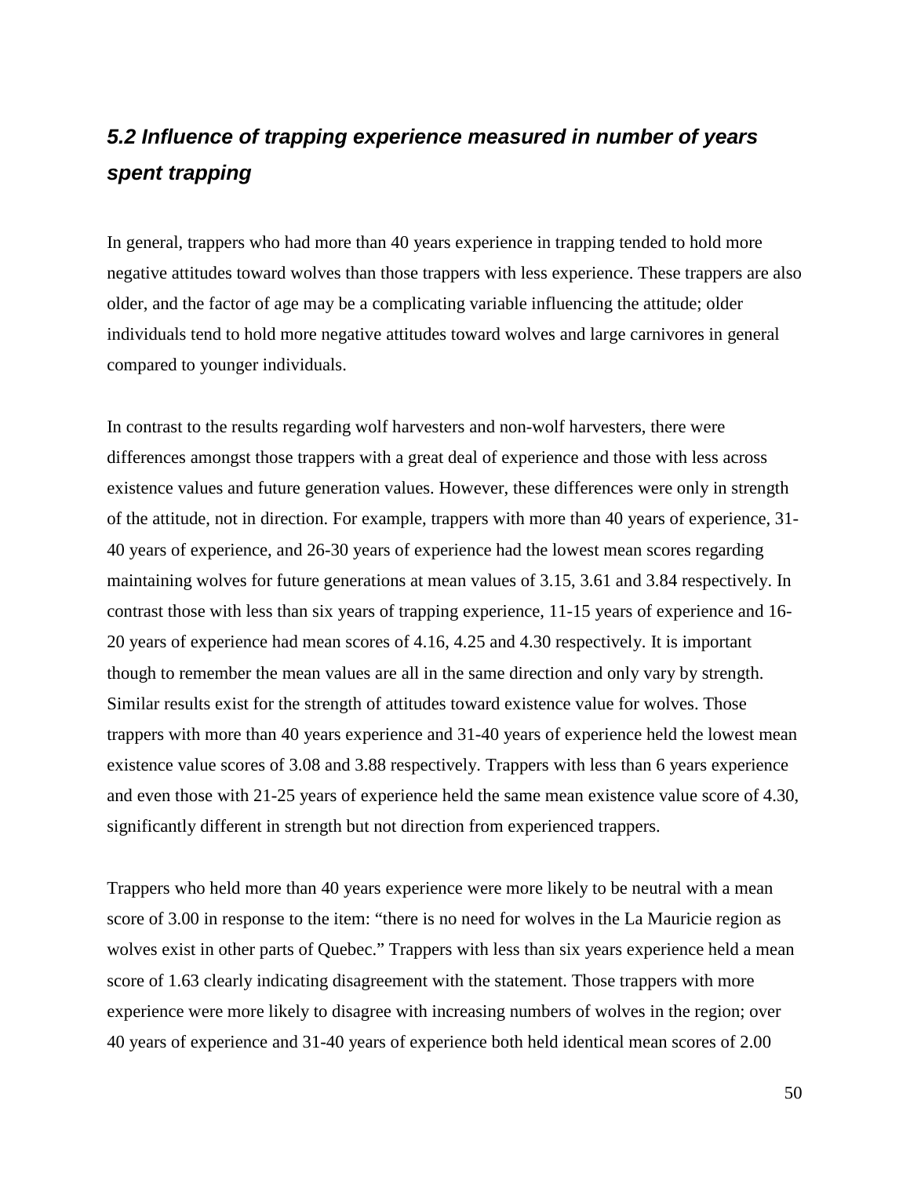## *5.2 Influence of trapping experience measured in number of years spent trapping*

In general, trappers who had more than 40 years experience in trapping tended to hold more negative attitudes toward wolves than those trappers with less experience. These trappers are also older, and the factor of age may be a complicating variable influencing the attitude; older individuals tend to hold more negative attitudes toward wolves and large carnivores in general compared to younger individuals.

In contrast to the results regarding wolf harvesters and non-wolf harvesters, there were differences amongst those trappers with a great deal of experience and those with less across existence values and future generation values. However, these differences were only in strength of the attitude, not in direction. For example, trappers with more than 40 years of experience, 31-40 years of experience, and 26-30 years of experience had the lowest mean scores regarding maintaining wolves for future generations at mean values of 3.15, 3.61 and 3.84 respectively. In contrast those with less than six years of trapping experience, 11-15 years of experience and 16-20 years of experience had mean scores of 4.16, 4.25 and 4.30 respectively. It is important though to remember the mean values are all in the same direction and only vary by strength. Similar results exist for the strength of attitudes toward existence value for wolves. Those trappers with more than 40 years experience and 31-40 years of experience held the lowest mean existence value scores of 3.08 and 3.88 respectively. Trappers with less than 6 years experience and even those with 21-25 years of experience held the same mean existence value score of 4.30, significantly different in strength but not direction from experienced trappers.

Trappers who held more than 40 years experience were more likely to be neutral with a mean score of 3.00 in response to the item: "there is no need for wolves in the La Mauricie region as wolves exist in other parts of Quebec." Trappers with less than six years experience held a mean score of 1.63 clearly indicating disagreement with the statement. Those trappers with more experience were more likely to disagree with increasing numbers of wolves in the region; over 40 years of experience and 31-40 years of experience both held identical mean scores of 2.00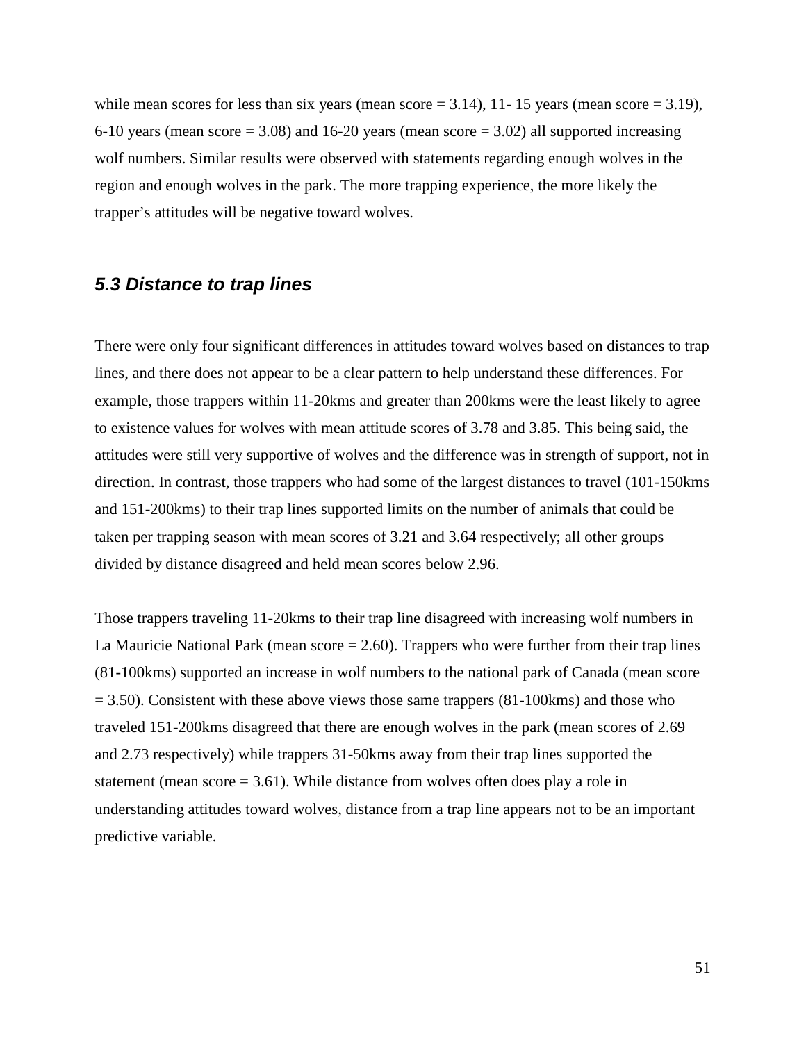while mean scores for less than six years (mean score = 3.14), 11- 15 years (mean score = 3.19), 6-10 years (mean score = 3.08) and 16-20 years (mean score = 3.02) all supported increasing wolf numbers. Similar results were observed with statements regarding enough wolves in the region and enough wolves in the park. The more trapping experience, the more likely the trapper's attitudes will be negative toward wolves.

### *5.3 Distance to trap lines*

There were only four significant differences in attitudes toward wolves based on distances to trap lines, and there does not appear to be a clear pattern to help understand these differences. For example, those trappers within 11-20kms and greater than 200kms were the least likely to agree to existence values for wolves with mean attitude scores of 3.78 and 3.85. This being said, the attitudes were still very supportive of wolves and the difference was in strength of support, not in direction. In contrast, those trappers who had some of the largest distances to travel (101-150kms and 151-200kms) to their trap lines supported limits on the number of animals that could be taken per trapping season with mean scores of 3.21 and 3.64 respectively; all other groups divided by distance disagreed and held mean scores below 2.96.

Those trappers traveling 11-20kms to their trap line disagreed with increasing wolf numbers in La Mauricie National Park (mean score = 2.60). Trappers who were further from their trap lines (81-100kms) supported an increase in wolf numbers to the national park of Canada (mean score = 3.50). Consistent with these above views those same trappers (81-100kms) and those who traveled 151-200kms disagreed that there are enough wolves in the park (mean scores of 2.69 and 2.73 respectively) while trappers 31-50kms away from their trap lines supported the statement (mean score = 3.61). While distance from wolves often does play a role in understanding attitudes toward wolves, distance from a trap line appears not to be an important predictive variable.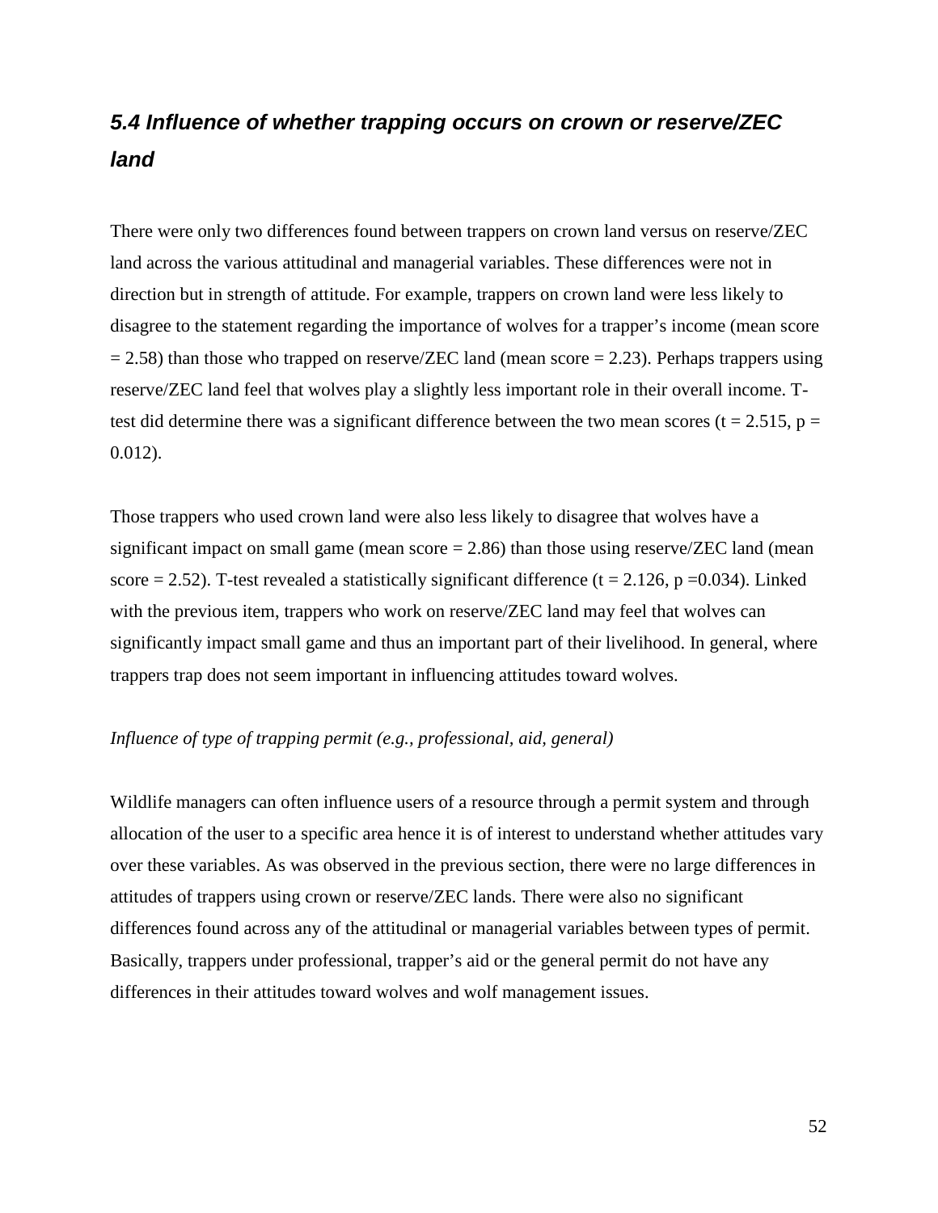## *5.4 Influence of whether trapping occurs on crown or reserve/ZEC land*

There were only two differences found between trappers on crown land versus on reserve/ZEC land across the various attitudinal and managerial variables. These differences were not in direction but in strength of attitude. For example, trappers on crown land were less likely to disagree to the statement regarding the importance of wolves for a trapper's income (mean score = 2.58) than those who trapped on reserve/ZEC land (mean score = 2.23). Perhaps trappers using reserve/ZEC land feel that wolves play a slightly less important role in their overall income. T-test did determine there was a significant difference between the two mean scores ($t = 2.515$, $p = 0.012$).

Those trappers who used crown land were also less likely to disagree that wolves have a significant impact on small game (mean score = 2.86) than those using reserve/ZEC land (mean score = 2.52). T-test revealed a statistically significant difference ($t = 2.126$, $p = 0.034$). Linked with the previous item, trappers who work on reserve/ZEC land may feel that wolves can significantly impact small game and thus an important part of their livelihood. In general, where trappers trap does not seem important in influencing attitudes toward wolves.

*Influence of type of trapping permit (e.g., professional, aid, general)*

Wildlife managers can often influence users of a resource through a permit system and through allocation of the user to a specific area hence it is of interest to understand whether attitudes vary over these variables. As was observed in the previous section, there were no large differences in attitudes of trappers using crown or reserve/ZEC lands. There were also no significant differences found across any of the attitudinal or managerial variables between types of permit. Basically, trappers under professional, trapper's aid or the general permit do not have any differences in their attitudes toward wolves and wolf management issues.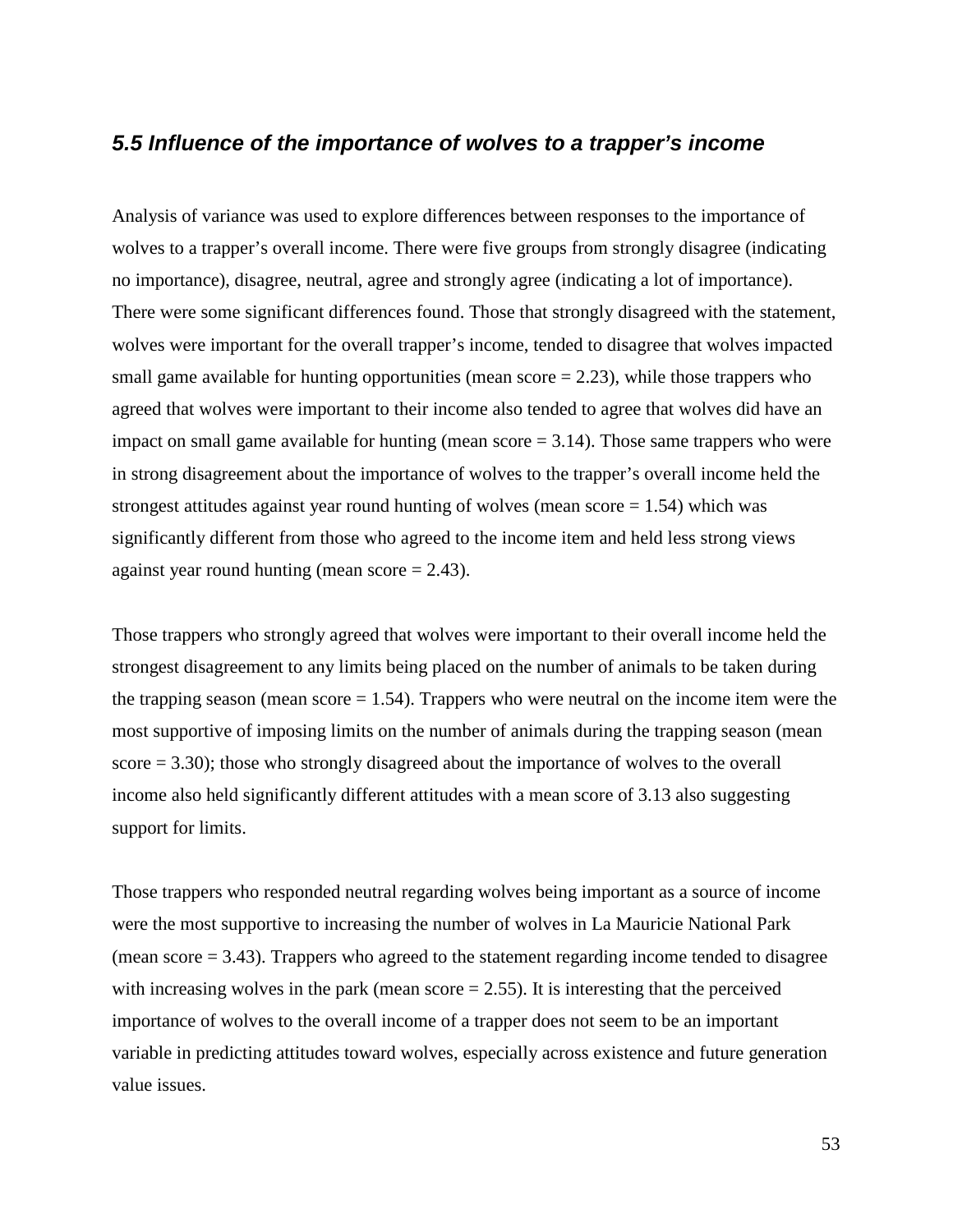### *5.5 Influence of the importance of wolves to a trapper's income*

Analysis of variance was used to explore differences between responses to the importance of wolves to a trapper's overall income. There were five groups from strongly disagree (indicating no importance), disagree, neutral, agree and strongly agree (indicating a lot of importance). There were some significant differences found. Those that strongly disagreed with the statement, wolves were important for the overall trapper's income, tended to disagree that wolves impacted small game available for hunting opportunities (mean score = 2.23), while those trappers who agreed that wolves were important to their income also tended to agree that wolves did have an impact on small game available for hunting (mean score = 3.14). Those same trappers who were in strong disagreement about the importance of wolves to the trapper's overall income held the strongest attitudes against year round hunting of wolves (mean score = 1.54) which was significantly different from those who agreed to the income item and held less strong views against year round hunting (mean score = 2.43).

Those trappers who strongly agreed that wolves were important to their overall income held the strongest disagreement to any limits being placed on the number of animals to be taken during the trapping season (mean score = 1.54). Trappers who were neutral on the income item were the most supportive of imposing limits on the number of animals during the trapping season (mean score = 3.30); those who strongly disagreed about the importance of wolves to the overall income also held significantly different attitudes with a mean score of 3.13 also suggesting support for limits.

Those trappers who responded neutral regarding wolves being important as a source of income were the most supportive to increasing the number of wolves in La Mauricie National Park (mean score = 3.43). Trappers who agreed to the statement regarding income tended to disagree with increasing wolves in the park (mean score = 2.55). It is interesting that the perceived importance of wolves to the overall income of a trapper does not seem to be an important variable in predicting attitudes toward wolves, especially across existence and future generation value issues.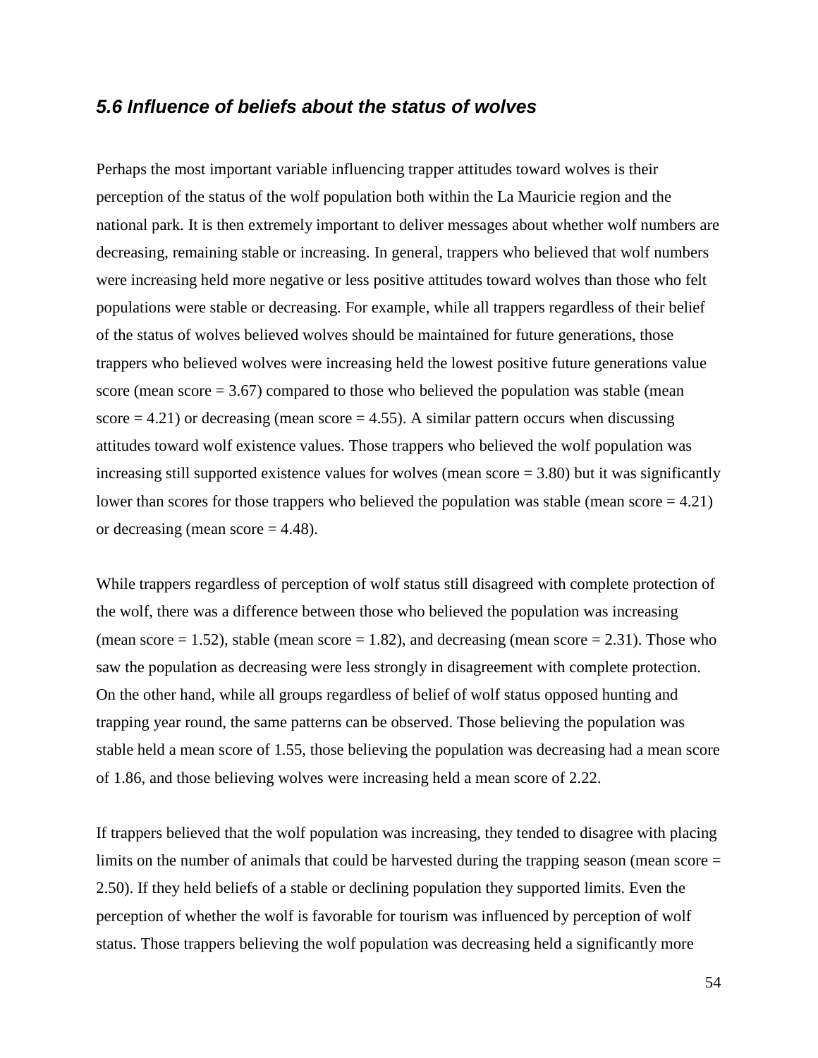### *5.6 Influence of beliefs about the status of wolves*

Perhaps the most important variable influencing trapper attitudes toward wolves is their perception of the status of the wolf population both within the La Mauricie region and the national park. It is then extremely important to deliver messages about whether wolf numbers are decreasing, remaining stable or increasing. In general, trappers who believed that wolf numbers were increasing held more negative or less positive attitudes toward wolves than those who felt populations were stable or decreasing. For example, while all trappers regardless of their belief of the status of wolves believed wolves should be maintained for future generations, those trappers who believed wolves were increasing held the lowest positive future generations value score (mean score = 3.67) compared to those who believed the population was stable (mean score = 4.21) or decreasing (mean score = 4.55). A similar pattern occurs when discussing attitudes toward wolf existence values. Those trappers who believed the wolf population was increasing still supported existence values for wolves (mean score = 3.80) but it was significantly lower than scores for those trappers who believed the population was stable (mean score = 4.21) or decreasing (mean score = 4.48).

While trappers regardless of perception of wolf status still disagreed with complete protection of the wolf, there was a difference between those who believed the population was increasing (mean score = 1.52), stable (mean score = 1.82), and decreasing (mean score = 2.31). Those who saw the population as decreasing were less strongly in disagreement with complete protection. On the other hand, while all groups regardless of belief of wolf status opposed hunting and trapping year round, the same patterns can be observed. Those believing the population was stable held a mean score of 1.55, those believing the population was decreasing had a mean score of 1.86, and those believing wolves were increasing held a mean score of 2.22.

If trappers believed that the wolf population was increasing, they tended to disagree with placing limits on the number of animals that could be harvested during the trapping season (mean score = 2.50). If they held beliefs of a stable or declining population they supported limits. Even the perception of whether the wolf is favorable for tourism was influenced by perception of wolf status. Those trappers believing the wolf population was decreasing held a significantly more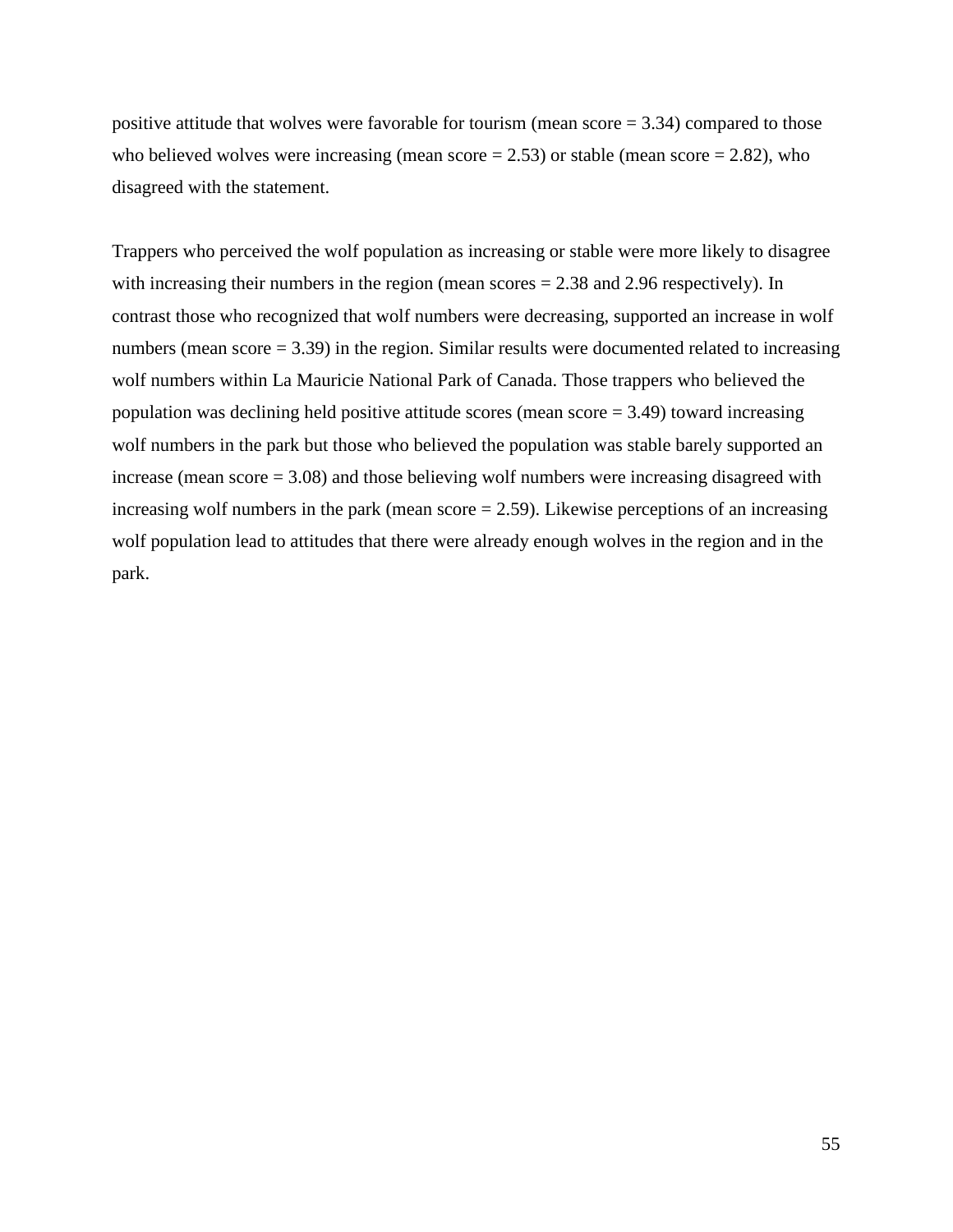positive attitude that wolves were favorable for tourism (mean score = 3.34) compared to those who believed wolves were increasing (mean score = 2.53) or stable (mean score = 2.82), who disagreed with the statement.

Trappers who perceived the wolf population as increasing or stable were more likely to disagree with increasing their numbers in the region (mean scores = 2.38 and 2.96 respectively). In contrast those who recognized that wolf numbers were decreasing, supported an increase in wolf numbers (mean score = 3.39) in the region. Similar results were documented related to increasing wolf numbers within La Mauricie National Park of Canada. Those trappers who believed the population was declining held positive attitude scores (mean score = 3.49) toward increasing wolf numbers in the park but those who believed the population was stable barely supported an increase (mean score = 3.08) and those believing wolf numbers were increasing disagreed with increasing wolf numbers in the park (mean score = 2.59). Likewise perceptions of an increasing wolf population lead to attitudes that there were already enough wolves in the region and in the park.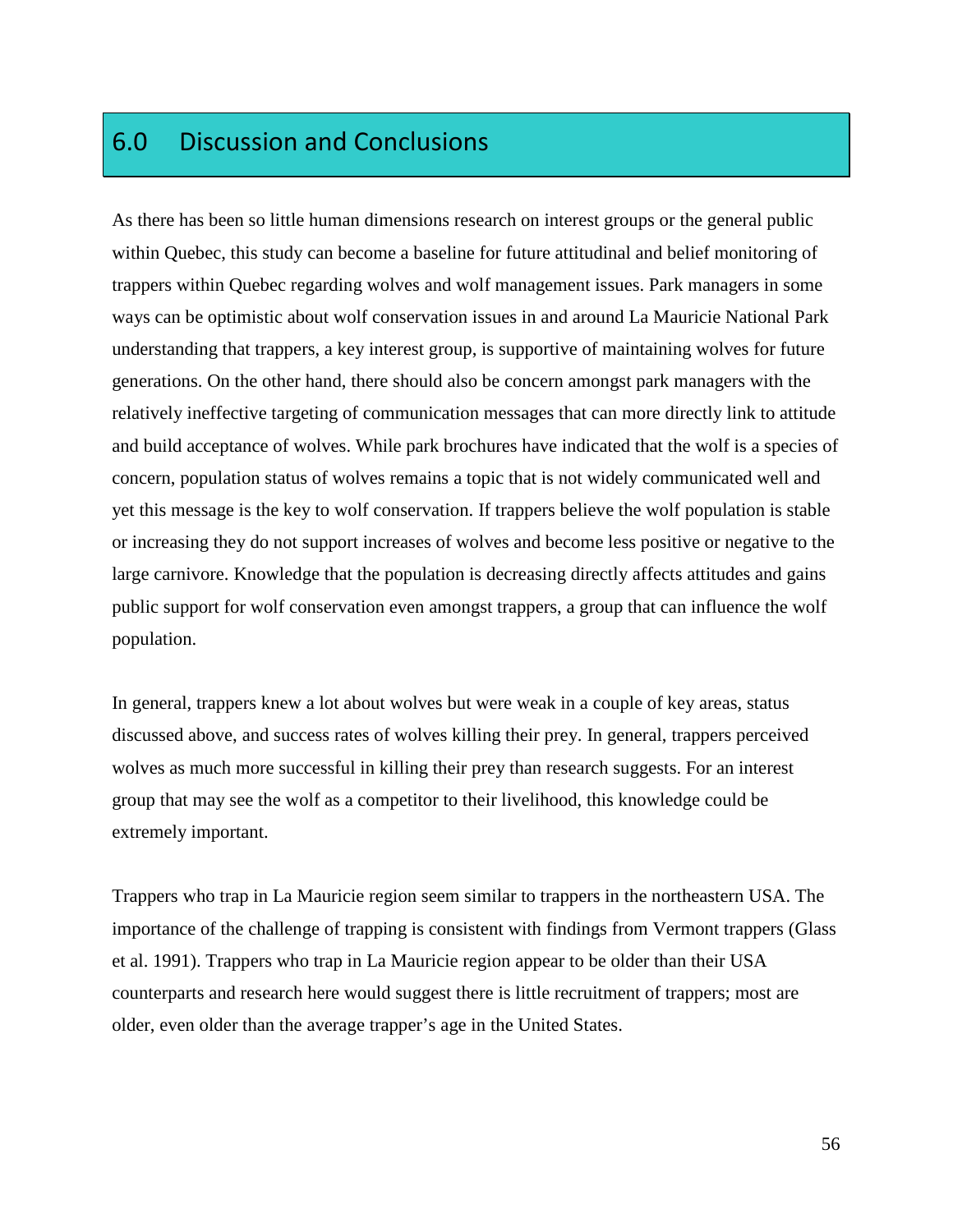# 6.0 Discussion and Conclusions

As there has been so little human dimensions research on interest groups or the general public within Quebec, this study can become a baseline for future attitudinal and belief monitoring of trappers within Quebec regarding wolves and wolf management issues. Park managers in some ways can be optimistic about wolf conservation issues in and around La Mauricie National Park understanding that trappers, a key interest group, is supportive of maintaining wolves for future generations. On the other hand, there should also be concern amongst park managers with the relatively ineffective targeting of communication messages that can more directly link to attitude and build acceptance of wolves. While park brochures have indicated that the wolf is a species of concern, population status of wolves remains a topic that is not widely communicated well and yet this message is the key to wolf conservation. If trappers believe the wolf population is stable or increasing they do not support increases of wolves and become less positive or negative to the large carnivore. Knowledge that the population is decreasing directly affects attitudes and gains public support for wolf conservation even amongst trappers, a group that can influence the wolf population.

In general, trappers knew a lot about wolves but were weak in a couple of key areas, status discussed above, and success rates of wolves killing their prey. In general, trappers perceived wolves as much more successful in killing their prey than research suggests. For an interest group that may see the wolf as a competitor to their livelihood, this knowledge could be extremely important.

Trappers who trap in La Mauricie region seem similar to trappers in the northeastern USA. The importance of the challenge of trapping is consistent with findings from Vermont trappers (Glass et al. 1991). Trappers who trap in La Mauricie region appear to be older than their USA counterparts and research here would suggest there is little recruitment of trappers; most are older, even older than the average trapper's age in the United States.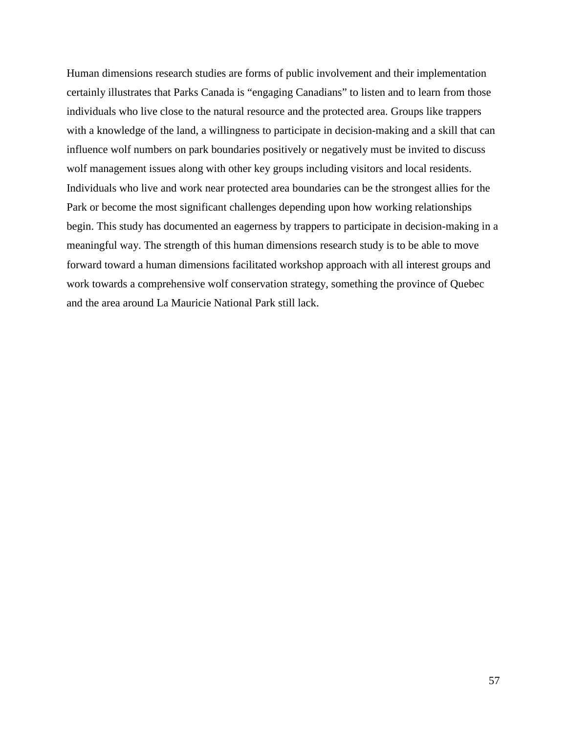Human dimensions research studies are forms of public involvement and their implementation certainly illustrates that Parks Canada is "engaging Canadians" to listen and to learn from those individuals who live close to the natural resource and the protected area. Groups like trappers with a knowledge of the land, a willingness to participate in decision-making and a skill that can influence wolf numbers on park boundaries positively or negatively must be invited to discuss wolf management issues along with other key groups including visitors and local residents. Individuals who live and work near protected area boundaries can be the strongest allies for the Park or become the most significant challenges depending upon how working relationships begin. This study has documented an eagerness by trappers to participate in decision-making in a meaningful way. The strength of this human dimensions research study is to be able to move forward toward a human dimensions facilitated workshop approach with all interest groups and work towards a comprehensive wolf conservation strategy, something the province of Quebec and the area around La Mauricie National Park still lack.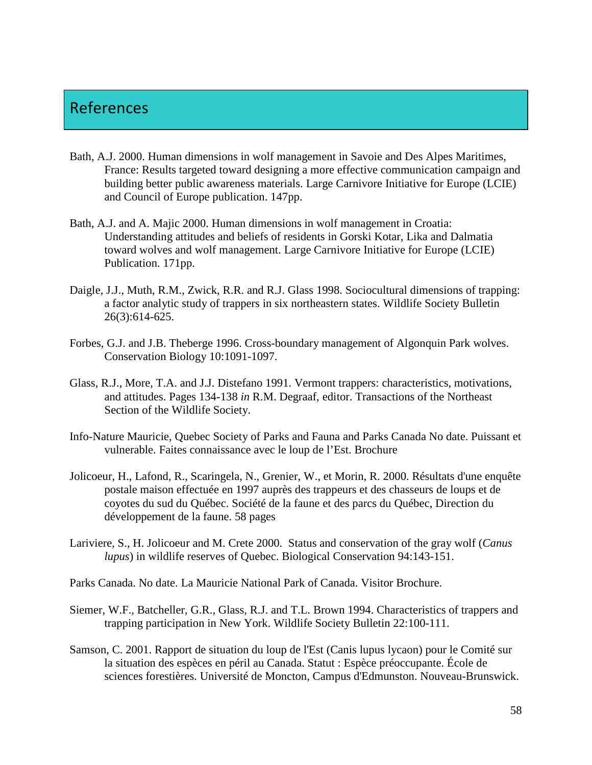# References

Bath, A.J. 2000. Human dimensions in wolf management in Savoie and Des Alpes Maritimes, France: Results targeted toward designing a more effective communication campaign and building better public awareness materials. Large Carnivore Initiative for Europe (LCIE) and Council of Europe publication. 147pp.

Bath, A.J. and A. Majic 2000. Human dimensions in wolf management in Croatia: Understanding attitudes and beliefs of residents in Gorski Kotar, Lika and Dalmatia toward wolves and wolf management. Large Carnivore Initiative for Europe (LCIE) Publication. 171pp.

Daigle, J.J., Muth, R.M., Zwick, R.R. and R.J. Glass 1998. Sociocultural dimensions of trapping: a factor analytic study of trappers in six northeastern states. Wildlife Society Bulletin 26(3):614-625.

Forbes, G.J. and J.B. Theberge 1996. Cross-boundary management of Algonquin Park wolves. Conservation Biology 10:1091-1097.

Glass, R.J., More, T.A. and J.J. Distefano 1991. Vermont trappers: characteristics, motivations, and attitudes. Pages 134-138 *in* R.M. Degraaf, editor. Transactions of the Northeast Section of the Wildlife Society.

Info-Nature Mauricie, Quebec Society of Parks and Fauna and Parks Canada No date. Puissant et vulnerable. Faites connaissance avec le loup de l'Est. Brochure

Jolicoeur, H., Lafond, R., Scaringela, N., Grenier, W., et Morin, R. 2000. Résultats d'une enquête postale maison effectuée en 1997 auprès des trappeurs et des chasseurs de loups et de coyotes du sud du Québec. Société de la faune et des parcs du Québec, Direction du développement de la faune. 58 pages

Lariviere, S., H. Jolicoeur and M. Crete 2000. Status and conservation of the gray wolf (*Canus lupus*) in wildlife reserves of Quebec. Biological Conservation 94:143-151.

Parks Canada. No date. La Mauricie National Park of Canada. Visitor Brochure.

Siemer, W.F., Batcheller, G.R., Glass, R.J. and T.L. Brown 1994. Characteristics of trappers and trapping participation in New York. Wildlife Society Bulletin 22:100-111.

Samson, C. 2001. Rapport de situation du loup de l'Est (Canis lupus lycaon) pour le Comité sur la situation des espèces en péril au Canada. Statut : Espèce préoccupante. École de sciences forestières. Université de Moncton, Campus d'Edmunston. Nouveau-Brunswick.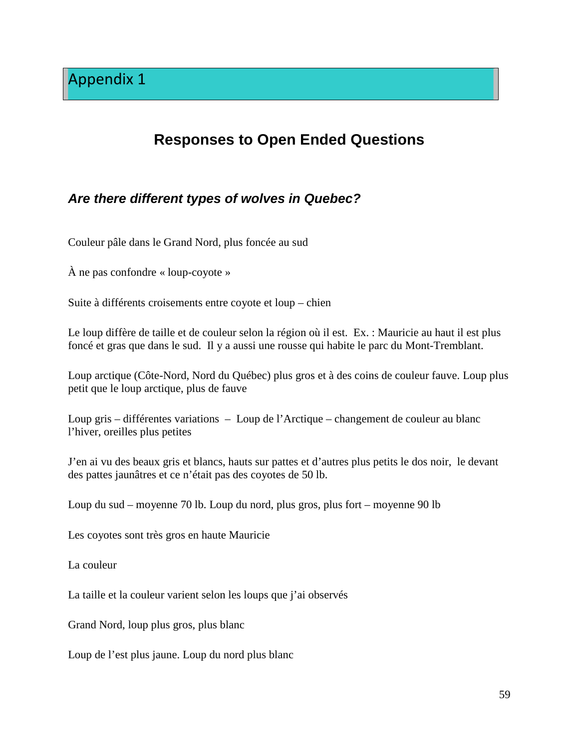# Appendix 1

## Responses to Open Ended Questions

### *Are there different types of wolves in Quebec?*

Couleur pâle dans le Grand Nord, plus foncée au sud

À ne pas confondre « loup-coyote »

Suite à différents croisements entre coyote et loup – chien

Le loup diffère de taille et de couleur selon la région où il est. Ex. : Mauricie au haut il est plus foncé et gras que dans le sud. Il y a aussi une rousse qui habite le parc du Mont-Tremblant.

Loup arctique (Côte-Nord, Nord du Québec) plus gros et à des coins de couleur fauve. Loup plus petit que le loup arctique, plus de fauve

Loup gris – différentes variations – Loup de l'Arctique – changement de couleur au blanc l'hiver, oreilles plus petites

J'en ai vu des beaux gris et blancs, hauts sur pattes et d'autres plus petits le dos noir, le devant des pattes jaunâtres et ce n'était pas des coyotes de 50 lb.

Loup du sud – moyenne 70 lb. Loup du nord, plus gros, plus fort – moyenne 90 lb

Les coyotes sont très gros en haute Mauricie

La couleur

La taille et la couleur varient selon les loups que j'ai observés

Grand Nord, loup plus gros, plus blanc

Loup de l'est plus jaune. Loup du nord plus blanc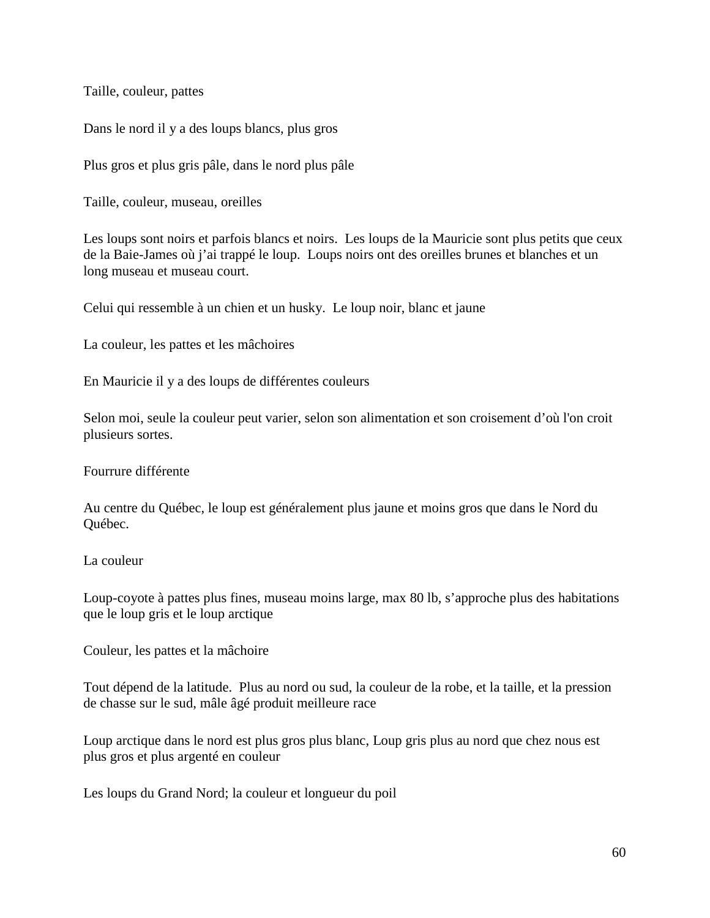Taille, couleur, pattes

Dans le nord il y a des loups blancs, plus gros

Plus gros et plus gris pâle, dans le nord plus pâle

Taille, couleur, museau, oreilles

Les loups sont noirs et parfois blancs et noirs.  Les loups de la Mauricie sont plus petits que ceux de la Baie-James où j'ai trappé le loup.  Loups noirs ont des oreilles brunes et blanches et un long museau et museau court.

Celui qui ressemble à un chien et un husky.  Le loup noir, blanc et jaune

La couleur, les pattes et les mâchoires

En Mauricie il y a des loups de différentes couleurs

Selon moi, seule la couleur peut varier, selon son alimentation et son croisement d'où l'on croit plusieurs sortes.

Fourrure différente

Au centre du Québec, le loup est généralement plus jaune et moins gros que dans le Nord du Québec.

La couleur

Loup-coyote à pattes plus fines, museau moins large, max 80 lb, s'approche plus des habitations que le loup gris et le loup arctique

Couleur, les pattes et la mâchoire

Tout dépend de la latitude.  Plus au nord ou sud, la couleur de la robe, et la taille, et la pression de chasse sur le sud, mâle âgé produit meilleure race

Loup arctique dans le nord est plus gros plus blanc, Loup gris plus au nord que chez nous est plus gros et plus argenté en couleur

Les loups du Grand Nord; la couleur et longueur du poil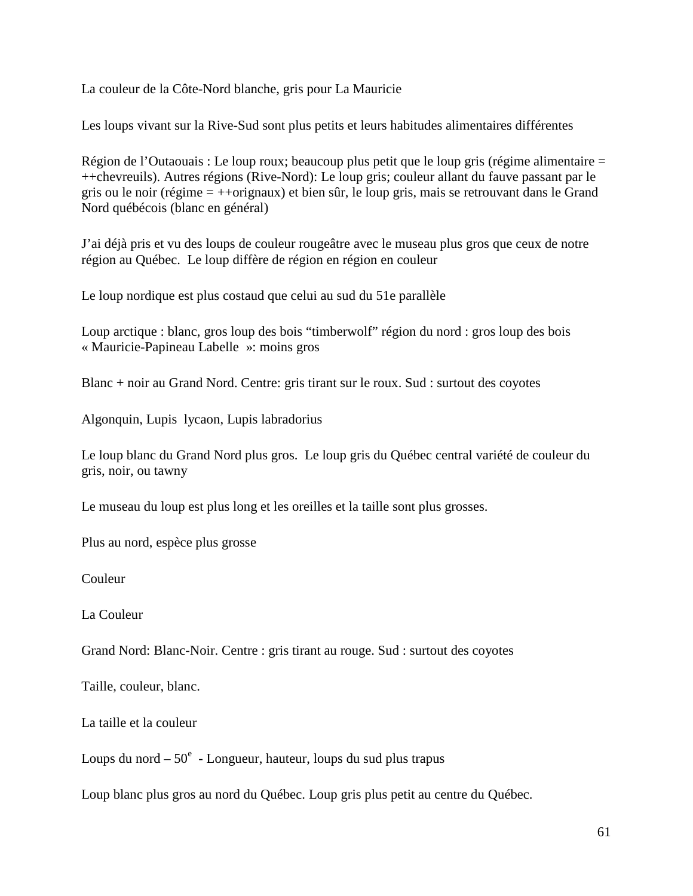La couleur de la Côte-Nord blanche, gris pour La Mauricie

Les loups vivant sur la Rive-Sud sont plus petits et leurs habitudes alimentaires différentes

Région de l'Outaouais : Le loup roux; beaucoup plus petit que le loup gris (régime alimentaire = ++chevreuils). Autres régions (Rive-Nord): Le loup gris; couleur allant du fauve passant par le gris ou le noir (régime = ++orignaux) et bien sûr, le loup gris, mais se retrouvant dans le Grand Nord québécois (blanc en général)

J'ai déjà pris et vu des loups de couleur rougeâtre avec le museau plus gros que ceux de notre région au Québec.  Le loup diffère de région en région en couleur

Le loup nordique est plus costaud que celui au sud du 51e parallèle

Loup arctique : blanc, gros loup des bois "timberwolf" région du nord : gros loup des bois « Mauricie-Papineau Labelle  »: moins gros

Blanc + noir au Grand Nord. Centre: gris tirant sur le roux. Sud : surtout des coyotes

Algonquin, Lupis  lycaon, Lupis labradorius

Le loup blanc du Grand Nord plus gros.  Le loup gris du Québec central variété de couleur du gris, noir, ou tawny

Le museau du loup est plus long et les oreilles et la taille sont plus grosses.

Plus au nord, espèce plus grosse

Couleur

La Couleur

Grand Nord: Blanc-Noir. Centre : gris tirant au rouge. Sud : surtout des coyotes

Taille, couleur, blanc.

La taille et la couleur

Loups du nord – 50e  - Longueur, hauteur, loups du sud plus trapus

Loup blanc plus gros au nord du Québec. Loup gris plus petit au centre du Québec.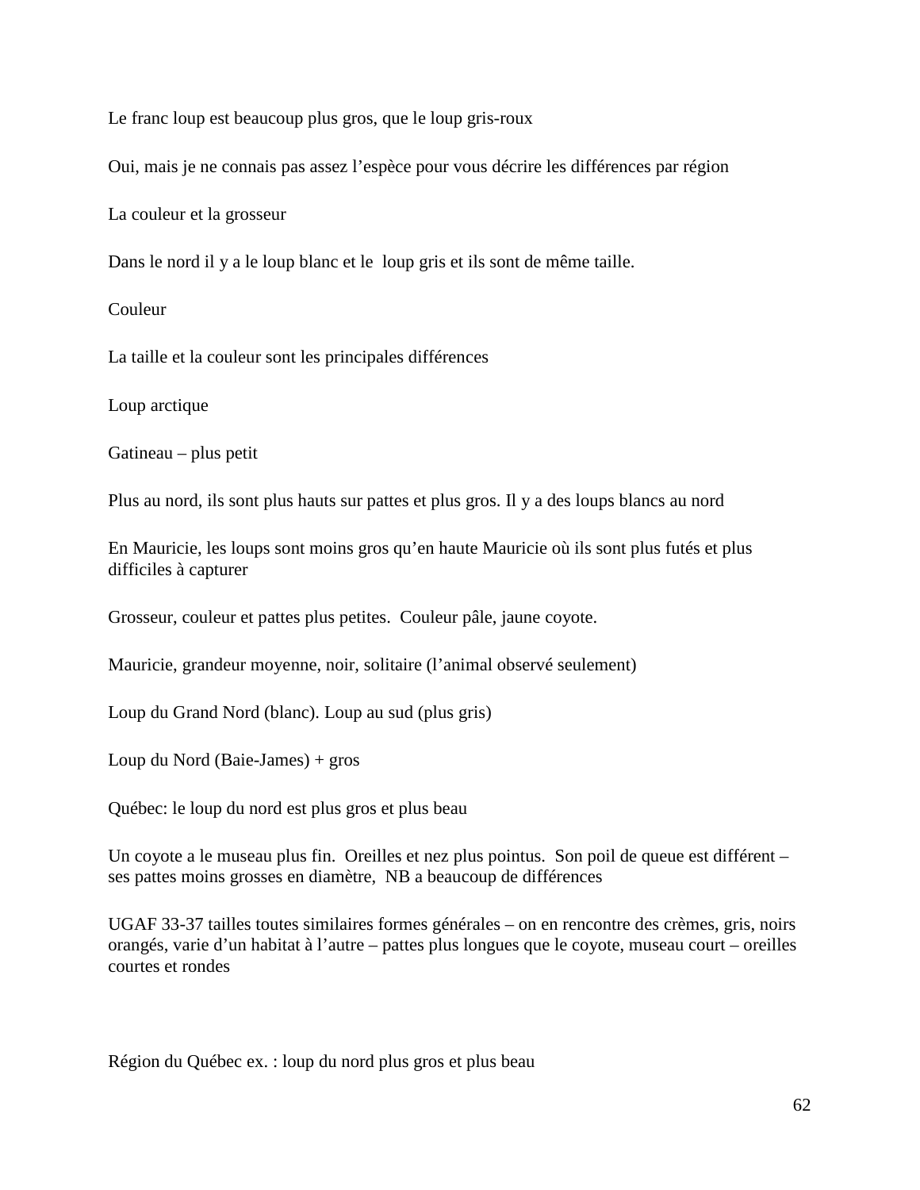Le franc loup est beaucoup plus gros, que le loup gris-roux

Oui, mais je ne connais pas assez l'espèce pour vous décrire les différences par région

La couleur et la grosseur

Dans le nord il y a le loup blanc et le loup gris et ils sont de même taille.

Couleur

La taille et la couleur sont les principales différences

Loup arctique

Gatineau – plus petit

Plus au nord, ils sont plus hauts sur pattes et plus gros. Il y a des loups blancs au nord

En Mauricie, les loups sont moins gros qu'en haute Mauricie où ils sont plus futés et plus difficiles à capturer

Grosseur, couleur et pattes plus petites. Couleur pâle, jaune coyote.

Mauricie, grandeur moyenne, noir, solitaire (l'animal observé seulement)

Loup du Grand Nord (blanc). Loup au sud (plus gris)

Loup du Nord (Baie-James) + gros

Québec: le loup du nord est plus gros et plus beau

Un coyote a le museau plus fin. Oreilles et nez plus pointus. Son poil de queue est différent – ses pattes moins grosses en diamètre, NB a beaucoup de différences

UGAF 33-37 tailles toutes similaires formes générales – on en rencontre des crèmes, gris, noirs orangés, varie d'un habitat à l'autre – pattes plus longues que le coyote, museau court – oreilles courtes et rondes

Région du Québec ex. : loup du nord plus gros et plus beau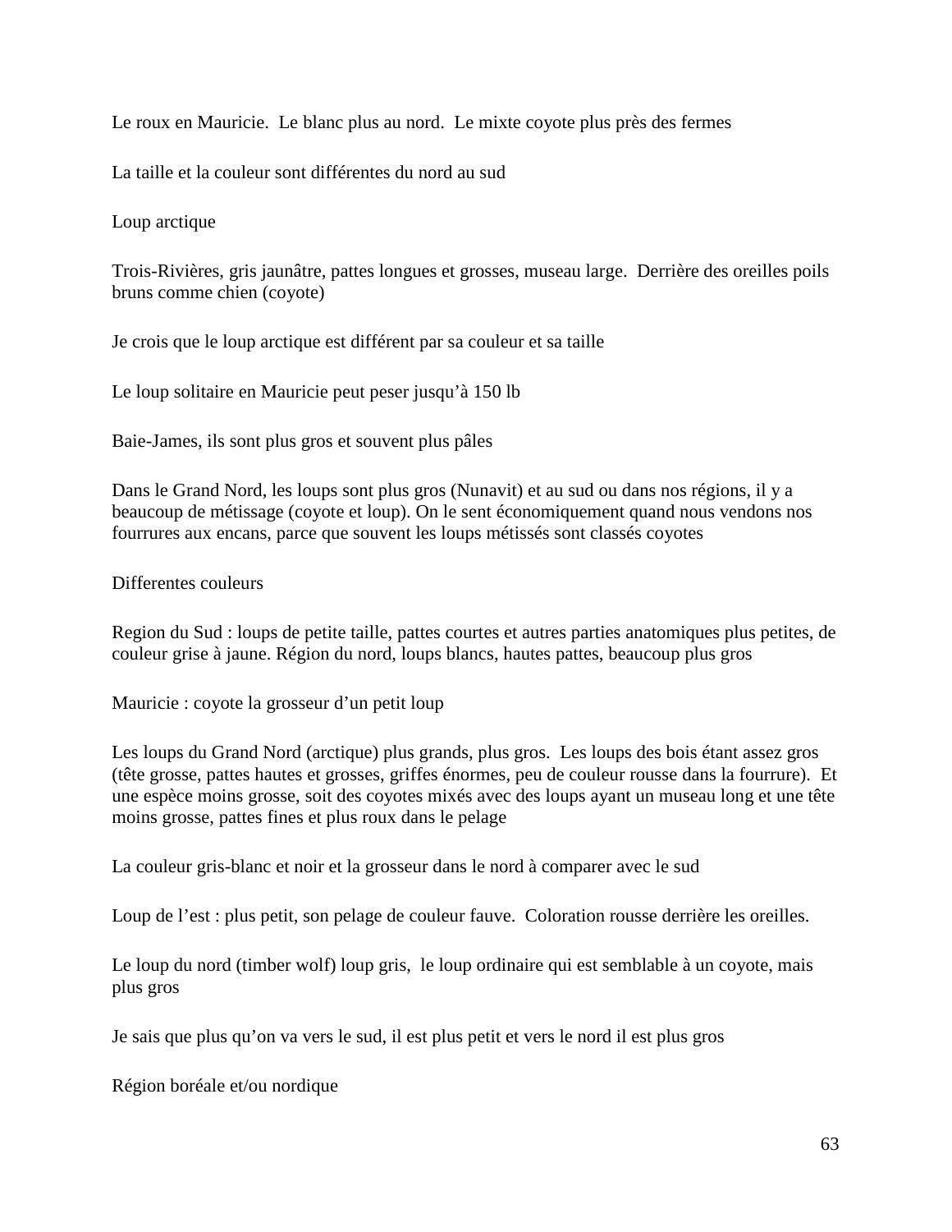Le roux en Mauricie.  Le blanc plus au nord.  Le mixte coyote plus près des fermes

La taille et la couleur sont différentes du nord au sud

Loup arctique

Trois-Rivières, gris jaunâtre, pattes longues et grosses, museau large.  Derrière des oreilles poils bruns comme chien (coyote)

Je crois que le loup arctique est différent par sa couleur et sa taille

Le loup solitaire en Mauricie peut peser jusqu'à 150 lb

Baie-James, ils sont plus gros et souvent plus pâles

Dans le Grand Nord, les loups sont plus gros (Nunavit) et au sud ou dans nos régions, il y a beaucoup de métissage (coyote et loup). On le sent économiquement quand nous vendons nos fourrures aux encans, parce que souvent les loups métissés sont classés coyotes

Differentes couleurs

Region du Sud : loups de petite taille, pattes courtes et autres parties anatomiques plus petites, de couleur grise à jaune. Région du nord, loups blancs, hautes pattes, beaucoup plus gros

Mauricie : coyote la grosseur d'un petit loup

Les loups du Grand Nord (arctique) plus grands, plus gros.  Les loups des bois étant assez gros (tête grosse, pattes hautes et grosses, griffes énormes, peu de couleur rousse dans la fourrure).  Et une espèce moins grosse, soit des coyotes mixés avec des loups ayant un museau long et une tête moins grosse, pattes fines et plus roux dans le pelage

La couleur gris-blanc et noir et la grosseur dans le nord à comparer avec le sud

Loup de l'est : plus petit, son pelage de couleur fauve.  Coloration rousse derrière les oreilles.

Le loup du nord (timber wolf) loup gris,  le loup ordinaire qui est semblable à un coyote, mais plus gros

Je sais que plus qu'on va vers le sud, il est plus petit et vers le nord il est plus gros

Région boréale et/ou nordique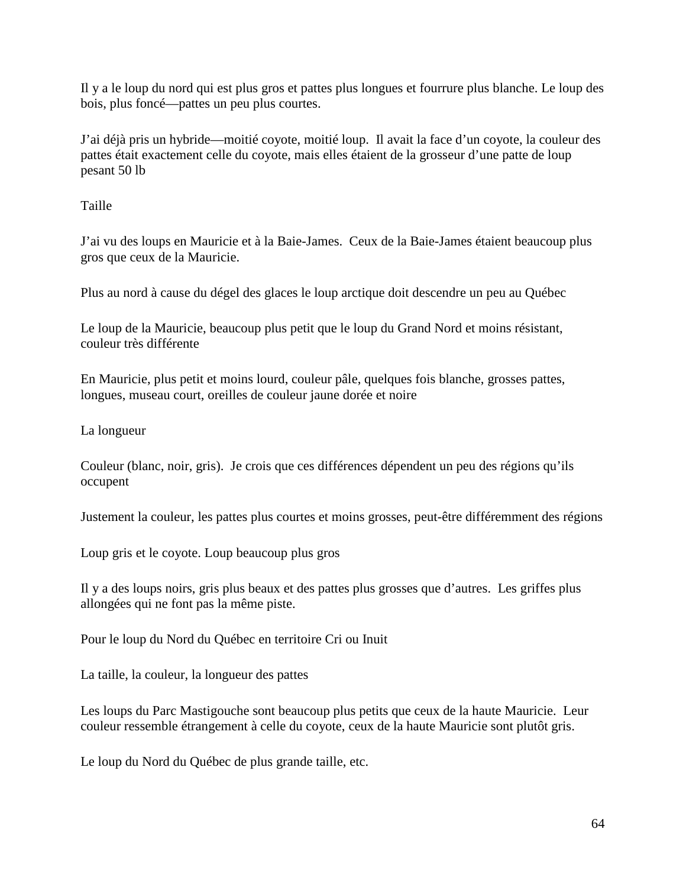Il y a le loup du nord qui est plus gros et pattes plus longues et fourrure plus blanche. Le loup des bois, plus foncé—pattes un peu plus courtes.

J'ai déjà pris un hybride—moitié coyote, moitié loup. Il avait la face d'un coyote, la couleur des pattes était exactement celle du coyote, mais elles étaient de la grosseur d'une patte de loup pesant 50 lb

Taille

J'ai vu des loups en Mauricie et à la Baie-James. Ceux de la Baie-James étaient beaucoup plus gros que ceux de la Mauricie.

Plus au nord à cause du dégel des glaces le loup arctique doit descendre un peu au Québec

Le loup de la Mauricie, beaucoup plus petit que le loup du Grand Nord et moins résistant, couleur très différente

En Mauricie, plus petit et moins lourd, couleur pâle, quelques fois blanche, grosses pattes, longues, museau court, oreilles de couleur jaune dorée et noire

La longueur

Couleur (blanc, noir, gris). Je crois que ces différences dépendent un peu des régions qu'ils occupent

Justement la couleur, les pattes plus courtes et moins grosses, peut-être différemment des régions

Loup gris et le coyote. Loup beaucoup plus gros

Il y a des loups noirs, gris plus beaux et des pattes plus grosses que d'autres. Les griffes plus allongées qui ne font pas la même piste.

Pour le loup du Nord du Québec en territoire Cri ou Inuit

La taille, la couleur, la longueur des pattes

Les loups du Parc Mastigouche sont beaucoup plus petits que ceux de la haute Mauricie. Leur couleur ressemble étrangement à celle du coyote, ceux de la haute Mauricie sont plutôt gris.

Le loup du Nord du Québec de plus grande taille, etc.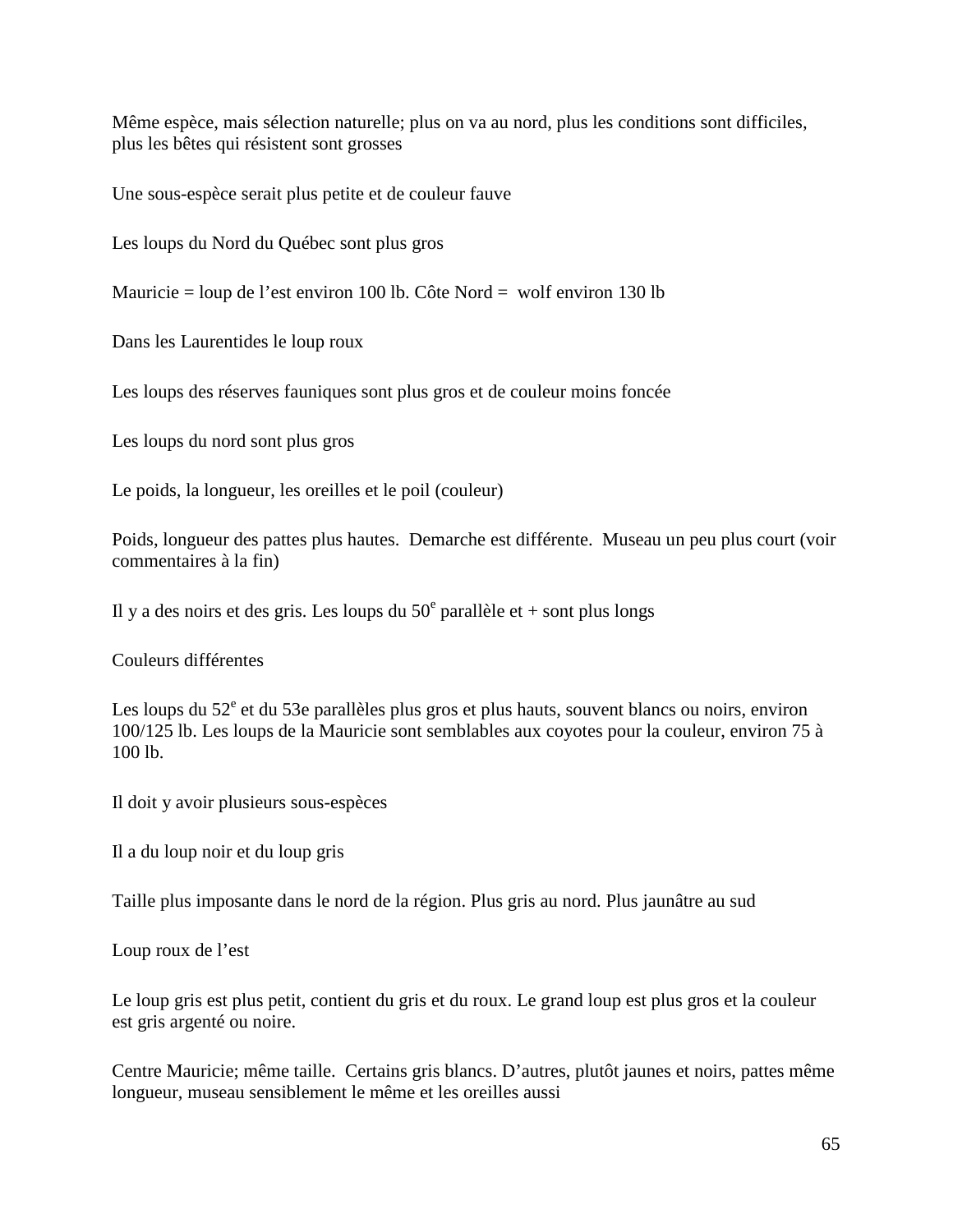Même espèce, mais sélection naturelle; plus on va au nord, plus les conditions sont difficiles, plus les bêtes qui résistent sont grosses

Une sous-espèce serait plus petite et de couleur fauve

Les loups du Nord du Québec sont plus gros

Mauricie = loup de l'est environ 100 lb. Côte Nord = wolf environ 130 lb

Dans les Laurentides le loup roux

Les loups des réserves fauniques sont plus gros et de couleur moins foncée

Les loups du nord sont plus gros

Le poids, la longueur, les oreilles et le poil (couleur)

Poids, longueur des pattes plus hautes. Demarche est différente. Museau un peu plus court (voir commentaires à la fin)

Il y a des noirs et des gris. Les loups du 50^e^ parallèle et + sont plus longs

Couleurs différentes

Les loups du 52^e^ et du 53e parallèles plus gros et plus hauts, souvent blancs ou noirs, environ 100/125 lb. Les loups de la Mauricie sont semblables aux coyotes pour la couleur, environ 75 à 100 lb.

Il doit y avoir plusieurs sous-espèces

Il a du loup noir et du loup gris

Taille plus imposante dans le nord de la région. Plus gris au nord. Plus jaunâtre au sud

Loup roux de l'est

Le loup gris est plus petit, contient du gris et du roux. Le grand loup est plus gros et la couleur est gris argenté ou noire.

Centre Mauricie; même taille. Certains gris blancs. D'autres, plutôt jaunes et noirs, pattes même longueur, museau sensiblement le même et les oreilles aussi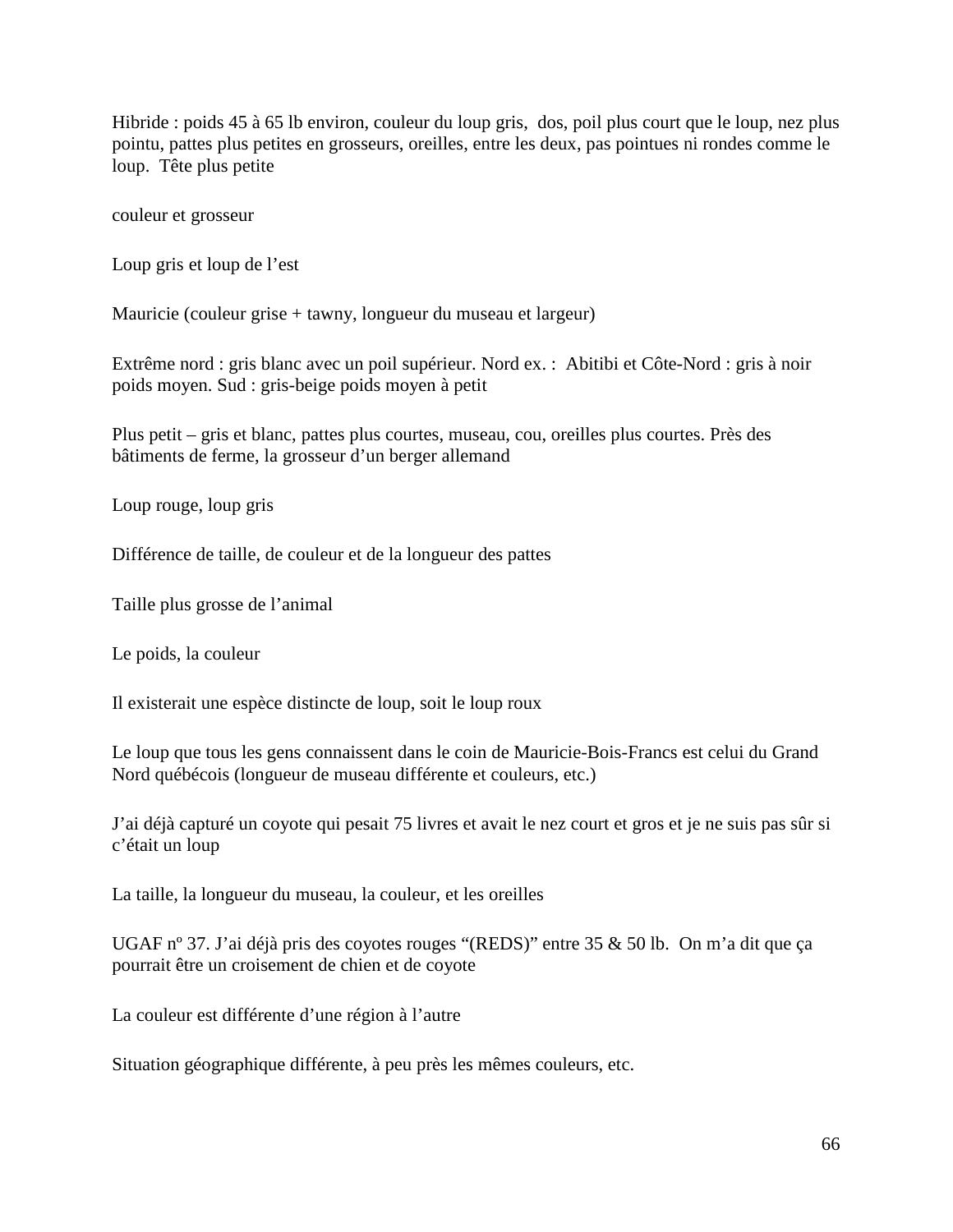Hibride : poids 45 à 65 lb environ, couleur du loup gris,  dos, poil plus court que le loup, nez plus pointu, pattes plus petites en grosseurs, oreilles, entre les deux, pas pointues ni rondes comme le loup.  Tête plus petite

couleur et grosseur

Loup gris et loup de l'est

Mauricie (couleur grise + tawny, longueur du museau et largeur)

Extrême nord : gris blanc avec un poil supérieur. Nord ex. :  Abitibi et Côte-Nord : gris à noir poids moyen. Sud : gris-beige poids moyen à petit

Plus petit – gris et blanc, pattes plus courtes, museau, cou, oreilles plus courtes. Près des bâtiments de ferme, la grosseur d'un berger allemand

Loup rouge, loup gris

Différence de taille, de couleur et de la longueur des pattes

Taille plus grosse de l'animal

Le poids, la couleur

Il existerait une espèce distincte de loup, soit le loup roux

Le loup que tous les gens connaissent dans le coin de Mauricie-Bois-Francs est celui du Grand Nord québécois (longueur de museau différente et couleurs, etc.)

J'ai déjà capturé un coyote qui pesait 75 livres et avait le nez court et gros et je ne suis pas sûr si c'était un loup

La taille, la longueur du museau, la couleur, et les oreilles

UGAF nº 37. J'ai déjà pris des coyotes rouges "(REDS)" entre 35 & 50 lb.  On m'a dit que ça pourrait être un croisement de chien et de coyote

La couleur est différente d'une région à l'autre

Situation géographique différente, à peu près les mêmes couleurs, etc.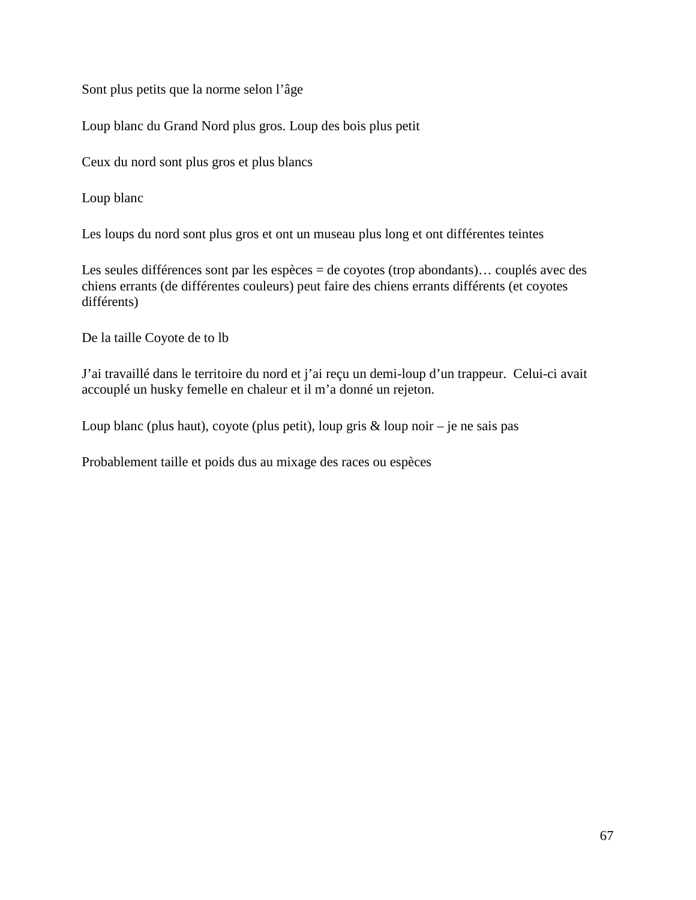Sont plus petits que la norme selon l'âge

Loup blanc du Grand Nord plus gros. Loup des bois plus petit

Ceux du nord sont plus gros et plus blancs

Loup blanc

Les loups du nord sont plus gros et ont un museau plus long et ont différentes teintes

Les seules différences sont par les espèces = de coyotes (trop abondants)… couplés avec des chiens errants (de différentes couleurs) peut faire des chiens errants différents (et coyotes différents)

De la taille Coyote de to lb

J'ai travaillé dans le territoire du nord et j'ai reçu un demi-loup d'un trappeur. Celui-ci avait accouplé un husky femelle en chaleur et il m'a donné un rejeton.

Loup blanc (plus haut), coyote (plus petit), loup gris & loup noir – je ne sais pas

Probablement taille et poids dus au mixage des races ou espèces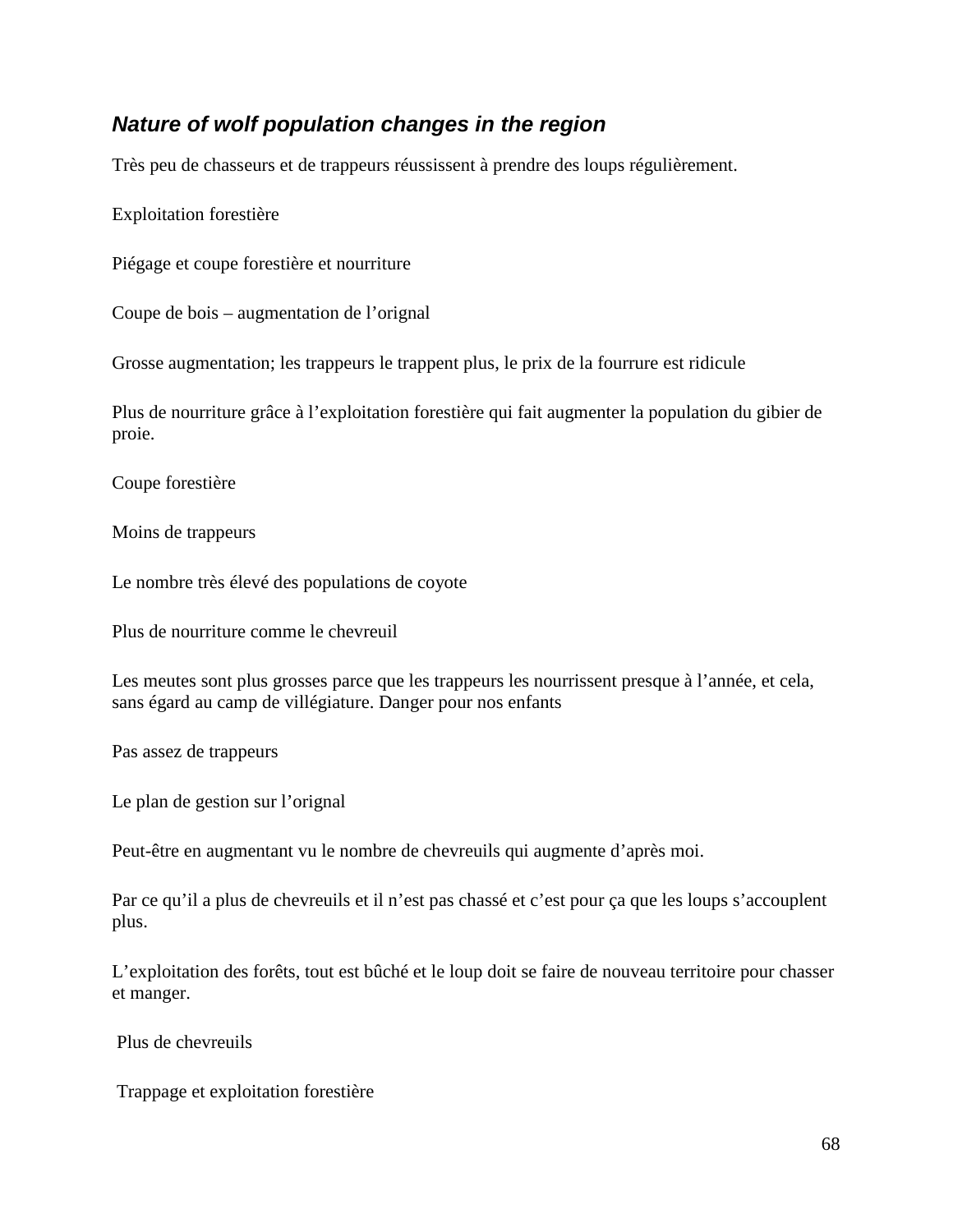### ***Nature of wolf population changes in the region***

Très peu de chasseurs et de trappeurs réussissent à prendre des loups régulièrement.

Exploitation forestière

Piégage et coupe forestière et nourriture

Coupe de bois – augmentation de l'orignal

Grosse augmentation; les trappeurs le trappent plus, le prix de la fourrure est ridicule

Plus de nourriture grâce à l'exploitation forestière qui fait augmenter la population du gibier de proie.

Coupe forestière

Moins de trappeurs

Le nombre très élevé des populations de coyote

Plus de nourriture comme le chevreuil

Les meutes sont plus grosses parce que les trappeurs les nourrissent presque à l'année, et cela, sans égard au camp de villégiature. Danger pour nos enfants

Pas assez de trappeurs

Le plan de gestion sur l'orignal

Peut-être en augmentant vu le nombre de chevreuils qui augmente d'après moi.

Par ce qu'il a plus de chevreuils et il n'est pas chassé et c'est pour ça que les loups s'accouplent plus.

L'exploitation des forêts, tout est bûché et le loup doit se faire de nouveau territoire pour chasser et manger.

Plus de chevreuils

Trappage et exploitation forestière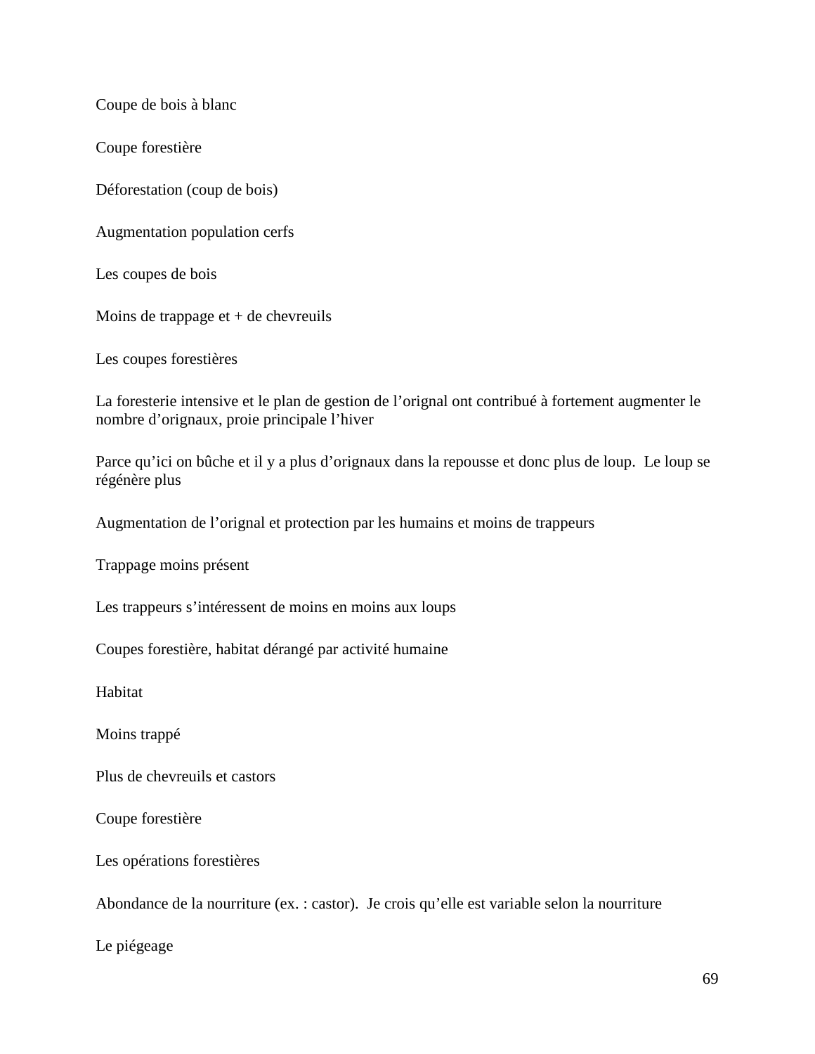Coupe de bois à blanc

Coupe forestière

Déforestation (coup de bois)

Augmentation population cerfs

Les coupes de bois

Moins de trappage et + de chevreuils

Les coupes forestières

La foresterie intensive et le plan de gestion de l'orignal ont contribué à fortement augmenter le nombre d'orignaux, proie principale l'hiver

Parce qu'ici on bûche et il y a plus d'orignaux dans la repousse et donc plus de loup. Le loup se régénère plus

Augmentation de l'orignal et protection par les humains et moins de trappeurs

Trappage moins présent

Les trappeurs s'intéressent de moins en moins aux loups

Coupes forestière, habitat dérangé par activité humaine

Habitat

Moins trappé

Plus de chevreuils et castors

Coupe forestière

Les opérations forestières

Abondance de la nourriture (ex. : castor). Je crois qu'elle est variable selon la nourriture

Le piégeage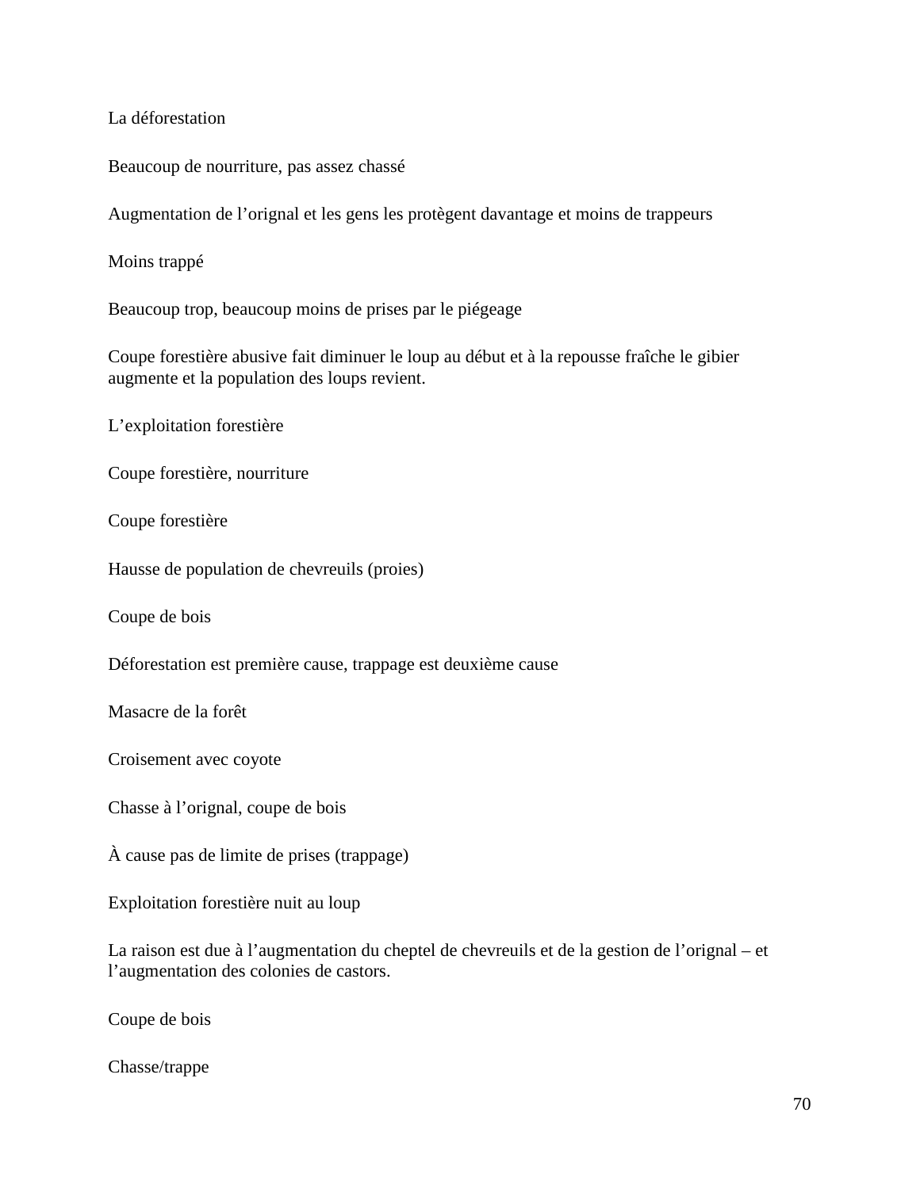La déforestation

Beaucoup de nourriture, pas assez chassé

Augmentation de l’orignal et les gens les protègent davantage et moins de trappeurs

Moins trappé

Beaucoup trop, beaucoup moins de prises par le piégeage

Coupe forestière abusive fait diminuer le loup au début et à la repousse fraîche le gibier augmente et la population des loups revient.

L’exploitation forestière

Coupe forestière, nourriture

Coupe forestière

Hausse de population de chevreuils (proies)

Coupe de bois

Déforestation est première cause, trappage est deuxième cause

Masacre de la forêt

Croisement avec coyote

Chasse à l’orignal, coupe de bois

À cause pas de limite de prises (trappage)

Exploitation forestière nuit au loup

La raison est due à l’augmentation du cheptel de chevreuils et de la gestion de l’orignal – et l’augmentation des colonies de castors.

Coupe de bois

Chasse/trappe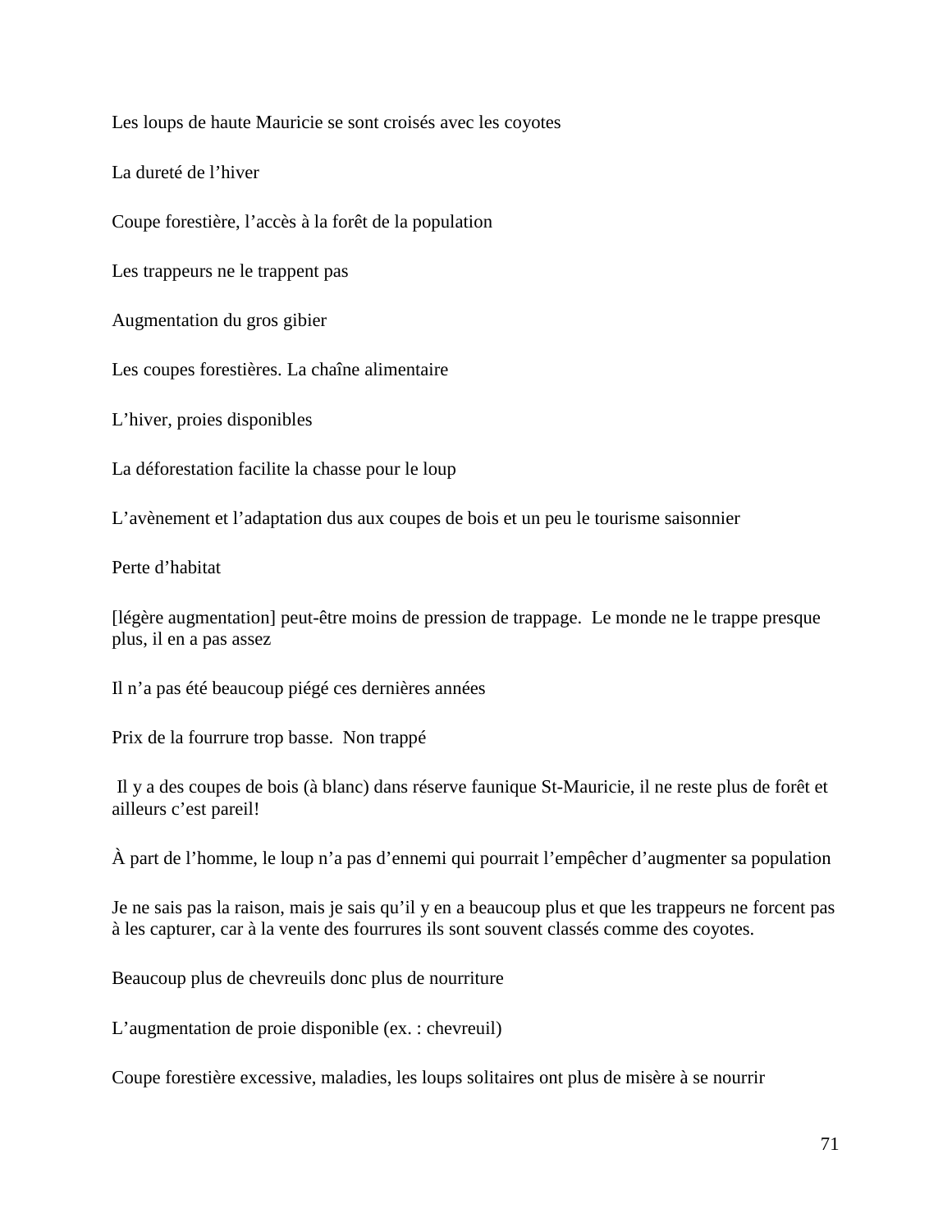Les loups de haute Mauricie se sont croisés avec les coyotes

La dureté de l’hiver

Coupe forestière, l’accès à la forêt de la population

Les trappeurs ne le trappent pas

Augmentation du gros gibier

Les coupes forestières. La chaîne alimentaire

L’hiver, proies disponibles

La déforestation facilite la chasse pour le loup

L’avènement et l’adaptation dus aux coupes de bois et un peu le tourisme saisonnier

Perte d’habitat

[légère augmentation] peut-être moins de pression de trappage. Le monde ne le trappe presque plus, il en a pas assez

Il n’a pas été beaucoup piégé ces dernières années

Prix de la fourrure trop basse. Non trappé

Il y a des coupes de bois (à blanc) dans réserve faunique St-Mauricie, il ne reste plus de forêt et ailleurs c’est pareil!

À part de l’homme, le loup n’a pas d’ennemi qui pourrait l’empêcher d’augmenter sa population

Je ne sais pas la raison, mais je sais qu’il y en a beaucoup plus et que les trappeurs ne forcent pas à les capturer, car à la vente des fourrures ils sont souvent classés comme des coyotes.

Beaucoup plus de chevreuils donc plus de nourriture

L’augmentation de proie disponible (ex. : chevreuil)

Coupe forestière excessive, maladies, les loups solitaires ont plus de misère à se nourrir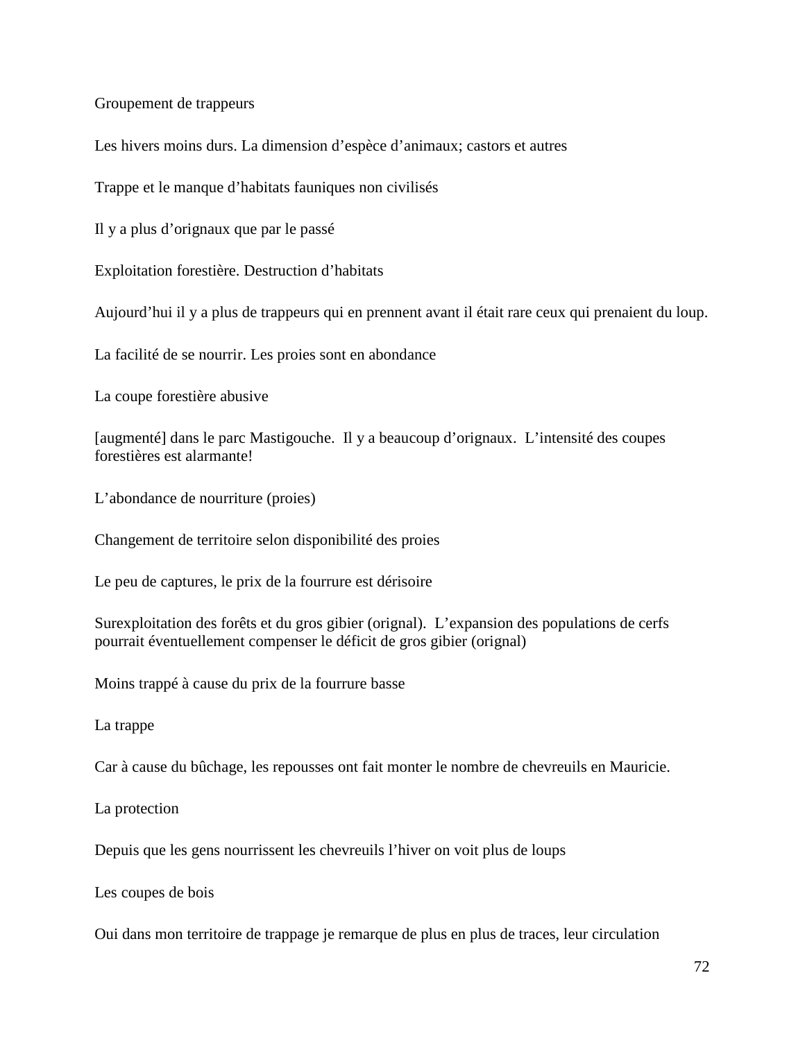Groupement de trappeurs

Les hivers moins durs. La dimension d'espèce d'animaux; castors et autres

Trappe et le manque d'habitats fauniques non civilisés

Il y a plus d'orignaux que par le passé

Exploitation forestière. Destruction d'habitats

Aujourd'hui il y a plus de trappeurs qui en prennent avant il était rare ceux qui prenaient du loup.

La facilité de se nourrir. Les proies sont en abondance

La coupe forestière abusive

[augmenté] dans le parc Mastigouche. Il y a beaucoup d'orignaux. L'intensité des coupes forestières est alarmante!

L'abondance de nourriture (proies)

Changement de territoire selon disponibilité des proies

Le peu de captures, le prix de la fourrure est dérisoire

Surexploitation des forêts et du gros gibier (orignal). L'expansion des populations de cerfs pourrait éventuellement compenser le déficit de gros gibier (orignal)

Moins trappé à cause du prix de la fourrure basse

La trappe

Car à cause du bûchage, les repousses ont fait monter le nombre de chevreuils en Mauricie.

La protection

Depuis que les gens nourrissent les chevreuils l'hiver on voit plus de loups

Les coupes de bois

Oui dans mon territoire de trappage je remarque de plus en plus de traces, leur circulation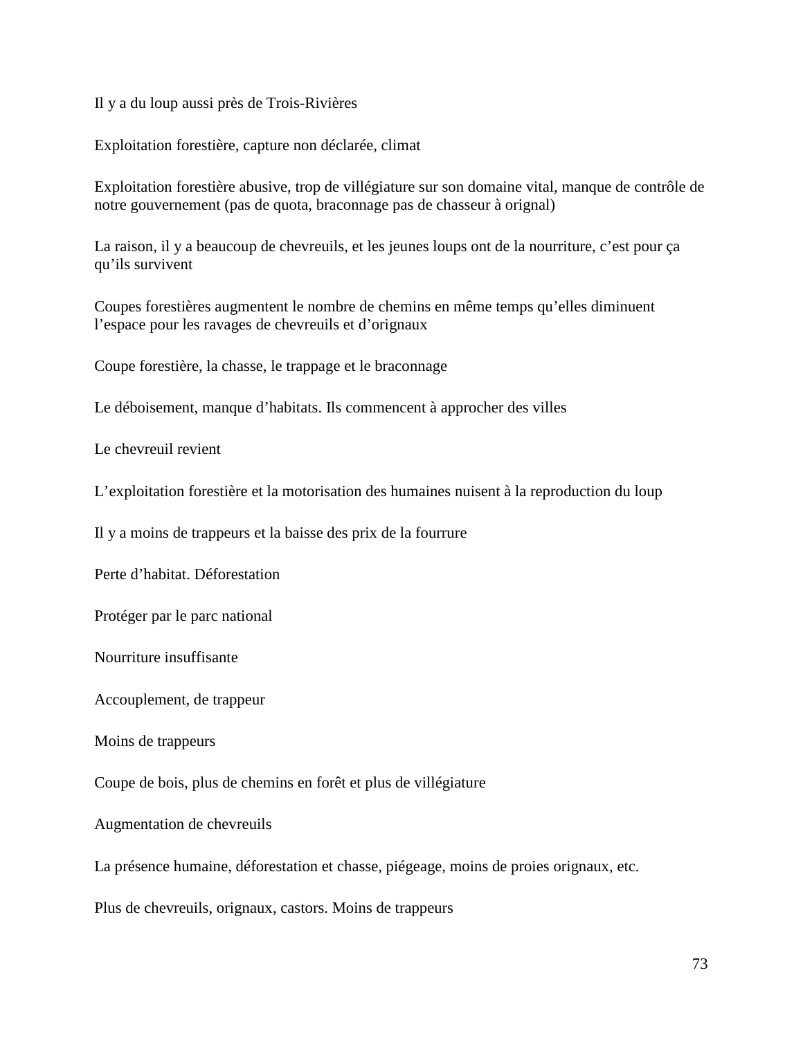Il y a du loup aussi près de Trois-Rivières

Exploitation forestière, capture non déclarée, climat

Exploitation forestière abusive, trop de villégiature sur son domaine vital, manque de contrôle de notre gouvernement (pas de quota, braconnage pas de chasseur à orignal)

La raison, il y a beaucoup de chevreuils, et les jeunes loups ont de la nourriture, c’est pour ça qu’ils survivent

Coupes forestières augmentent le nombre de chemins en même temps qu’elles diminuent l’espace pour les ravages de chevreuils et d’orignaux

Coupe forestière, la chasse, le trappage et le braconnage

Le déboisement, manque d’habitats. Ils commencent à approcher des villes

Le chevreuil revient

L’exploitation forestière et la motorisation des humaines nuisent à la reproduction du loup

Il y a moins de trappeurs et la baisse des prix de la fourrure

Perte d’habitat. Déforestation

Protéger par le parc national

Nourriture insuffisante

Accouplement, de trappeur

Moins de trappeurs

Coupe de bois, plus de chemins en forêt et plus de villégiature

Augmentation de chevreuils

La présence humaine, déforestation et chasse, piégeage, moins de proies orignaux, etc.

Plus de chevreuils, orignaux, castors. Moins de trappeurs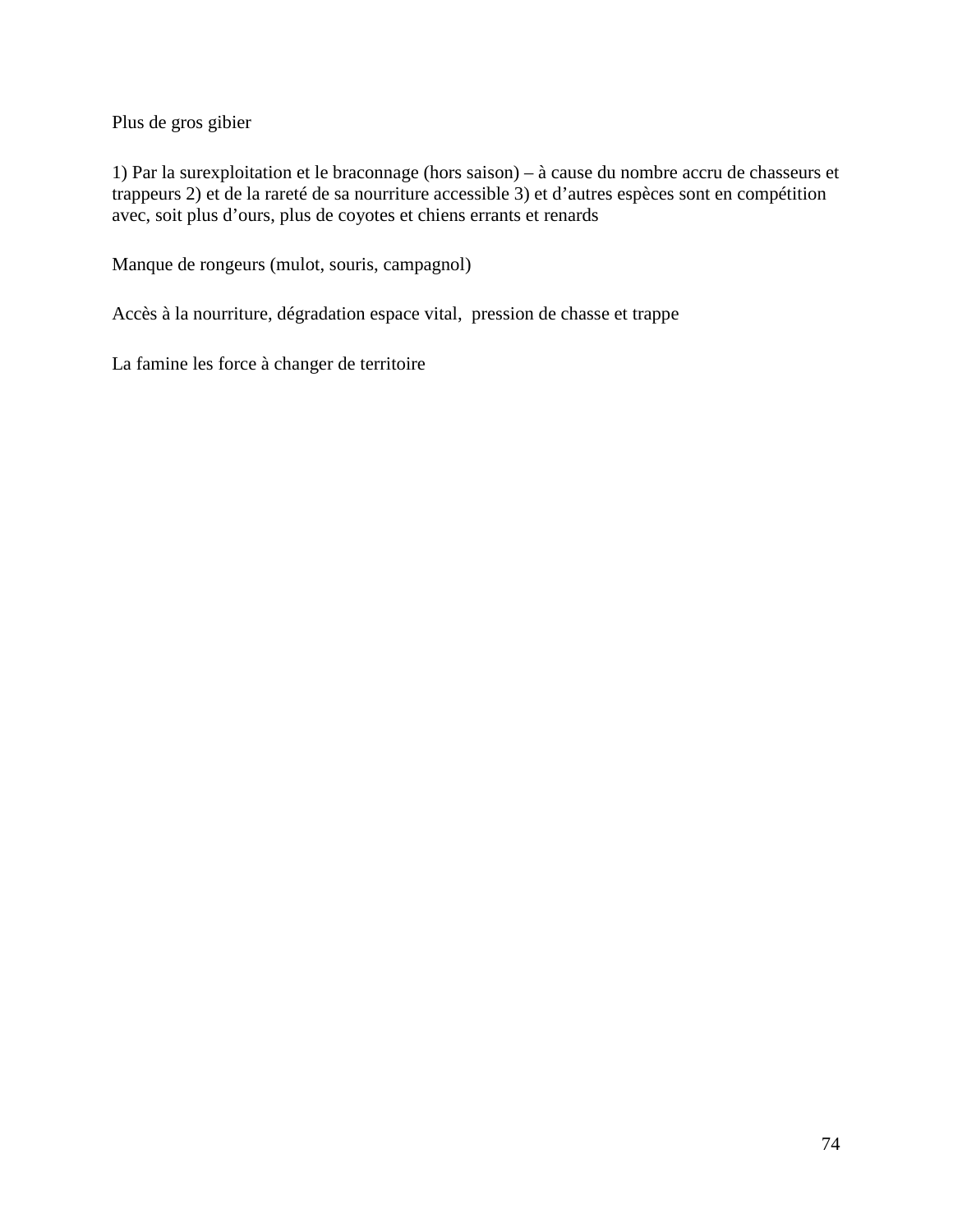Plus de gros gibier

1) Par la surexploitation et le braconnage (hors saison) – à cause du nombre accru de chasseurs et trappeurs 2) et de la rareté de sa nourriture accessible 3) et d'autres espèces sont en compétition avec, soit plus d'ours, plus de coyotes et chiens errants et renards

Manque de rongeurs (mulot, souris, campagnol)

Accès à la nourriture, dégradation espace vital,  pression de chasse et trappe

La famine les force à changer de territoire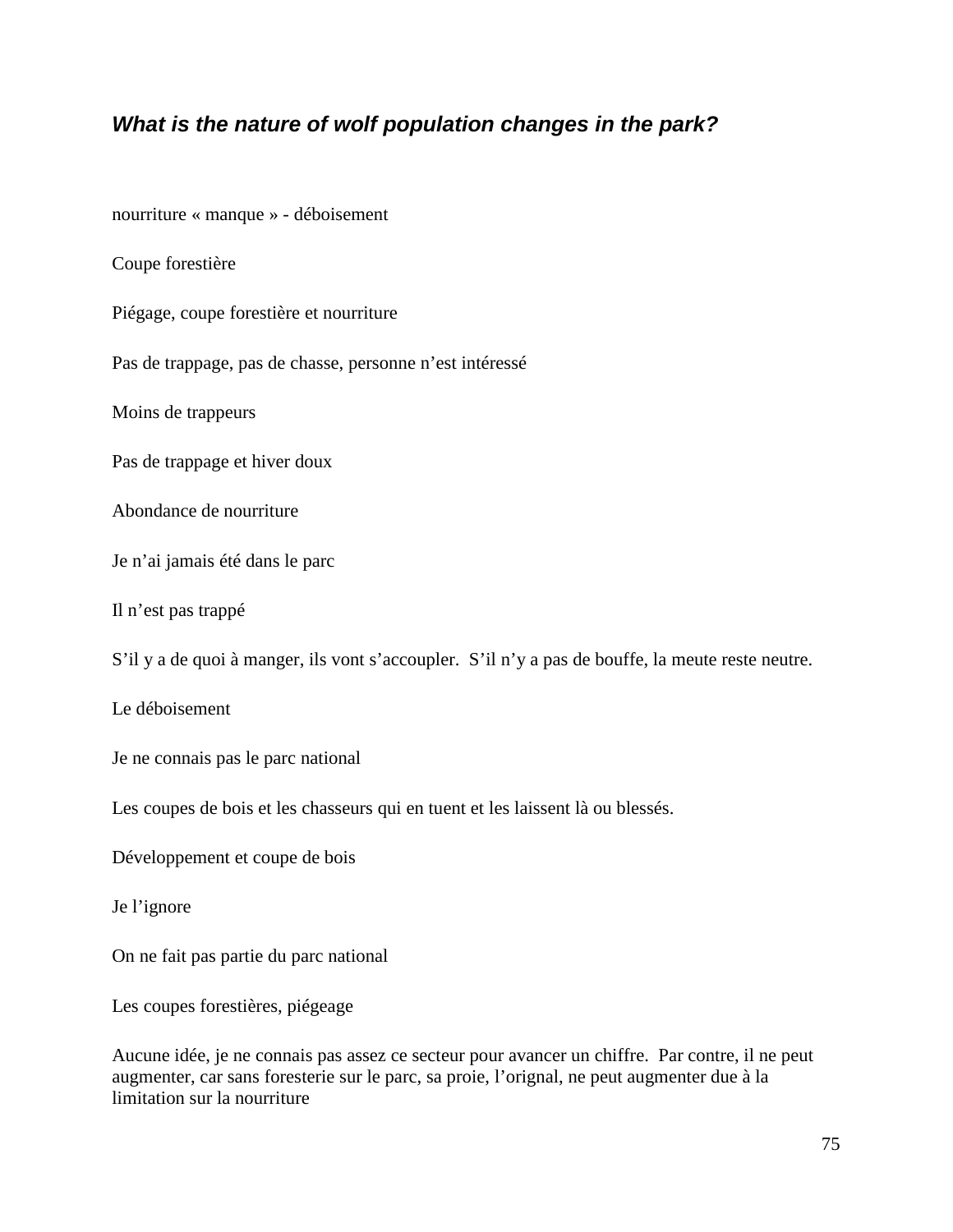### *What is the nature of wolf population changes in the park?*

nourriture « manque » - déboisement

Coupe forestière

Piégage, coupe forestière et nourriture

Pas de trappage, pas de chasse, personne n'est intéressé

Moins de trappeurs

Pas de trappage et hiver doux

Abondance de nourriture

Je n'ai jamais été dans le parc

Il n'est pas trappé

S'il y a de quoi à manger, ils vont s'accoupler. S'il n'y a pas de bouffe, la meute reste neutre.

Le déboisement

Je ne connais pas le parc national

Les coupes de bois et les chasseurs qui en tuent et les laissent là ou blessés.

Développement et coupe de bois

Je l'ignore

On ne fait pas partie du parc national

Les coupes forestières, piégeage

Aucune idée, je ne connais pas assez ce secteur pour avancer un chiffre. Par contre, il ne peut augmenter, car sans foresterie sur le parc, sa proie, l'orignal, ne peut augmenter due à la limitation sur la nourriture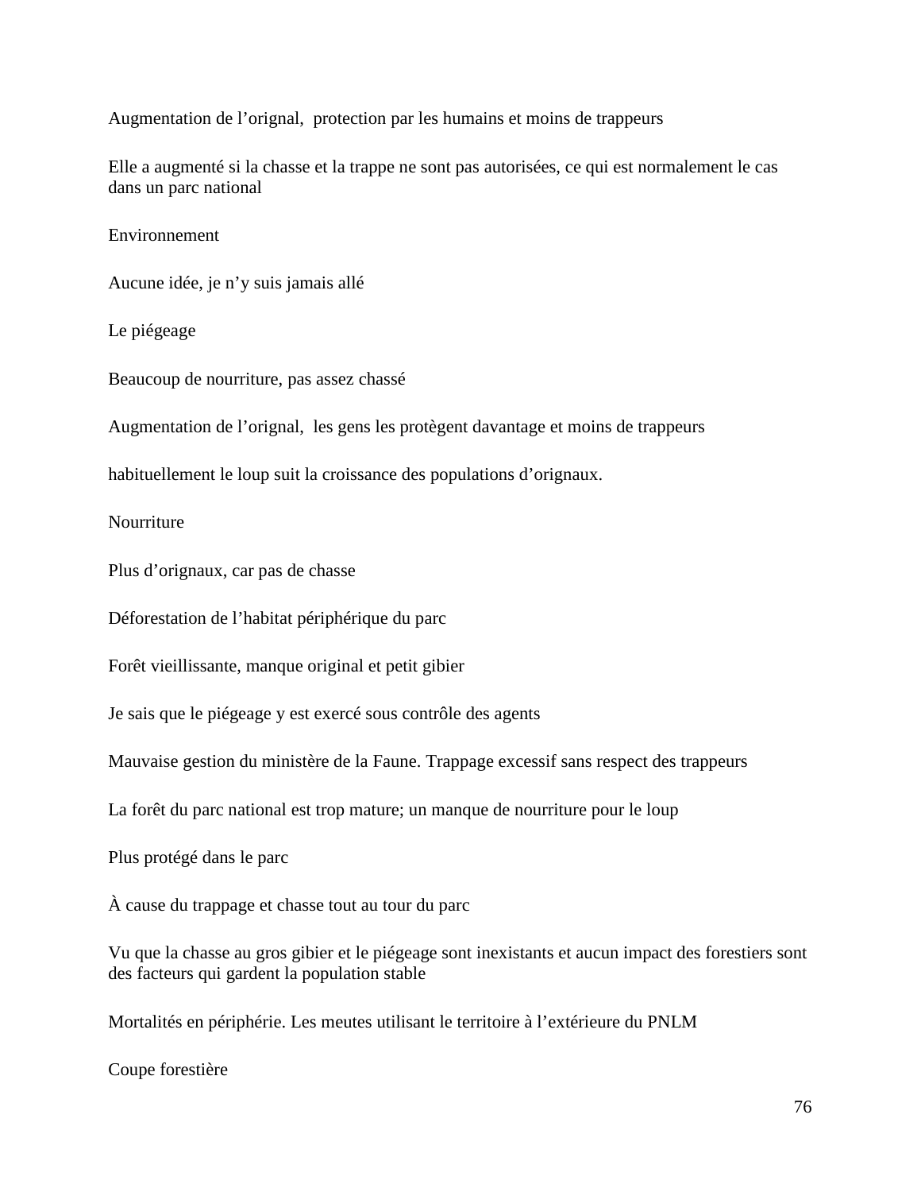Augmentation de l'orignal,  protection par les humains et moins de trappeurs

Elle a augmenté si la chasse et la trappe ne sont pas autorisées, ce qui est normalement le cas dans un parc national

Environnement

Aucune idée, je n'y suis jamais allé

Le piégeage

Beaucoup de nourriture, pas assez chassé

Augmentation de l'orignal,  les gens les protègent davantage et moins de trappeurs

habituellement le loup suit la croissance des populations d'orignaux.

Nourriture

Plus d'orignaux, car pas de chasse

Déforestation de l'habitat périphérique du parc

Forêt vieillissante, manque original et petit gibier

Je sais que le piégeage y est exercé sous contrôle des agents

Mauvaise gestion du ministère de la Faune. Trappage excessif sans respect des trappeurs

La forêt du parc national est trop mature; un manque de nourriture pour le loup

Plus protégé dans le parc

À cause du trappage et chasse tout au tour du parc

Vu que la chasse au gros gibier et le piégeage sont inexistants et aucun impact des forestiers sont des facteurs qui gardent la population stable

Mortalités en périphérie. Les meutes utilisant le territoire à l'extérieure du PNLM

Coupe forestière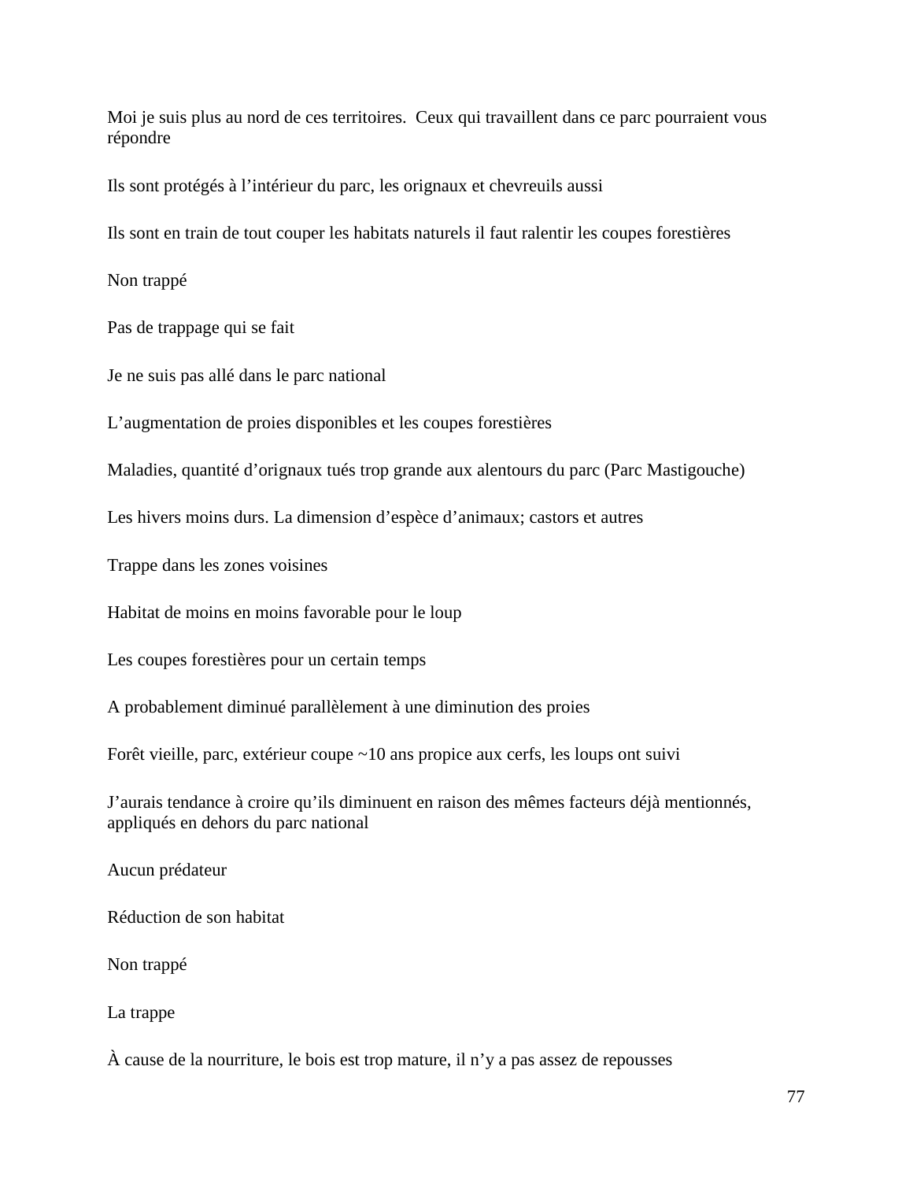Moi je suis plus au nord de ces territoires.  Ceux qui travaillent dans ce parc pourraient vous répondre

Ils sont protégés à l'intérieur du parc, les orignaux et chevreuils aussi

Ils sont en train de tout couper les habitats naturels il faut ralentir les coupes forestières

Non trappé

Pas de trappage qui se fait

Je ne suis pas allé dans le parc national

L'augmentation de proies disponibles et les coupes forestières

Maladies, quantité d'orignaux tués trop grande aux alentours du parc (Parc Mastigouche)

Les hivers moins durs. La dimension d'espèce d'animaux; castors et autres

Trappe dans les zones voisines

Habitat de moins en moins favorable pour le loup

Les coupes forestières pour un certain temps

A probablement diminué parallèlement à une diminution des proies

Forêt vieille, parc, extérieur coupe ~10 ans propice aux cerfs, les loups ont suivi

J'aurais tendance à croire qu'ils diminuent en raison des mêmes facteurs déjà mentionnés, appliqués en dehors du parc national

Aucun prédateur

Réduction de son habitat

Non trappé

La trappe

À cause de la nourriture, le bois est trop mature, il n'y a pas assez de repousses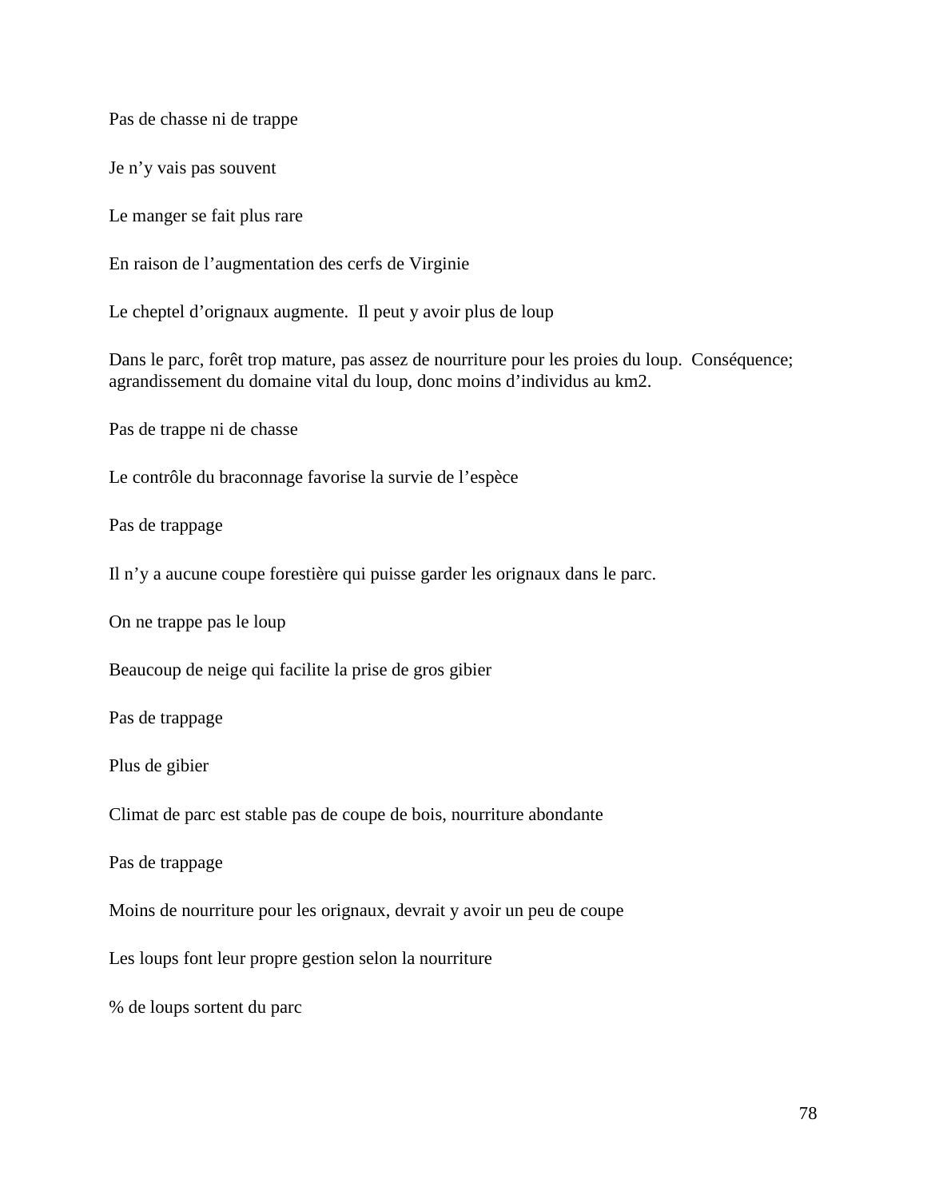Pas de chasse ni de trappe

Je n’y vais pas souvent

Le manger se fait plus rare

En raison de l’augmentation des cerfs de Virginie

Le cheptel d’orignaux augmente.  Il peut y avoir plus de loup

Dans le parc, forêt trop mature, pas assez de nourriture pour les proies du loup.  Conséquence; agrandissement du domaine vital du loup, donc moins d’individus au km2.

Pas de trappe ni de chasse

Le contrôle du braconnage favorise la survie de l’espèce

Pas de trappage

Il n’y a aucune coupe forestière qui puisse garder les orignaux dans le parc.

On ne trappe pas le loup

Beaucoup de neige qui facilite la prise de gros gibier

Pas de trappage

Plus de gibier

Climat de parc est stable pas de coupe de bois, nourriture abondante

Pas de trappage

Moins de nourriture pour les orignaux, devrait y avoir un peu de coupe

Les loups font leur propre gestion selon la nourriture

% de loups sortent du parc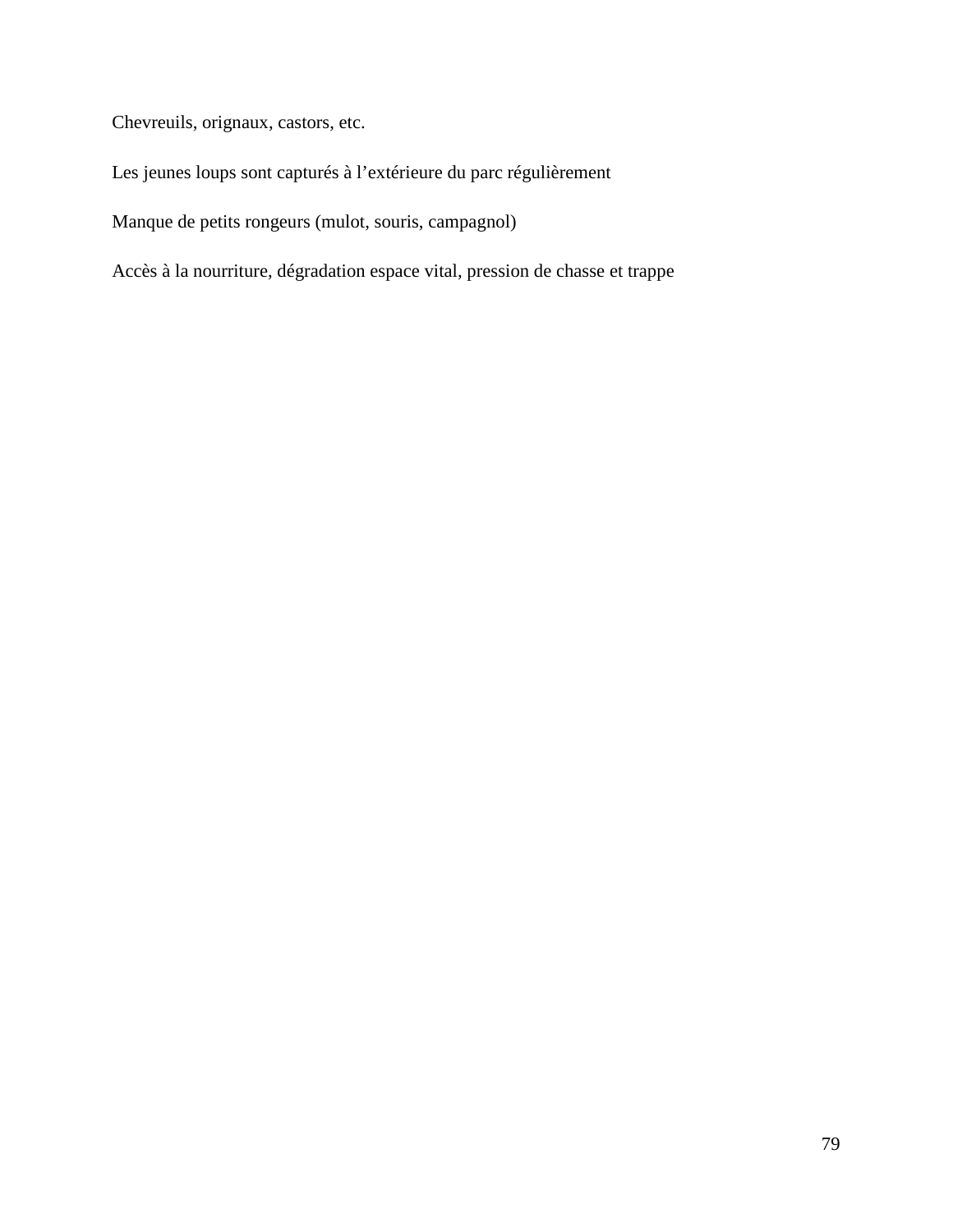Chevreuils, orignaux, castors, etc.

Les jeunes loups sont capturés à l’extérieure du parc régulièrement

Manque de petits rongeurs (mulot, souris, campagnol)

Accès à la nourriture, dégradation espace vital, pression de chasse et trappe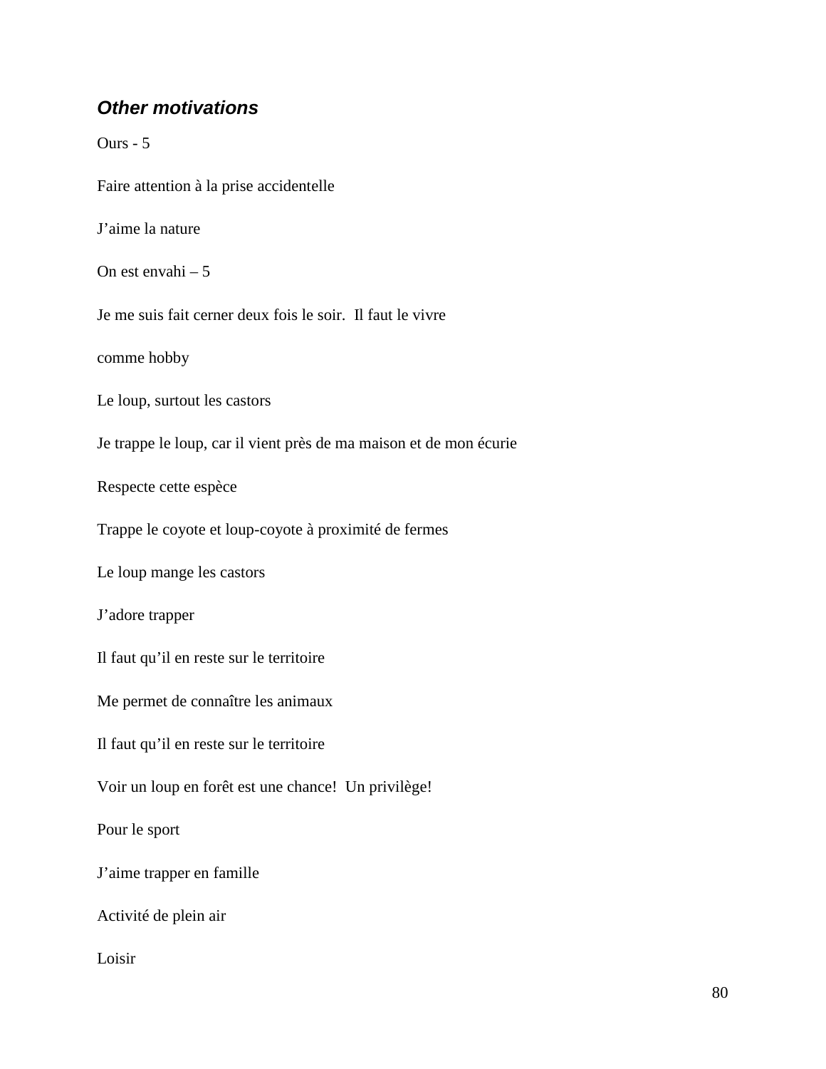### *Other motivations*

Ours - 5

Faire attention à la prise accidentelle

J’aime la nature

On est envahi – 5

Je me suis fait cerner deux fois le soir.  Il faut le vivre

comme hobby

Le loup, surtout les castors

Je trappe le loup, car il vient près de ma maison et de mon écurie

Respecte cette espèce

Trappe le coyote et loup-coyote à proximité de fermes

Le loup mange les castors

J’adore trapper

Il faut qu’il en reste sur le territoire

Me permet de connaître les animaux

Il faut qu’il en reste sur le territoire

Voir un loup en forêt est une chance!  Un privilège!

Pour le sport

J’aime trapper en famille

Activité de plein air

Loisir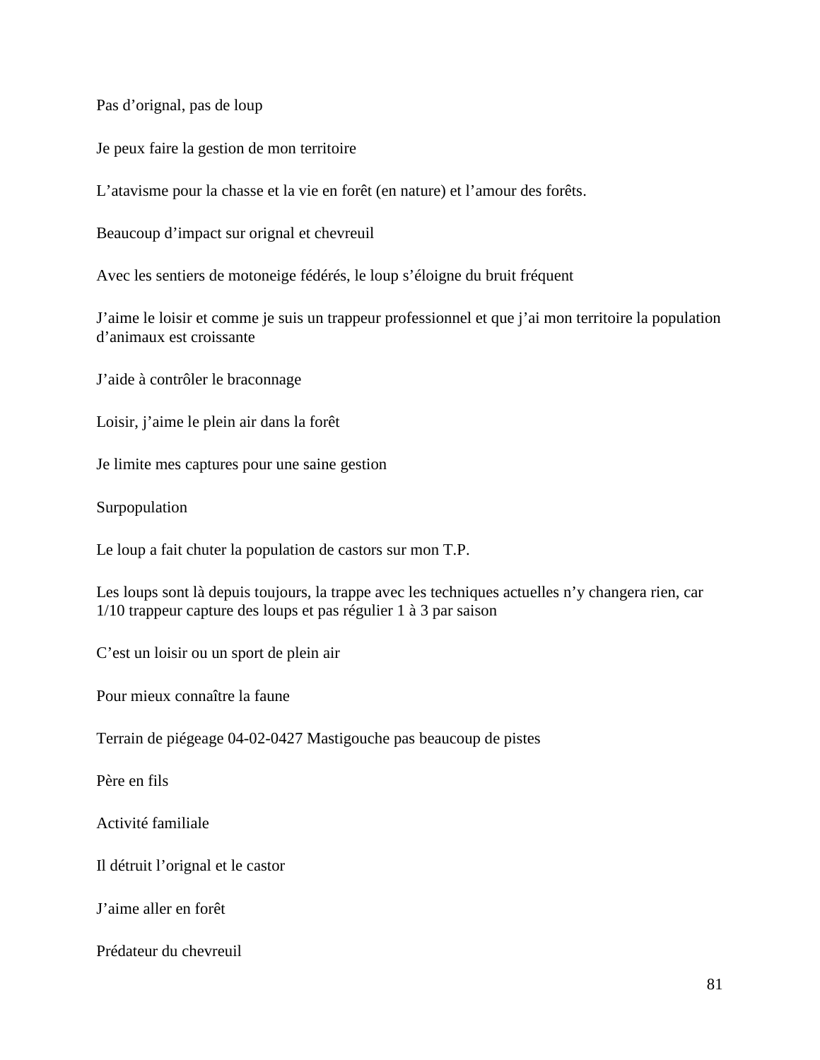Pas d'orignal, pas de loup

Je peux faire la gestion de mon territoire

L'atavisme pour la chasse et la vie en forêt (en nature) et l'amour des forêts.

Beaucoup d'impact sur orignal et chevreuil

Avec les sentiers de motoneige fédérés, le loup s'éloigne du bruit fréquent

J'aime le loisir et comme je suis un trappeur professionnel et que j'ai mon territoire la population d'animaux est croissante

J'aide à contrôler le braconnage

Loisir, j'aime le plein air dans la forêt

Je limite mes captures pour une saine gestion

Surpopulation

Le loup a fait chuter la population de castors sur mon T.P.

Les loups sont là depuis toujours, la trappe avec les techniques actuelles n'y changera rien, car 1/10 trappeur capture des loups et pas régulier 1 à 3 par saison

C'est un loisir ou un sport de plein air

Pour mieux connaître la faune

Terrain de piégeage 04-02-0427 Mastigouche pas beaucoup de pistes

Père en fils

Activité familiale

Il détruit l'orignal et le castor

J'aime aller en forêt

Prédateur du chevreuil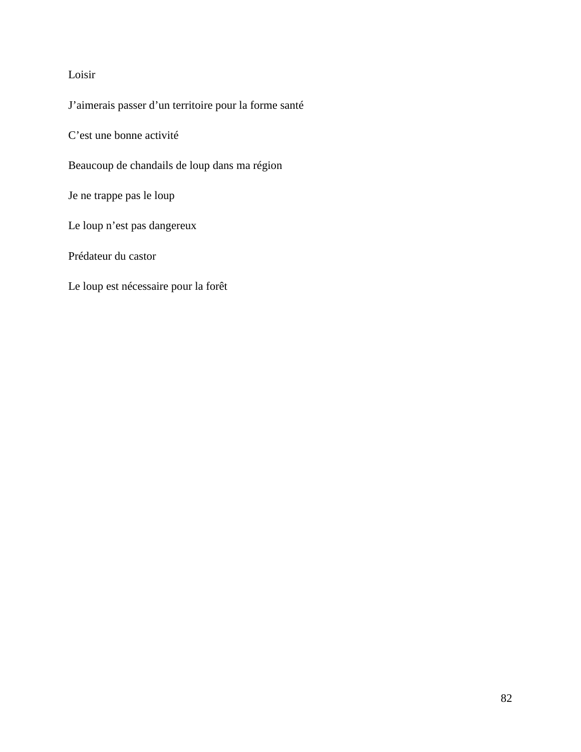Loisir

J’aimerais passer d’un territoire pour la forme santé

C’est une bonne activité

Beaucoup de chandails de loup dans ma région

Je ne trappe pas le loup

Le loup n’est pas dangereux

Prédateur du castor

Le loup est nécessaire pour la forêt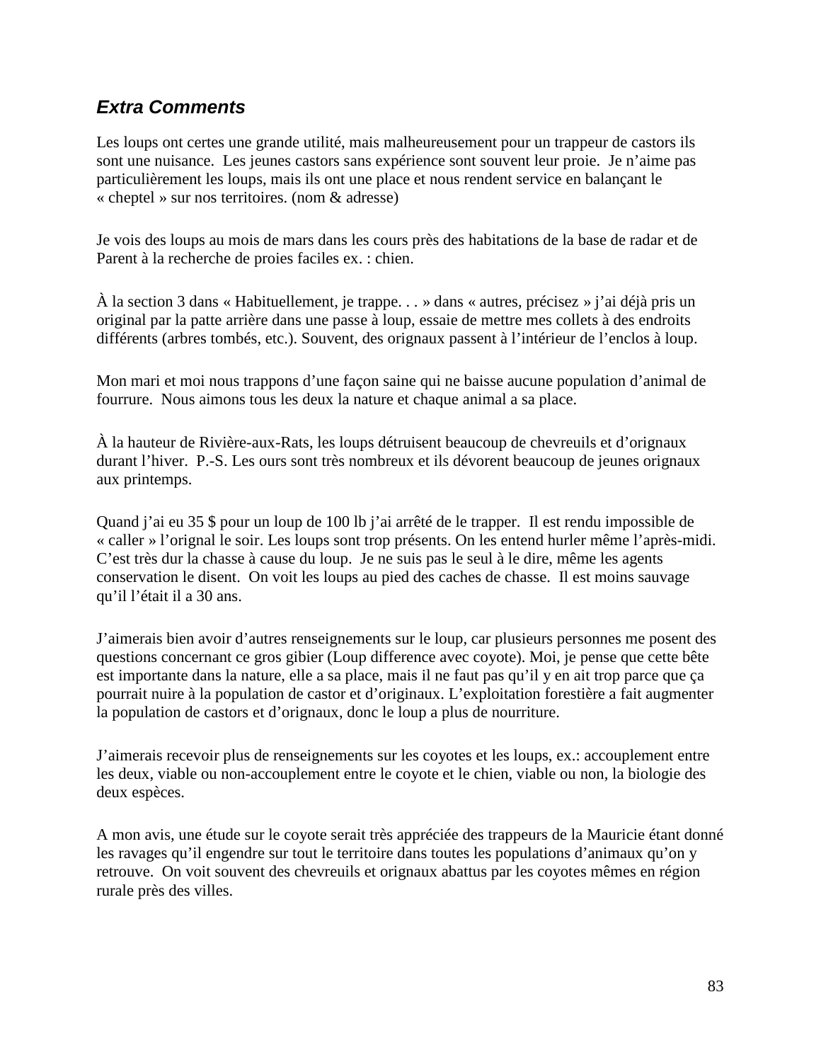### *Extra Comments*

Les loups ont certes une grande utilité, mais malheureusement pour un trappeur de castors ils sont une nuisance. Les jeunes castors sans expérience sont souvent leur proie. Je n'aime pas particulièrement les loups, mais ils ont une place et nous rendent service en balançant le « cheptel » sur nos territoires. (nom & adresse)

Je vois des loups au mois de mars dans les cours près des habitations de la base de radar et de Parent à la recherche de proies faciles ex. : chien.

À la section 3 dans « Habituellement, je trappe. . . » dans « autres, précisez » j'ai déjà pris un original par la patte arrière dans une passe à loup, essaie de mettre mes collets à des endroits différents (arbres tombés, etc.). Souvent, des orignaux passent à l'intérieur de l'enclos à loup.

Mon mari et moi nous trappons d'une façon saine qui ne baisse aucune population d'animal de fourrure. Nous aimons tous les deux la nature et chaque animal a sa place.

À la hauteur de Rivière-aux-Rats, les loups détruisent beaucoup de chevreuils et d'orignaux durant l'hiver. P.-S. Les ours sont très nombreux et ils dévorent beaucoup de jeunes orignaux aux printemps.

Quand j'ai eu 35 $ pour un loup de 100 lb j'ai arrêté de le trapper. Il est rendu impossible de « caller » l'orignal le soir. Les loups sont trop présents. On les entend hurler même l'après-midi. C'est très dur la chasse à cause du loup. Je ne suis pas le seul à le dire, même les agents conservation le disent. On voit les loups au pied des caches de chasse. Il est moins sauvage qu'il l'était il a 30 ans.

J'aimerais bien avoir d'autres renseignements sur le loup, car plusieurs personnes me posent des questions concernant ce gros gibier (Loup difference avec coyote). Moi, je pense que cette bête est importante dans la nature, elle a sa place, mais il ne faut pas qu'il y en ait trop parce que ça pourrait nuire à la population de castor et d'originaux. L'exploitation forestière a fait augmenter la population de castors et d'orignaux, donc le loup a plus de nourriture.

J'aimerais recevoir plus de renseignements sur les coyotes et les loups, ex.: accouplement entre les deux, viable ou non-accouplement entre le coyote et le chien, viable ou non, la biologie des deux espèces.

A mon avis, une étude sur le coyote serait très appréciée des trappeurs de la Mauricie étant donné les ravages qu'il engendre sur tout le territoire dans toutes les populations d'animaux qu'on y retrouve. On voit souvent des chevreuils et orignaux abattus par les coyotes mêmes en région rurale près des villes.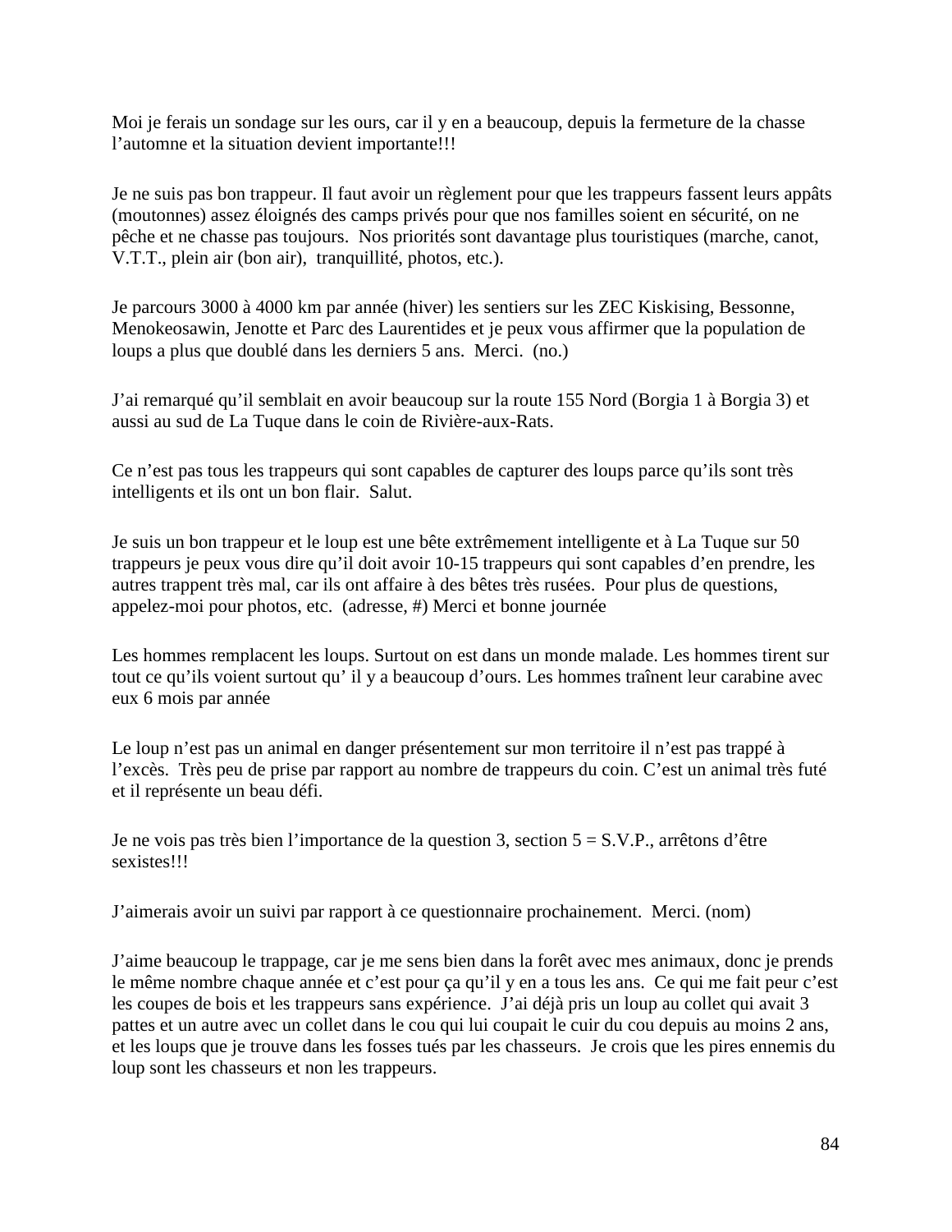Moi je ferais un sondage sur les ours, car il y en a beaucoup, depuis la fermeture de la chasse l'automne et la situation devient importante!!!

Je ne suis pas bon trappeur. Il faut avoir un règlement pour que les trappeurs fassent leurs appâts (moutonnes) assez éloignés des camps privés pour que nos familles soient en sécurité, on ne pêche et ne chasse pas toujours. Nos priorités sont davantage plus touristiques (marche, canot, V.T.T., plein air (bon air), tranquillité, photos, etc.).

Je parcours 3000 à 4000 km par année (hiver) les sentiers sur les ZEC Kiskising, Bessonne, Menokeosawin, Jenotte et Parc des Laurentides et je peux vous affirmer que la population de loups a plus que doublé dans les derniers 5 ans. Merci. (no.)

J'ai remarqué qu'il semblait en avoir beaucoup sur la route 155 Nord (Borgia 1 à Borgia 3) et aussi au sud de La Tuque dans le coin de Rivière-aux-Rats.

Ce n'est pas tous les trappeurs qui sont capables de capturer des loups parce qu'ils sont très intelligents et ils ont un bon flair. Salut.

Je suis un bon trappeur et le loup est une bête extrêmement intelligente et à La Tuque sur 50 trappeurs je peux vous dire qu'il doit avoir 10-15 trappeurs qui sont capables d'en prendre, les autres trappent très mal, car ils ont affaire à des bêtes très rusées. Pour plus de questions, appelez-moi pour photos, etc. (adresse, #) Merci et bonne journée

Les hommes remplacent les loups. Surtout on est dans un monde malade. Les hommes tirent sur tout ce qu'ils voient surtout qu' il y a beaucoup d'ours. Les hommes traînent leur carabine avec eux 6 mois par année

Le loup n'est pas un animal en danger présentement sur mon territoire il n'est pas trappé à l'excès. Très peu de prise par rapport au nombre de trappeurs du coin. C'est un animal très futé et il représente un beau défi.

Je ne vois pas très bien l'importance de la question 3, section 5 = S.V.P., arrêtons d'être sexistes!!!

J'aimerais avoir un suivi par rapport à ce questionnaire prochainement. Merci. (nom)

J'aime beaucoup le trappage, car je me sens bien dans la forêt avec mes animaux, donc je prends le même nombre chaque année et c'est pour ça qu'il y en a tous les ans. Ce qui me fait peur c'est les coupes de bois et les trappeurs sans expérience. J'ai déjà pris un loup au collet qui avait 3 pattes et un autre avec un collet dans le cou qui lui coupait le cuir du cou depuis au moins 2 ans, et les loups que je trouve dans les fosses tués par les chasseurs. Je crois que les pires ennemis du loup sont les chasseurs et non les trappeurs.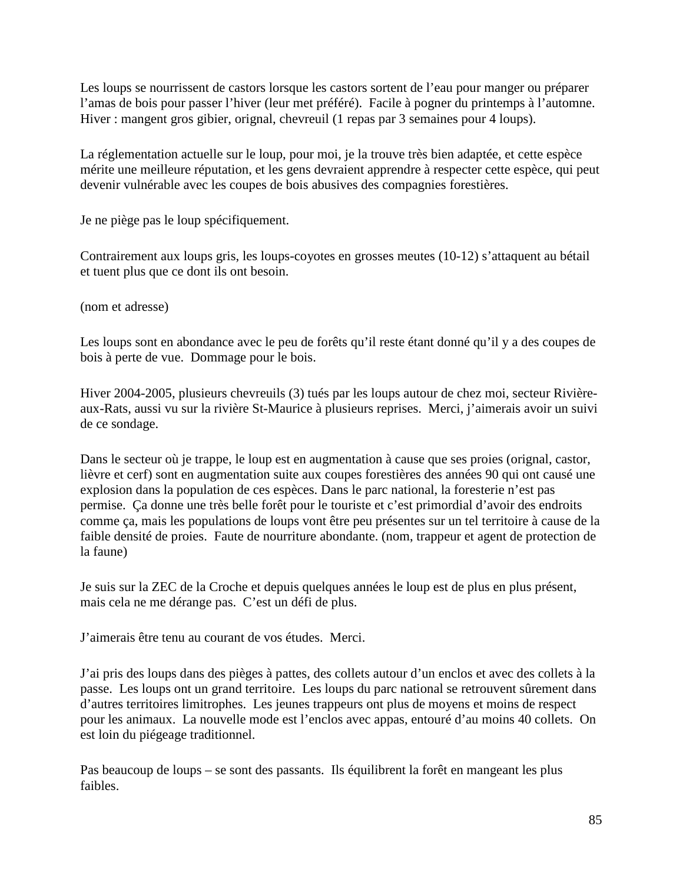Les loups se nourrissent de castors lorsque les castors sortent de l'eau pour manger ou préparer l'amas de bois pour passer l'hiver (leur met préféré). Facile à pogner du printemps à l'automne. Hiver : mangent gros gibier, orignal, chevreuil (1 repas par 3 semaines pour 4 loups).

La réglementation actuelle sur le loup, pour moi, je la trouve très bien adaptée, et cette espèce mérite une meilleure réputation, et les gens devraient apprendre à respecter cette espèce, qui peut devenir vulnérable avec les coupes de bois abusives des compagnies forestières.

Je ne piège pas le loup spécifiquement.

Contrairement aux loups gris, les loups-coyotes en grosses meutes (10-12) s'attaquent au bétail et tuent plus que ce dont ils ont besoin.

(nom et adresse)

Les loups sont en abondance avec le peu de forêts qu'il reste étant donné qu'il y a des coupes de bois à perte de vue. Dommage pour le bois.

Hiver 2004-2005, plusieurs chevreuils (3) tués par les loups autour de chez moi, secteur Rivière-aux-Rats, aussi vu sur la rivière St-Maurice à plusieurs reprises. Merci, j'aimerais avoir un suivi de ce sondage.

Dans le secteur où je trappe, le loup est en augmentation à cause que ses proies (orignal, castor, lièvre et cerf) sont en augmentation suite aux coupes forestières des années 90 qui ont causé une explosion dans la population de ces espèces. Dans le parc national, la foresterie n'est pas permise. Ça donne une très belle forêt pour le touriste et c'est primordial d'avoir des endroits comme ça, mais les populations de loups vont être peu présentes sur un tel territoire à cause de la faible densité de proies. Faute de nourriture abondante. (nom, trappeur et agent de protection de la faune)

Je suis sur la ZEC de la Croche et depuis quelques années le loup est de plus en plus présent, mais cela ne me dérange pas. C'est un défi de plus.

J'aimerais être tenu au courant de vos études. Merci.

J'ai pris des loups dans des pièges à pattes, des collets autour d'un enclos et avec des collets à la passe. Les loups ont un grand territoire. Les loups du parc national se retrouvent sûrement dans d'autres territoires limitrophes. Les jeunes trappeurs ont plus de moyens et moins de respect pour les animaux. La nouvelle mode est l'enclos avec appas, entouré d'au moins 40 collets. On est loin du piégeage traditionnel.

Pas beaucoup de loups – se sont des passants. Ils équilibrent la forêt en mangeant les plus faibles.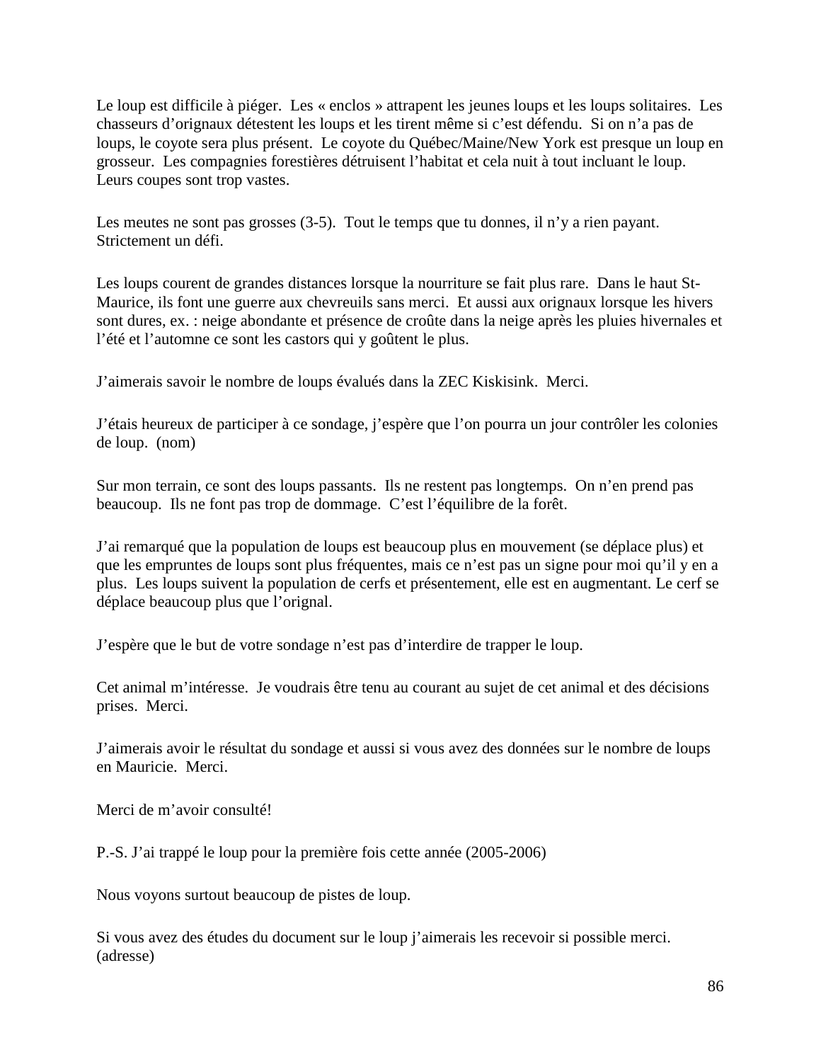Le loup est difficile à piéger. Les « enclos » attrapent les jeunes loups et les loups solitaires. Les chasseurs d'orignaux détestent les loups et les tirent même si c'est défendu. Si on n'a pas de loups, le coyote sera plus présent. Le coyote du Québec/Maine/New York est presque un loup en grosseur. Les compagnies forestières détruisent l'habitat et cela nuit à tout incluant le loup. Leurs coupes sont trop vastes.

Les meutes ne sont pas grosses (3-5). Tout le temps que tu donnes, il n'y a rien payant. Strictement un défi.

Les loups courent de grandes distances lorsque la nourriture se fait plus rare. Dans le haut St-Maurice, ils font une guerre aux chevreuils sans merci. Et aussi aux orignaux lorsque les hivers sont dures, ex. : neige abondante et présence de croûte dans la neige après les pluies hivernales et l'été et l'automne ce sont les castors qui y goûtent le plus.

J'aimerais savoir le nombre de loups évalués dans la ZEC Kiskisink. Merci.

J'étais heureux de participer à ce sondage, j'espère que l'on pourra un jour contrôler les colonies de loup. (nom)

Sur mon terrain, ce sont des loups passants. Ils ne restent pas longtemps. On n'en prend pas beaucoup. Ils ne font pas trop de dommage. C'est l'équilibre de la forêt.

J'ai remarqué que la population de loups est beaucoup plus en mouvement (se déplace plus) et que les empruntes de loups sont plus fréquentes, mais ce n'est pas un signe pour moi qu'il y en a plus. Les loups suivent la population de cerfs et présentement, elle est en augmentant. Le cerf se déplace beaucoup plus que l'orignal.

J'espère que le but de votre sondage n'est pas d'interdire de trapper le loup.

Cet animal m'intéresse. Je voudrais être tenu au courant au sujet de cet animal et des décisions prises. Merci.

J'aimerais avoir le résultat du sondage et aussi si vous avez des données sur le nombre de loups en Mauricie. Merci.

Merci de m'avoir consulté!

P.-S. J'ai trappé le loup pour la première fois cette année (2005-2006)

Nous voyons surtout beaucoup de pistes de loup.

Si vous avez des études du document sur le loup j'aimerais les recevoir si possible merci. (adresse)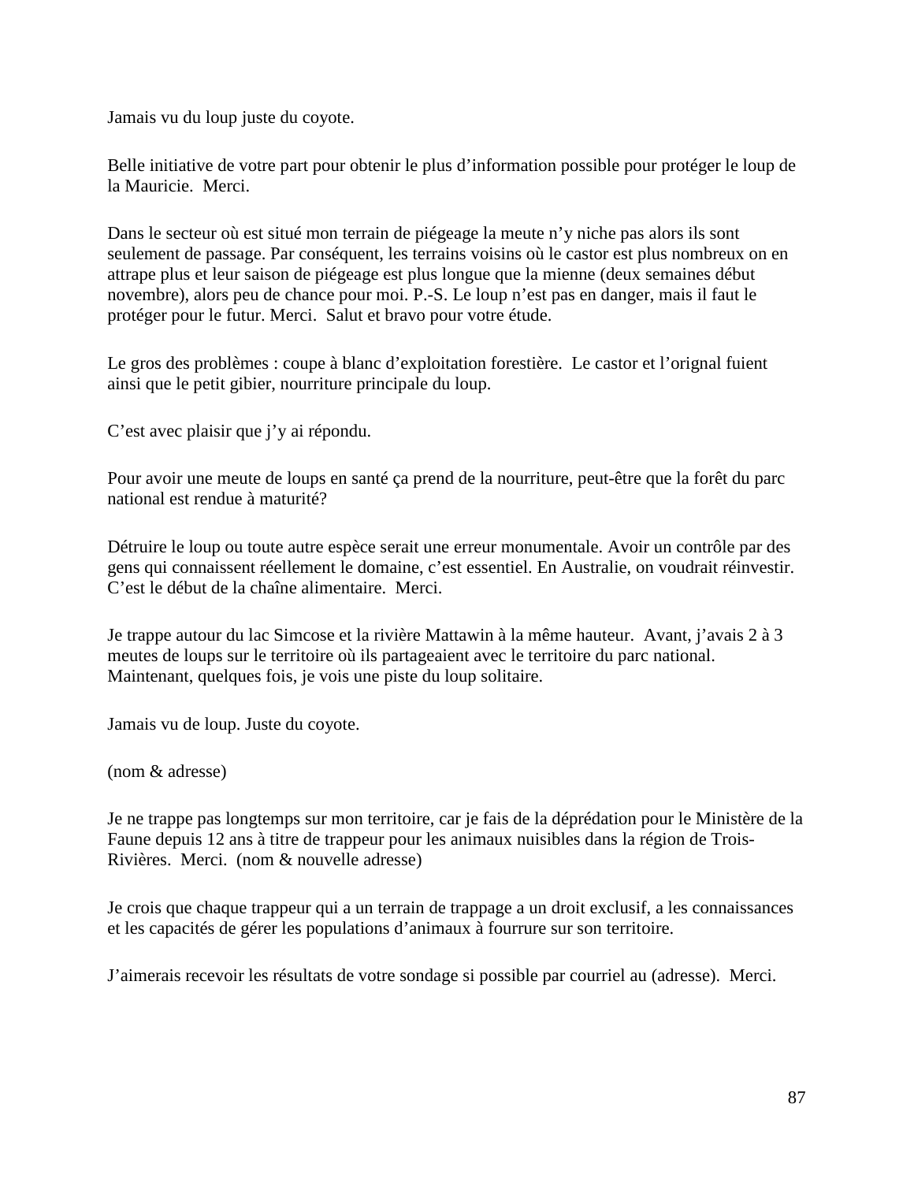Jamais vu du loup juste du coyote.

Belle initiative de votre part pour obtenir le plus d'information possible pour protéger le loup de la Mauricie. Merci.

Dans le secteur où est situé mon terrain de piégeage la meute n'y niche pas alors ils sont seulement de passage. Par conséquent, les terrains voisins où le castor est plus nombreux on en attrape plus et leur saison de piégeage est plus longue que la mienne (deux semaines début novembre), alors peu de chance pour moi. P.-S. Le loup n'est pas en danger, mais il faut le protéger pour le futur. Merci. Salut et bravo pour votre étude.

Le gros des problèmes : coupe à blanc d'exploitation forestière. Le castor et l'orignal fuient ainsi que le petit gibier, nourriture principale du loup.

C'est avec plaisir que j'y ai répondu.

Pour avoir une meute de loups en santé ça prend de la nourriture, peut-être que la forêt du parc national est rendue à maturité?

Détruire le loup ou toute autre espèce serait une erreur monumentale. Avoir un contrôle par des gens qui connaissent réellement le domaine, c'est essentiel. En Australie, on voudrait réinvestir. C'est le début de la chaîne alimentaire. Merci.

Je trappe autour du lac Simcose et la rivière Mattawin à la même hauteur. Avant, j'avais 2 à 3 meutes de loups sur le territoire où ils partageaient avec le territoire du parc national. Maintenant, quelques fois, je vois une piste du loup solitaire.

Jamais vu de loup. Juste du coyote.

(nom & adresse)

Je ne trappe pas longtemps sur mon territoire, car je fais de la déprédation pour le Ministère de la Faune depuis 12 ans à titre de trappeur pour les animaux nuisibles dans la région de Trois-Rivières. Merci. (nom & nouvelle adresse)

Je crois que chaque trappeur qui a un terrain de trappage a un droit exclusif, a les connaissances et les capacités de gérer les populations d'animaux à fourrure sur son territoire.

J'aimerais recevoir les résultats de votre sondage si possible par courriel au (adresse). Merci.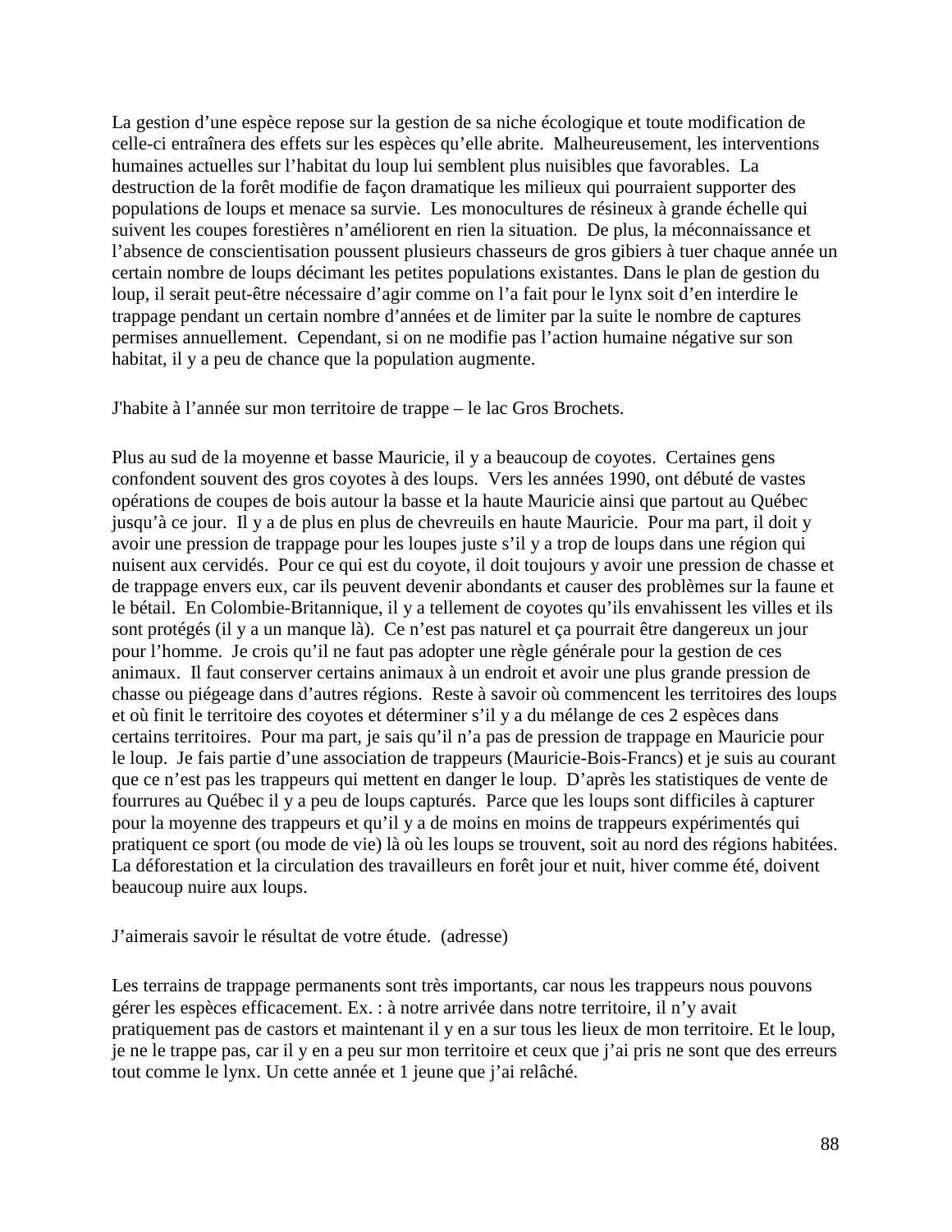La gestion d'une espèce repose sur la gestion de sa niche écologique et toute modification de celle-ci entraînera des effets sur les espèces qu'elle abrite. Malheureusement, les interventions humaines actuelles sur l'habitat du loup lui semblent plus nuisibles que favorables. La destruction de la forêt modifie de façon dramatique les milieux qui pourraient supporter des populations de loups et menace sa survie. Les monocultures de résineux à grande échelle qui suivent les coupes forestières n'améliorent en rien la situation. De plus, la méconnaissance et l'absence de conscientisation poussent plusieurs chasseurs de gros gibiers à tuer chaque année un certain nombre de loups décimant les petites populations existantes. Dans le plan de gestion du loup, il serait peut-être nécessaire d'agir comme on l'a fait pour le lynx soit d'en interdire le trappage pendant un certain nombre d'années et de limiter par la suite le nombre de captures permises annuellement. Cependant, si on ne modifie pas l'action humaine négative sur son habitat, il y a peu de chance que la population augmente.

J'habite à l'année sur mon territoire de trappe – le lac Gros Brochets.

Plus au sud de la moyenne et basse Mauricie, il y a beaucoup de coyotes. Certaines gens confondent souvent des gros coyotes à des loups. Vers les années 1990, ont débuté de vastes opérations de coupes de bois autour la basse et la haute Mauricie ainsi que partout au Québec jusqu'à ce jour. Il y a de plus en plus de chevreuils en haute Mauricie. Pour ma part, il doit y avoir une pression de trappage pour les loupes juste s'il y a trop de loups dans une région qui nuisent aux cervidés. Pour ce qui est du coyote, il doit toujours y avoir une pression de chasse et de trappage envers eux, car ils peuvent devenir abondants et causer des problèmes sur la faune et le bétail. En Colombie-Britannique, il y a tellement de coyotes qu'ils envahissent les villes et ils sont protégés (il y a un manque là). Ce n'est pas naturel et ça pourrait être dangereux un jour pour l'homme. Je crois qu'il ne faut pas adopter une règle générale pour la gestion de ces animaux. Il faut conserver certains animaux à un endroit et avoir une plus grande pression de chasse ou piégeage dans d'autres régions. Reste à savoir où commencent les territoires des loups et où finit le territoire des coyotes et déterminer s'il y a du mélange de ces 2 espèces dans certains territoires. Pour ma part, je sais qu'il n'a pas de pression de trappage en Mauricie pour le loup. Je fais partie d'une association de trappeurs (Mauricie-Bois-Francs) et je suis au courant que ce n'est pas les trappeurs qui mettent en danger le loup. D'après les statistiques de vente de fourrures au Québec il y a peu de loups capturés. Parce que les loups sont difficiles à capturer pour la moyenne des trappeurs et qu'il y a de moins en moins de trappeurs expérimentés qui pratiquent ce sport (ou mode de vie) là où les loups se trouvent, soit au nord des régions habitées. La déforestation et la circulation des travailleurs en forêt jour et nuit, hiver comme été, doivent beaucoup nuire aux loups.

J'aimerais savoir le résultat de votre étude. (adresse)

Les terrains de trappage permanents sont très importants, car nous les trappeurs nous pouvons gérer les espèces efficacement. Ex. : à notre arrivée dans notre territoire, il n'y avait pratiquement pas de castors et maintenant il y en a sur tous les lieux de mon territoire. Et le loup, je ne le trappe pas, car il y en a peu sur mon territoire et ceux que j'ai pris ne sont que des erreurs tout comme le lynx. Un cette année et 1 jeune que j'ai relâché.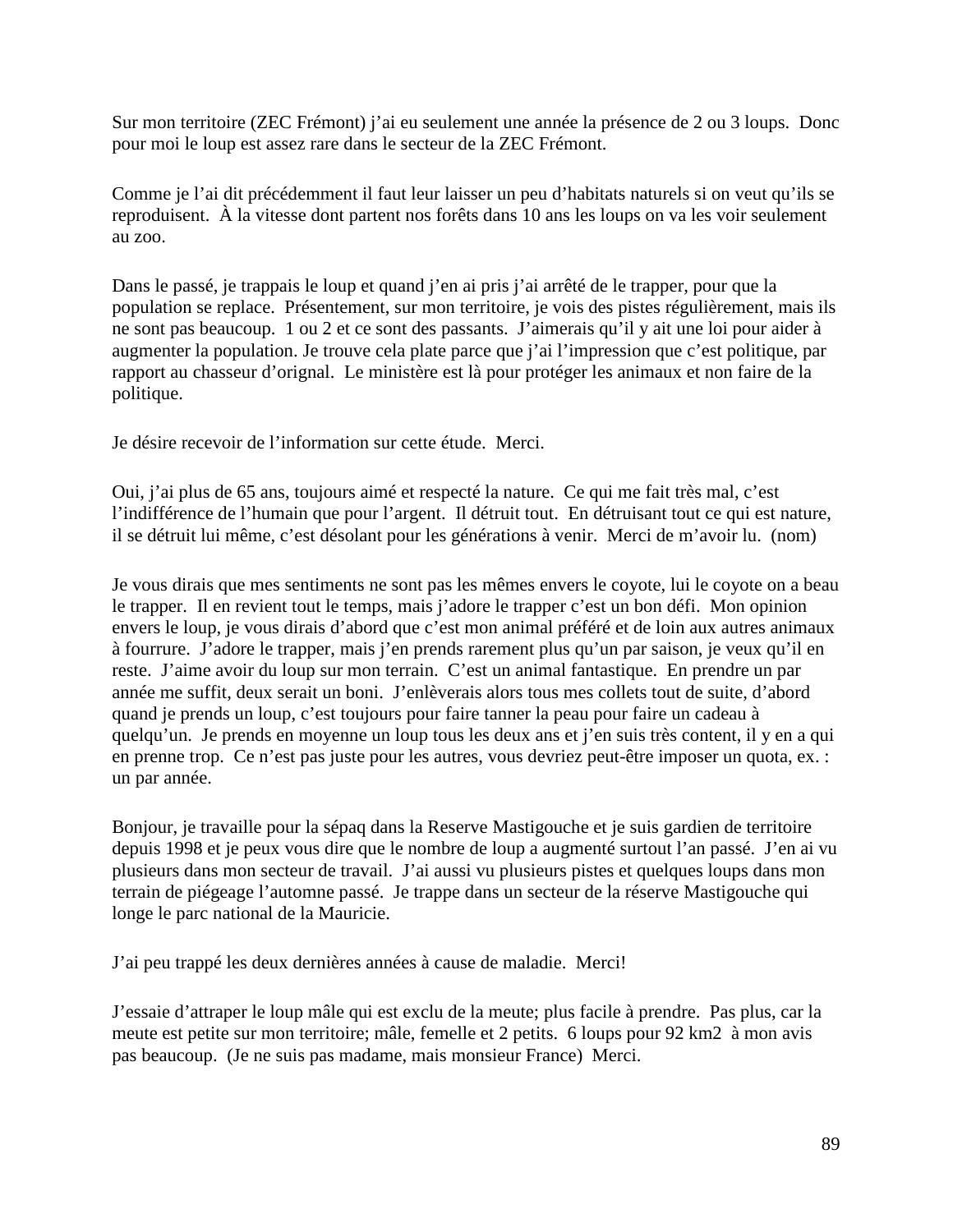Sur mon territoire (ZEC Frémont) j'ai eu seulement une année la présence de 2 ou 3 loups. Donc pour moi le loup est assez rare dans le secteur de la ZEC Frémont.

Comme je l'ai dit précédemment il faut leur laisser un peu d'habitats naturels si on veut qu'ils se reproduisent. À la vitesse dont partent nos forêts dans 10 ans les loups on va les voir seulement au zoo.

Dans le passé, je trappais le loup et quand j'en ai pris j'ai arrêté de le trapper, pour que la population se replace. Présentement, sur mon territoire, je vois des pistes régulièrement, mais ils ne sont pas beaucoup. 1 ou 2 et ce sont des passants. J'aimerais qu'il y ait une loi pour aider à augmenter la population. Je trouve cela plate parce que j'ai l'impression que c'est politique, par rapport au chasseur d'orignal. Le ministère est là pour protéger les animaux et non faire de la politique.

Je désire recevoir de l'information sur cette étude. Merci.

Oui, j'ai plus de 65 ans, toujours aimé et respecté la nature. Ce qui me fait très mal, c'est l'indifférence de l'humain que pour l'argent. Il détruit tout. En détruisant tout ce qui est nature, il se détruit lui même, c'est désolant pour les générations à venir. Merci de m'avoir lu. (nom)

Je vous dirais que mes sentiments ne sont pas les mêmes envers le coyote, lui le coyote on a beau le trapper. Il en revient tout le temps, mais j'adore le trapper c'est un bon défi. Mon opinion envers le loup, je vous dirais d'abord que c'est mon animal préféré et de loin aux autres animaux à fourrure. J'adore le trapper, mais j'en prends rarement plus qu'un par saison, je veux qu'il en reste. J'aime avoir du loup sur mon terrain. C'est un animal fantastique. En prendre un par année me suffit, deux serait un boni. J'enlèverais alors tous mes collets tout de suite, d'abord quand je prends un loup, c'est toujours pour faire tanner la peau pour faire un cadeau à quelqu'un. Je prends en moyenne un loup tous les deux ans et j'en suis très content, il y en a qui en prenne trop. Ce n'est pas juste pour les autres, vous devriez peut-être imposer un quota, ex. : un par année.

Bonjour, je travaille pour la sépaq dans la Reserve Mastigouche et je suis gardien de territoire depuis 1998 et je peux vous dire que le nombre de loup a augmenté surtout l'an passé. J'en ai vu plusieurs dans mon secteur de travail. J'ai aussi vu plusieurs pistes et quelques loups dans mon terrain de piégeage l'automne passé. Je trappe dans un secteur de la réserve Mastigouche qui longe le parc national de la Mauricie.

J'ai peu trappé les deux dernières années à cause de maladie. Merci!

J'essaie d'attraper le loup mâle qui est exclu de la meute; plus facile à prendre. Pas plus, car la meute est petite sur mon territoire; mâle, femelle et 2 petits. 6 loups pour 92 km2 à mon avis pas beaucoup. (Je ne suis pas madame, mais monsieur France) Merci.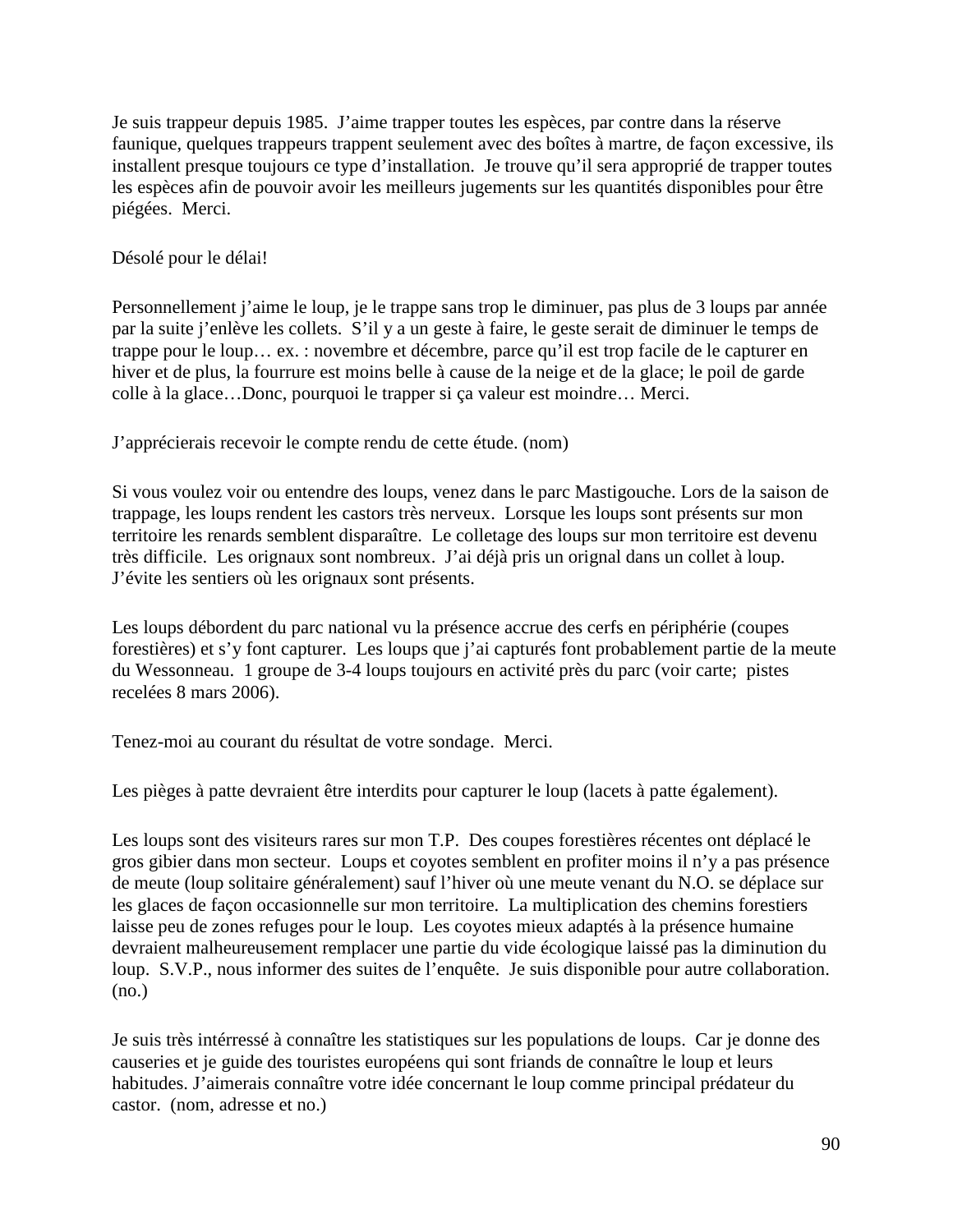Je suis trappeur depuis 1985. J'aime trapper toutes les espèces, par contre dans la réserve faunique, quelques trappeurs trappent seulement avec des boîtes à martre, de façon excessive, ils installent presque toujours ce type d'installation. Je trouve qu'il sera approprié de trapper toutes les espèces afin de pouvoir avoir les meilleurs jugements sur les quantités disponibles pour être piégées. Merci.

Désolé pour le délai!

Personnellement j'aime le loup, je le trappe sans trop le diminuer, pas plus de 3 loups par année par la suite j'enlève les collets. S'il y a un geste à faire, le geste serait de diminuer le temps de trappe pour le loup… ex. : novembre et décembre, parce qu'il est trop facile de le capturer en hiver et de plus, la fourrure est moins belle à cause de la neige et de la glace; le poil de garde colle à la glace…Donc, pourquoi le trapper si ça valeur est moindre… Merci.

J'apprécierais recevoir le compte rendu de cette étude. (nom)

Si vous voulez voir ou entendre des loups, venez dans le parc Mastigouche. Lors de la saison de trappage, les loups rendent les castors très nerveux. Lorsque les loups sont présents sur mon territoire les renards semblent disparaître. Le colletage des loups sur mon territoire est devenu très difficile. Les orignaux sont nombreux. J'ai déjà pris un orignal dans un collet à loup. J'évite les sentiers où les orignaux sont présents.

Les loups débordent du parc national vu la présence accrue des cerfs en périphérie (coupes forestières) et s'y font capturer. Les loups que j'ai capturés font probablement partie de la meute du Wessonneau. 1 groupe de 3-4 loups toujours en activité près du parc (voir carte; pistes recelées 8 mars 2006).

Tenez-moi au courant du résultat de votre sondage. Merci.

Les pièges à patte devraient être interdits pour capturer le loup (lacets à patte également).

Les loups sont des visiteurs rares sur mon T.P. Des coupes forestières récentes ont déplacé le gros gibier dans mon secteur. Loups et coyotes semblent en profiter moins il n'y a pas présence de meute (loup solitaire généralement) sauf l'hiver où une meute venant du N.O. se déplace sur les glaces de façon occasionnelle sur mon territoire. La multiplication des chemins forestiers laisse peu de zones refuges pour le loup. Les coyotes mieux adaptés à la présence humaine devraient malheureusement remplacer une partie du vide écologique laissé pas la diminution du loup. S.V.P., nous informer des suites de l'enquête. Je suis disponible pour autre collaboration. (no.)

Je suis très intérressé à connaître les statistiques sur les populations de loups. Car je donne des causeries et je guide des touristes européens qui sont friands de connaître le loup et leurs habitudes. J'aimerais connaître votre idée concernant le loup comme principal prédateur du castor. (nom, adresse et no.)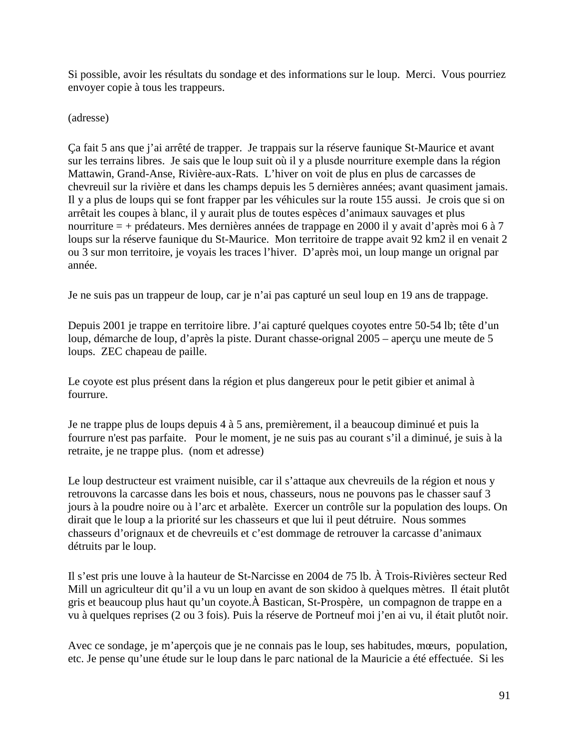Si possible, avoir les résultats du sondage et des informations sur le loup. Merci. Vous pourriez envoyer copie à tous les trappeurs.

(adresse)

Ça fait 5 ans que j'ai arrêté de trapper. Je trappais sur la réserve faunique St-Maurice et avant sur les terrains libres. Je sais que le loup suit où il y a plusde nourriture exemple dans la région Mattawin, Grand-Anse, Rivière-aux-Rats. L'hiver on voit de plus en plus de carcasses de chevreuil sur la rivière et dans les champs depuis les 5 dernières années; avant quasiment jamais. Il y a plus de loups qui se font frapper par les véhicules sur la route 155 aussi. Je crois que si on arrêtait les coupes à blanc, il y aurait plus de toutes espèces d'animaux sauvages et plus nourriture = + prédateurs. Mes dernières années de trappage en 2000 il y avait d'après moi 6 à 7 loups sur la réserve faunique du St-Maurice. Mon territoire de trappe avait 92 km2 il en venait 2 ou 3 sur mon territoire, je voyais les traces l'hiver. D'après moi, un loup mange un orignal par année.

Je ne suis pas un trappeur de loup, car je n'ai pas capturé un seul loup en 19 ans de trappage.

Depuis 2001 je trappe en territoire libre. J'ai capturé quelques coyotes entre 50-54 lb; tête d'un loup, démarche de loup, d'après la piste. Durant chasse-orignal 2005 – aperçu une meute de 5 loups. ZEC chapeau de paille.

Le coyote est plus présent dans la région et plus dangereux pour le petit gibier et animal à fourrure.

Je ne trappe plus de loups depuis 4 à 5 ans, premièrement, il a beaucoup diminué et puis la fourrure n'est pas parfaite. Pour le moment, je ne suis pas au courant s'il a diminué, je suis à la retraite, je ne trappe plus. (nom et adresse)

Le loup destructeur est vraiment nuisible, car il s'attaque aux chevreuils de la région et nous y retrouvons la carcasse dans les bois et nous, chasseurs, nous ne pouvons pas le chasser sauf 3 jours à la poudre noire ou à l'arc et arbalète. Exercer un contrôle sur la population des loups. On dirait que le loup a la priorité sur les chasseurs et que lui il peut détruire. Nous sommes chasseurs d'orignaux et de chevreuils et c'est dommage de retrouver la carcasse d'animaux détruits par le loup.

Il s'est pris une louve à la hauteur de St-Narcisse en 2004 de 75 lb. À Trois-Rivières secteur Red Mill un agriculteur dit qu'il a vu un loup en avant de son skidoo à quelques mètres. Il était plutôt gris et beaucoup plus haut qu'un coyote.À Bastican, St-Prospère, un compagnon de trappe en a vu à quelques reprises (2 ou 3 fois). Puis la réserve de Portneuf moi j'en ai vu, il était plutôt noir.

Avec ce sondage, je m'aperçois que je ne connais pas le loup, ses habitudes, mœurs, population, etc. Je pense qu'une étude sur le loup dans le parc national de la Mauricie a été effectuée. Si les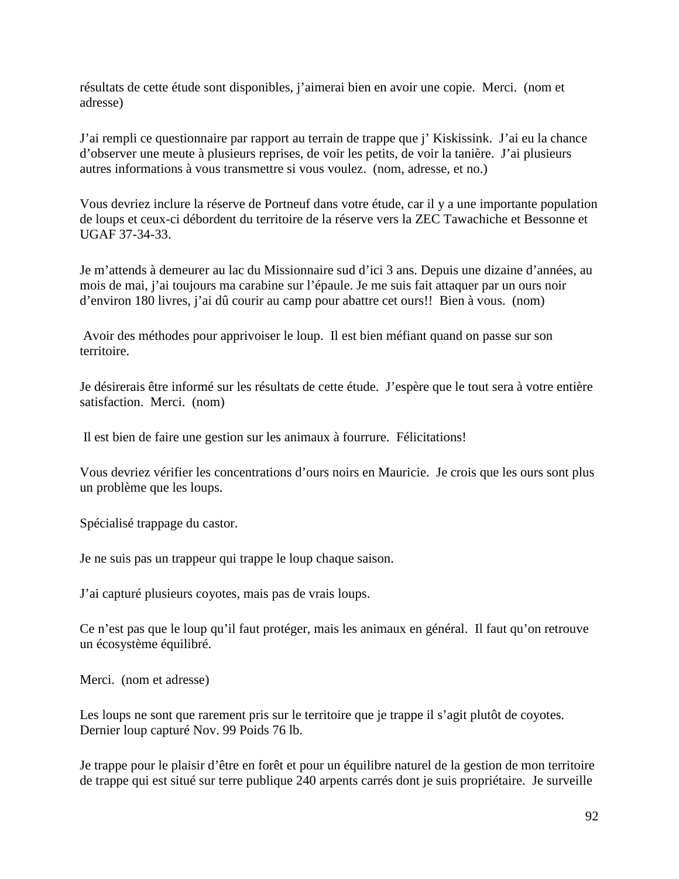résultats de cette étude sont disponibles, j'aimerai bien en avoir une copie. Merci. (nom et adresse)

J'ai rempli ce questionnaire par rapport au terrain de trappe que j' Kiskissink. J'ai eu la chance d'observer une meute à plusieurs reprises, de voir les petits, de voir la tanière. J'ai plusieurs autres informations à vous transmettre si vous voulez. (nom, adresse, et no.)

Vous devriez inclure la réserve de Portneuf dans votre étude, car il y a une importante population de loups et ceux-ci débordent du territoire de la réserve vers la ZEC Tawachiche et Bessonne et UGAF 37-34-33.

Je m'attends à demeurer au lac du Missionnaire sud d'ici 3 ans. Depuis une dizaine d'années, au mois de mai, j'ai toujours ma carabine sur l'épaule. Je me suis fait attaquer par un ours noir d'environ 180 livres, j'ai dû courir au camp pour abattre cet ours!! Bien à vous. (nom)

Avoir des méthodes pour apprivoiser le loup. Il est bien méfiant quand on passe sur son territoire.

Je désirerais être informé sur les résultats de cette étude. J'espère que le tout sera à votre entière satisfaction. Merci. (nom)

Il est bien de faire une gestion sur les animaux à fourrure. Félicitations!

Vous devriez vérifier les concentrations d'ours noirs en Mauricie. Je crois que les ours sont plus un problème que les loups.

Spécialisé trappage du castor.

Je ne suis pas un trappeur qui trappe le loup chaque saison.

J'ai capturé plusieurs coyotes, mais pas de vrais loups.

Ce n'est pas que le loup qu'il faut protéger, mais les animaux en général. Il faut qu'on retrouve un écosystème équilibré.

Merci. (nom et adresse)

Les loups ne sont que rarement pris sur le territoire que je trappe il s'agit plutôt de coyotes. Dernier loup capturé Nov. 99 Poids 76 lb.

Je trappe pour le plaisir d'être en forêt et pour un équilibre naturel de la gestion de mon territoire de trappe qui est situé sur terre publique 240 arpents carrés dont je suis propriétaire. Je surveille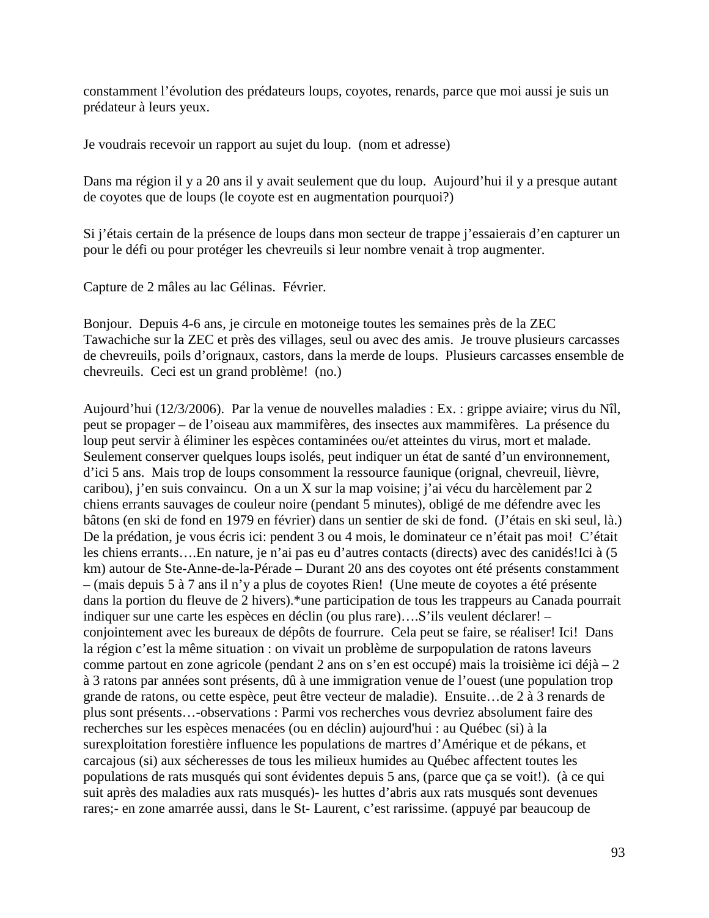constamment l'évolution des prédateurs loups, coyotes, renards, parce que moi aussi je suis un prédateur à leurs yeux.

Je voudrais recevoir un rapport au sujet du loup. (nom et adresse)

Dans ma région il y a 20 ans il y avait seulement que du loup. Aujourd'hui il y a presque autant de coyotes que de loups (le coyote est en augmentation pourquoi?)

Si j'étais certain de la présence de loups dans mon secteur de trappe j'essaierais d'en capturer un pour le défi ou pour protéger les chevreuils si leur nombre venait à trop augmenter.

Capture de 2 mâles au lac Gélinas. Février.

Bonjour. Depuis 4-6 ans, je circule en motoneige toutes les semaines près de la ZEC Tawachiche sur la ZEC et près des villages, seul ou avec des amis. Je trouve plusieurs carcasses de chevreuils, poils d'orignaux, castors, dans la merde de loups. Plusieurs carcasses ensemble de chevreuils. Ceci est un grand problème! (no.)

Aujourd'hui (12/3/2006). Par la venue de nouvelles maladies : Ex. : grippe aviaire; virus du Nîl, peut se propager – de l'oiseau aux mammifères, des insectes aux mammifères. La présence du loup peut servir à éliminer les espèces contaminées ou/et atteintes du virus, mort et malade. Seulement conserver quelques loups isolés, peut indiquer un état de santé d'un environnement, d'ici 5 ans. Mais trop de loups consomment la ressource faunique (orignal, chevreuil, lièvre, caribou), j'en suis convaincu. On a un X sur la map voisine; j'ai vécu du harcèlement par 2 chiens errants sauvages de couleur noire (pendant 5 minutes), obligé de me défendre avec les bâtons (en ski de fond en 1979 en février) dans un sentier de ski de fond. (J'étais en ski seul, là.) De la prédation, je vous écris ici: pendent 3 ou 4 mois, le dominateur ce n'était pas moi! C'était les chiens errants….En nature, je n'ai pas eu d'autres contacts (directs) avec des canidés!Ici à (5 km) autour de Ste-Anne-de-la-Pérade – Durant 20 ans des coyotes ont été présents constamment – (mais depuis 5 à 7 ans il n'y a plus de coyotes Rien! (Une meute de coyotes a été présente dans la portion du fleuve de 2 hivers).*une participation de tous les trappeurs au Canada pourrait indiquer sur une carte les espèces en déclin (ou plus rare)….S'ils veulent déclarer! – conjointement avec les bureaux de dépôts de fourrure. Cela peut se faire, se réaliser! Ici! Dans la région c'est la même situation : on vivait un problème de surpopulation de ratons laveurs comme partout en zone agricole (pendant 2 ans on s'en est occupé) mais la troisième ici déjà – 2 à 3 ratons par années sont présents, dû à une immigration venue de l'ouest (une population trop grande de ratons, ou cette espèce, peut être vecteur de maladie). Ensuite…de 2 à 3 renards de plus sont présents…-observations : Parmi vos recherches vous devriez absolument faire des recherches sur les espèces menacées (ou en déclin) aujourd'hui : au Québec (si) à la surexploitation forestière influence les populations de martres d'Amérique et de pékans, et carcajous (si) aux sécheresses de tous les milieux humides au Québec affectent toutes les populations de rats musqués qui sont évidentes depuis 5 ans, (parce que ça se voit!). (à ce qui suit après des maladies aux rats musqués)- les huttes d'abris aux rats musqués sont devenues rares;- en zone amarrée aussi, dans le St- Laurent, c'est rarissime. (appuyé par beaucoup de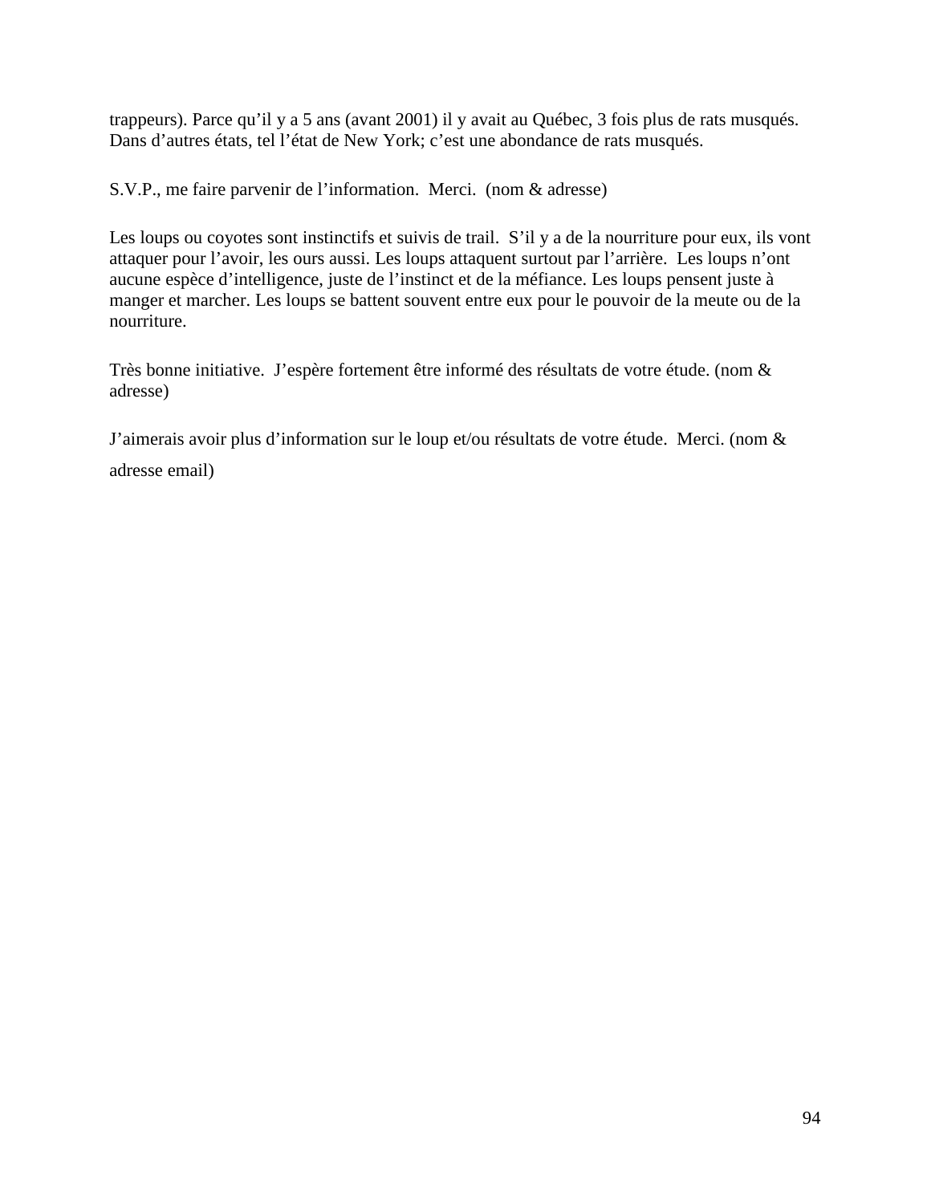trappeurs). Parce qu'il y a 5 ans (avant 2001) il y avait au Québec, 3 fois plus de rats musqués. Dans d'autres états, tel l'état de New York; c'est une abondance de rats musqués.

S.V.P., me faire parvenir de l'information. Merci. (nom & adresse)

Les loups ou coyotes sont instinctifs et suivis de trail. S'il y a de la nourriture pour eux, ils vont attaquer pour l'avoir, les ours aussi. Les loups attaquent surtout par l'arrière. Les loups n'ont aucune espèce d'intelligence, juste de l'instinct et de la méfiance. Les loups pensent juste à manger et marcher. Les loups se battent souvent entre eux pour le pouvoir de la meute ou de la nourriture.

Très bonne initiative. J'espère fortement être informé des résultats de votre étude. (nom & adresse)

J'aimerais avoir plus d'information sur le loup et/ou résultats de votre étude. Merci. (nom & adresse email)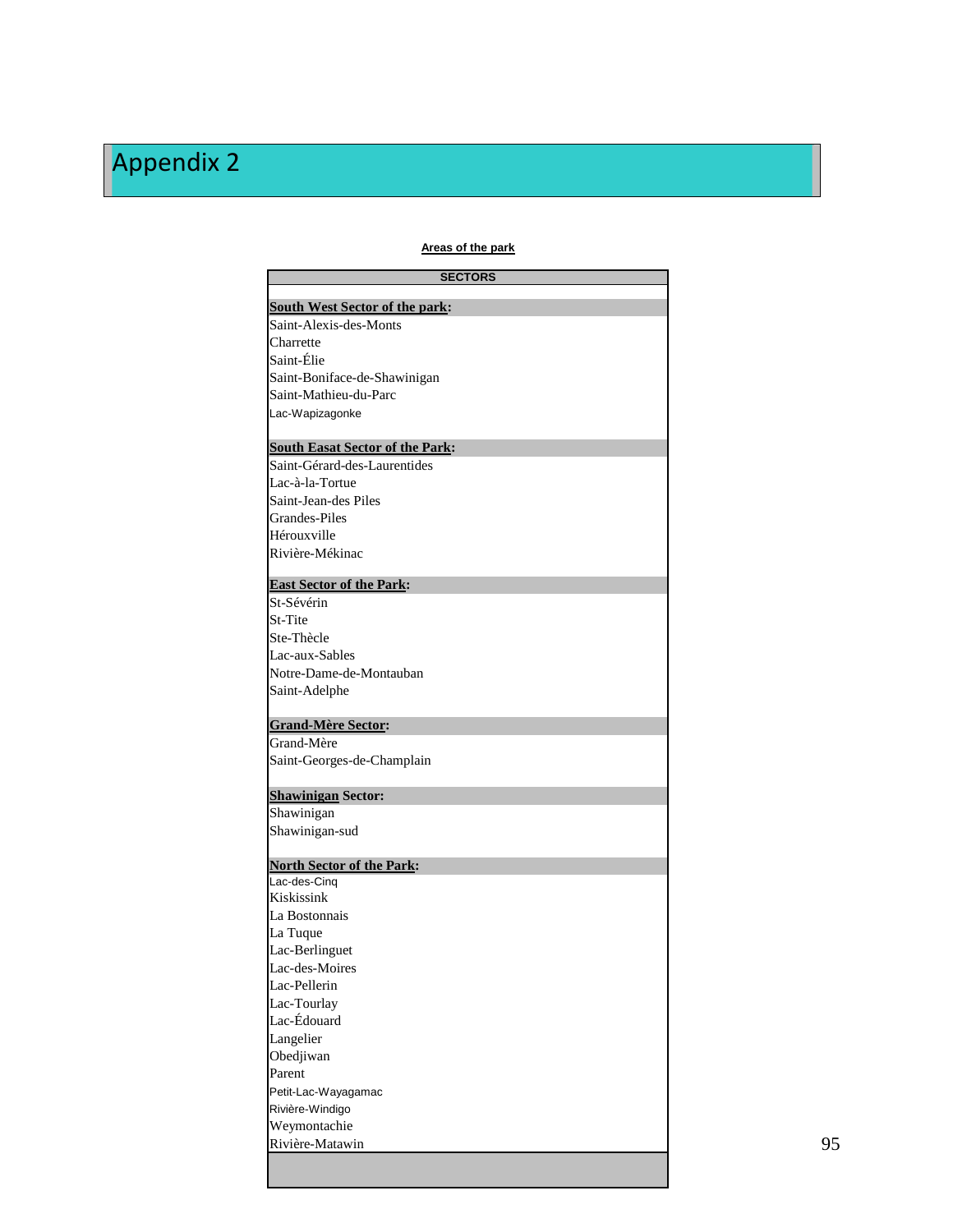# Appendix 2

**Areas of the park**

| SECTORS |
|---|
| **South West Sector of the park:** |
| Saint-Alexis-des-Monts |
| Charrette |
| Saint-Élie |
| Saint-Boniface-de-Shawinigan |
| Saint-Mathieu-du-Parc |
| Lac-Wapizagonke |
| |
| **South Easat Sector of the Park:** |
| Saint-Gérard-des-Laurentides |
| Lac-à-la-Tortue |
| Saint-Jean-des Piles |
| Grandes-Piles |
| Hérouxville |
| Rivière-Mékinac |
| |
| **East Sector of the Park:** |
| St-Sévérin |
| St-Tite |
| Ste-Thècle |
| Lac-aux-Sables |
| Notre-Dame-de-Montauban |
| Saint-Adelphe |
| |
| **Grand-Mère Sector:** |
| Grand-Mère |
| Saint-Georges-de-Champlain |
| |
| **Shawinigan Sector:** |
| Shawinigan |
| Shawinigan-sud |
| |
| **North Sector of the Park:** |
| Lac-des-Cinq |
| Kiskissink |
| La Bostonnais |
| La Tuque |
| Lac-Berlinguet |
| Lac-des-Moires |
| Lac-Pellerin |
| Lac-Tourlay |
| Lac-Édouard |
| Langelier |
| Obedjiwan |
| Parent |
| Petit-Lac-Wayagamac |
| Rivière-Windigo |
| Weymontachie |
| Rivière-Matawin |